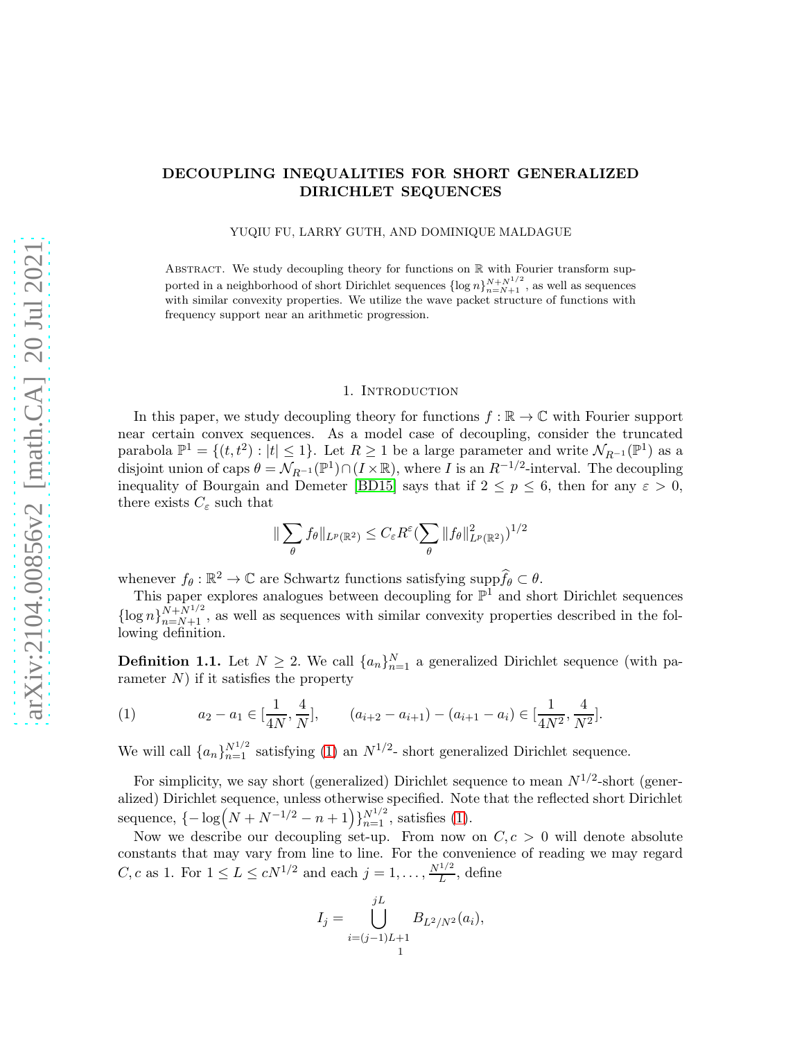# DECOUPLING INEQUALITIES FOR SHORT GENERALIZED DIRICHLET SEQUENCES

YUQIU FU, LARRY GUTH, AND DOMINIQUE MALDAGUE

Abstract. We study decoupling theory for functions on $\mathbb{R}$ with Fourier transform supported in a neighborhood of short Dirichlet sequences $\{\log n\}_{n=N+1}^{N+N^{1/2}}$, as well as sequences with similar convexity properties. We utilize the wave packet structure of functions with frequency support near an arithmetic progression.

## 1. Introduction

In this paper, we study decoupling theory for functions $f:\mathbb{R}\to\mathbb{C}$ with Fourier support near certain convex sequences. As a model case of decoupling, consider the truncated parabola $\mathbb{P}^1=\{(t,t^2):|t|\le 1\}$. Let $R\ge 1$ be a large parameter and write $\mathcal{N}_{R^{-1}}(\mathbb{P}^1)$ as a disjoint union of caps $\theta=\mathcal{N}_{R^{-1}}(\mathbb{P}^1)\cap(I\times\mathbb{R})$, where $I$ is an $R^{-1/2}$-interval. The decoupling inequality of Bourgain and Demeter [BD15] says that if $2\le p\le 6$, then for any $\varepsilon>0$, there exists $C_\varepsilon$ such that

$$\|\sum_\theta f_\theta\|_{L^p(\mathbb{R}^2)}\le C_\varepsilon R^\varepsilon(\sum_\theta\|f_\theta\|^2_{L^p(\mathbb{R}^2)})^{1/2}$$

whenever $f_\theta:\mathbb{R}^2\to\mathbb{C}$ are Schwartz functions satisfying $\text{supp}\widehat{f}_\theta\subset\theta$.

This paper explores analogues between decoupling for $\mathbb{P}^1$ and short Dirichlet sequences $\{\log n\}_{n=N+1}^{N+N^{1/2}}$, as well as sequences with similar convexity properties described in the following definition.

**Definition 1.1.** Let $N\ge 2$. We call $\{a_n\}_{n=1}^N$ a generalized Dirichlet sequence (with parameter $N$) if it satisfies the property

$$a_2-a_1\in[\frac{1}{4N},\frac{4}{N}],\qquad (a_{i+2}-a_{i+1})-(a_{i+1}-a_i)\in[\frac{1}{4N^2},\frac{4}{N^2}]. \tag{1}$$

We will call $\{a_n\}_{n=1}^{N^{1/2}}$ satisfying (1) an $N^{1/2}$- short generalized Dirichlet sequence.

For simplicity, we say short (generalized) Dirichlet sequence to mean $N^{1/2}$-short (generalized) Dirichlet sequence, unless otherwise specified. Note that the reflected short Dirichlet sequence, $\{-\log\big(N+N^{-1/2}-n+1\big)\}_{n=1}^{N^{1/2}}$, satisfies (1).

Now we describe our decoupling set-up. From now on $C,c>0$ will denote absolute constants that may vary from line to line. For the convenience of reading we may regard $C,c$ as 1. For $1\le L\le cN^{1/2}$ and each $j=1,\dots,\frac{N^{1/2}}{L}$, define

$$I_j=\bigcup_{i=(j-1)L+1}^{jL}B_{L^2/N^2}(a_i),$$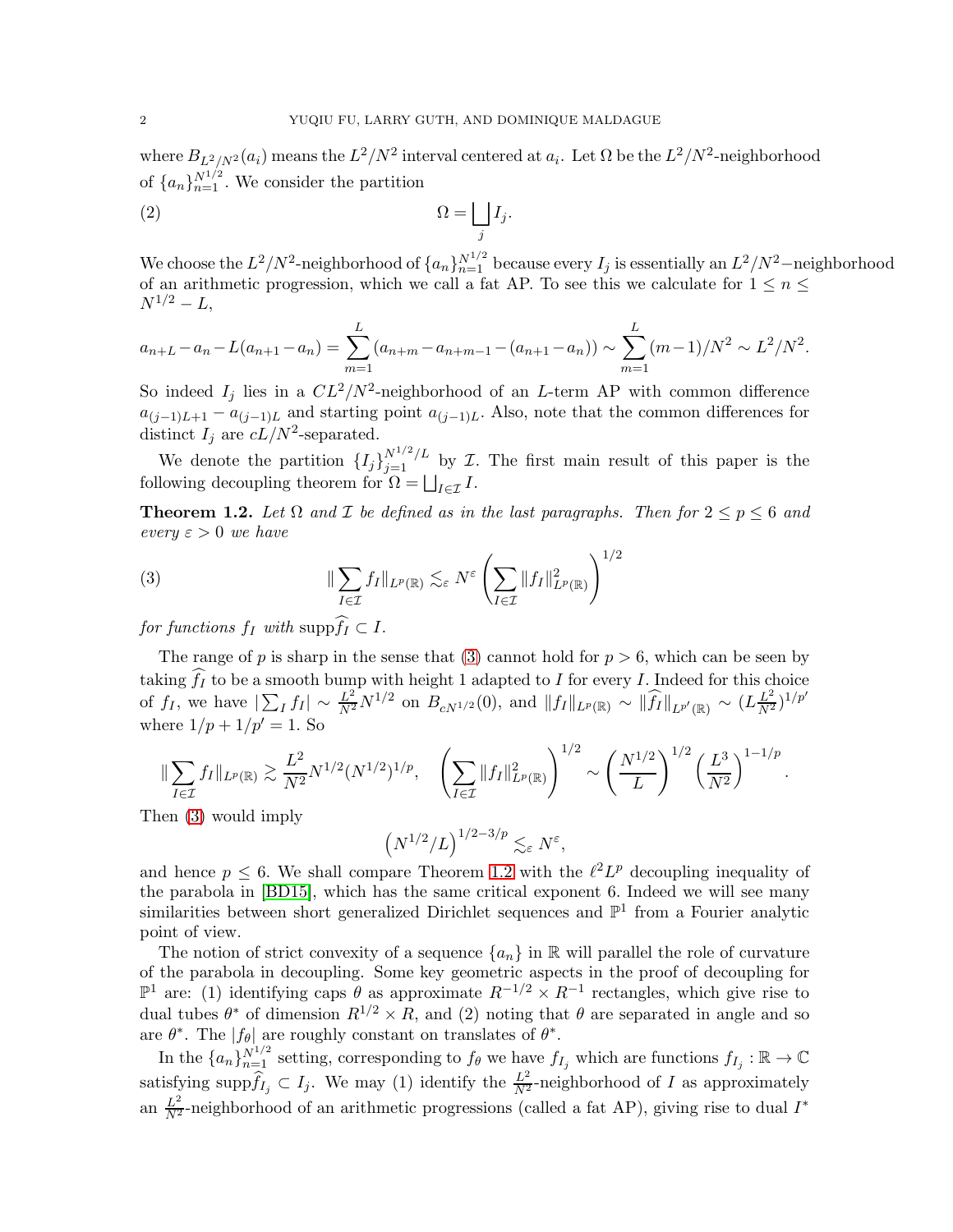where $B_{L^2/N^2}(a_i)$ means the $L^2/N^2$ interval centered at $a_i$. Let $\Omega$ be the $L^2/N^2$-neighborhood of $\{a_n\}_{n=1}^{N^{1/2}}$. We consider the partition

$$\Omega = \bigsqcup_j I_j. \tag{2}$$

We choose the $L^2/N^2$-neighborhood of $\{a_n\}_{n=1}^{N^{1/2}}$ because every $I_j$ is essentially an $L^2/N^2-$neighborhood of an arithmetic progression, which we call a fat AP. To see this we calculate for $1 \leq n \leq N^{1/2} - L$,

$$a_{n+L} - a_n - L(a_{n+1} - a_n) = \sum_{m=1}^{L}(a_{n+m} - a_{n+m-1} - (a_{n+1} - a_n)) \sim \sum_{m=1}^{L}(m-1)/N^2 \sim L^2/N^2.$$

So indeed $I_j$ lies in a $CL^2/N^2$-neighborhood of an $L$-term AP with common difference $a_{(j-1)L+1} - a_{(j-1)L}$ and starting point $a_{(j-1)L}$. Also, note that the common differences for distinct $I_j$ are $cL/N^2$-separated.

We denote the partition $\{I_j\}_{j=1}^{N^{1/2}/L}$ by $\mathcal{I}$. The first main result of this paper is the following decoupling theorem for $\Omega = \bigsqcup_{I \in \mathcal{I}} I$.

**Theorem 1.2.** *Let $\Omega$ and $\mathcal{I}$ be defined as in the last paragraphs. Then for $2 \leq p \leq 6$ and every $\varepsilon > 0$ we have*

$$\|\sum_{I \in \mathcal{I}} f_I\|_{L^p(\mathbb{R})} \lesssim_\varepsilon N^\varepsilon \left(\sum_{I \in \mathcal{I}} \|f_I\|^2_{L^p(\mathbb{R})}\right)^{1/2} \tag{3}$$

*for functions $f_I$ with $\mathrm{supp}\widehat{f_I} \subset I$.*

The range of $p$ is sharp in the sense that (3) cannot hold for $p > 6$, which can be seen by taking $\widehat{f_I}$ to be a smooth bump with height 1 adapted to $I$ for every $I$. Indeed for this choice of $f_I$, we have $|\sum_I f_I| \sim \frac{L^2}{N^2}N^{1/2}$ on $B_{cN^{1/2}}(0)$, and $\|f_I\|_{L^p(\mathbb{R})} \sim \|\widehat{f_I}\|_{L^{p'}(\mathbb{R})} \sim (L\frac{L^2}{N^2})^{1/p'}$ where $1/p + 1/p' = 1$. So

$$\|\sum_{I \in \mathcal{I}} f_I\|_{L^p(\mathbb{R})} \gtrsim \frac{L^2}{N^2}N^{1/2}(N^{1/2})^{1/p}, \quad \left(\sum_{I \in \mathcal{I}} \|f_I\|^2_{L^p(\mathbb{R})}\right)^{1/2} \sim \left(\frac{N^{1/2}}{L}\right)^{1/2}\left(\frac{L^3}{N^2}\right)^{1-1/p}.$$

Then (3) would imply

$$\left(N^{1/2}/L\right)^{1/2-3/p} \lesssim_\varepsilon N^\varepsilon,$$

and hence $p \leq 6$. We shall compare Theorem 1.2 with the $\ell^2L^p$ decoupling inequality of the parabola in [BD15], which has the same critical exponent 6. Indeed we will see many similarities between short generalized Dirichlet sequences and $\mathbb{P}^1$ from a Fourier analytic point of view.

The notion of strict convexity of a sequence $\{a_n\}$ in $\mathbb{R}$ will parallel the role of curvature of the parabola in decoupling. Some key geometric aspects in the proof of decoupling for $\mathbb{P}^1$ are: (1) identifying caps $\theta$ as approximate $R^{-1/2} \times R^{-1}$ rectangles, which give rise to dual tubes $\theta^*$ of dimension $R^{1/2} \times R$, and (2) noting that $\theta$ are separated in angle and so are $\theta^*$. The $|f_\theta|$ are roughly constant on translates of $\theta^*$.

In the $\{a_n\}_{n=1}^{N^{1/2}}$ setting, corresponding to $f_\theta$ we have $f_{I_j}$ which are functions $f_{I_j} : \mathbb{R} \to \mathbb{C}$ satisfying $\mathrm{supp}\widehat{f}_{I_j} \subset I_j$. We may (1) identify the $\frac{L^2}{N^2}$-neighborhood of $I$ as approximately an $\frac{L^2}{N^2}$-neighborhood of an arithmetic progressions (called a fat AP), giving rise to dual $I^*$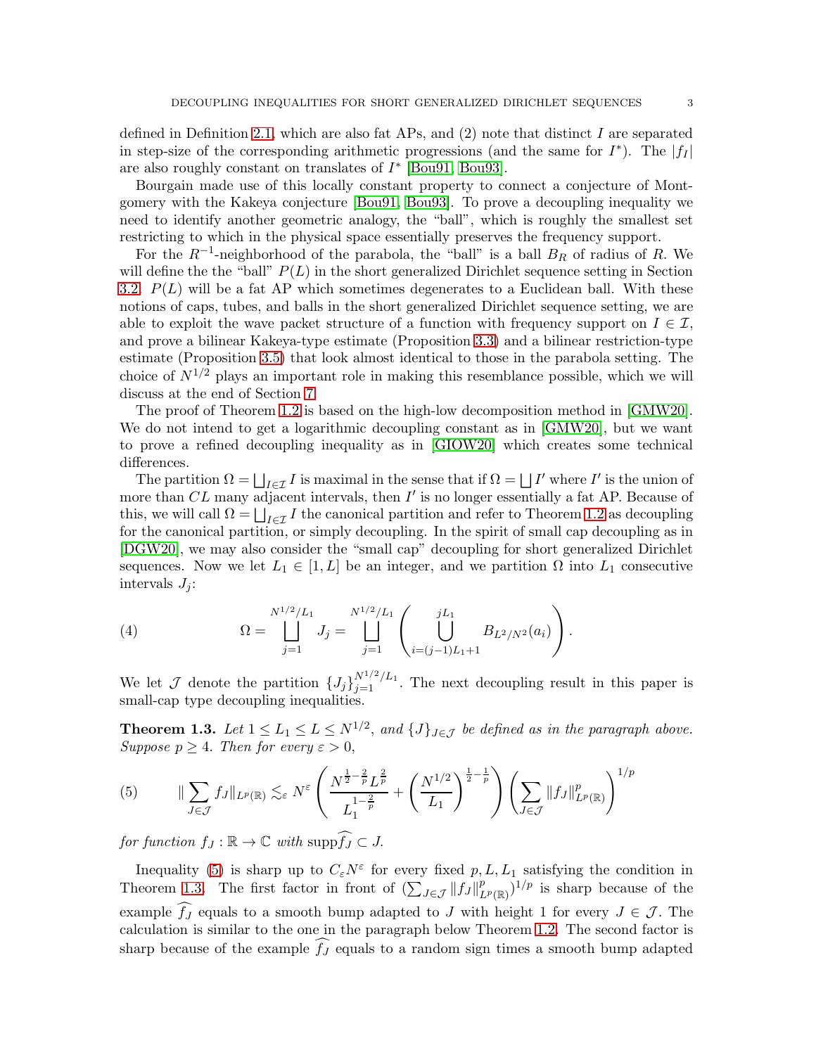defined in Definition 2.1, which are also fat APs, and (2) note that distinct $I$ are separated in step-size of the corresponding arithmetic progressions (and the same for $I^*$). The $|f_I|$ are also roughly constant on translates of $I^*$ [Bou91, Bou93].

Bourgain made use of this locally constant property to connect a conjecture of Montgomery with the Kakeya conjecture [Bou91, Bou93]. To prove a decoupling inequality we need to identify another geometric analogy, the "ball", which is roughly the smallest set restricting to which in the physical space essentially preserves the frequency support.

For the $R^{-1}$-neighborhood of the parabola, the "ball" is a ball $B_R$ of radius of $R$. We will define the the "ball" $P(L)$ in the short generalized Dirichlet sequence setting in Section 3.2. $P(L)$ will be a fat AP which sometimes degenerates to a Euclidean ball. With these notions of caps, tubes, and balls in the short generalized Dirichlet sequence setting, we are able to exploit the wave packet structure of a function with frequency support on $I \in \mathcal{I}$, and prove a bilinear Kakeya-type estimate (Proposition 3.3) and a bilinear restriction-type estimate (Proposition 3.5) that look almost identical to those in the parabola setting. The choice of $N^{1/2}$ plays an important role in making this resemblance possible, which we will discuss at the end of Section 7.

The proof of Theorem 1.2 is based on the high-low decomposition method in [GMW20]. We do not intend to get a logarithmic decoupling constant as in [GMW20], but we want to prove a refined decoupling inequality as in [GIOW20] which creates some technical differences.

The partition $\Omega = \bigsqcup_{I \in \mathcal{I}} I$ is maximal in the sense that if $\Omega = \bigsqcup I'$ where $I'$ is the union of more than $CL$ many adjacent intervals, then $I'$ is no longer essentially a fat AP. Because of this, we will call $\Omega = \bigsqcup_{I \in \mathcal{I}} I$ the canonical partition and refer to Theorem 1.2 as decoupling for the canonical partition, or simply decoupling. In the spirit of small cap decoupling as in [DGW20], we may also consider the "small cap" decoupling for short generalized Dirichlet sequences. Now we let $L_1 \in [1, L]$ be an integer, and we partition $\Omega$ into $L_1$ consecutive intervals $J_j$:

$$\Omega = \bigsqcup_{j=1}^{N^{1/2}/L_1} J_j = \bigsqcup_{j=1}^{N^{1/2}/L_1} \left( \bigcup_{i=(j-1)L_1+1}^{jL_1} B_{L^2/N^2}(a_i) \right). \tag{4}$$

We let $\mathcal{J}$ denote the partition $\{J_j\}_{j=1}^{N^{1/2}/L_1}$. The next decoupling result in this paper is small-cap type decoupling inequalities.

**Theorem 1.3.** *Let $1 \le L_1 \le L \le N^{1/2}$, and $\{J\}_{J \in \mathcal{J}}$ be defined as in the paragraph above. Suppose $p \ge 4$. Then for every $\varepsilon > 0$,*

$$\| \sum_{J \in \mathcal{J}} f_J \|_{L^p(\mathbb{R})} \lesssim_\varepsilon N^\varepsilon \left( \frac{N^{\frac{1}{2} - \frac{2}{p}} L^{\frac{2}{p}}}{L_1^{1 - \frac{2}{p}}} + \left( \frac{N^{1/2}}{L_1} \right)^{\frac{1}{2} - \frac{1}{p}} \right) \left( \sum_{J \in \mathcal{J}} \| f_J \|_{L^p(\mathbb{R})}^p \right)^{1/p} \tag{5}$$

*for function $f_J : \mathbb{R} \to \mathbb{C}$ with $\operatorname{supp} \widehat{f_J} \subset J$.*

Inequality (5) is sharp up to $C_\varepsilon N^\varepsilon$ for every fixed $p, L, L_1$ satisfying the condition in Theorem 1.3. The first factor in front of $(\sum_{J \in \mathcal{J}} \| f_J \|_{L^p(\mathbb{R})}^p)^{1/p}$ is sharp because of the example $\widehat{f_J}$ equals to a smooth bump adapted to $J$ with height 1 for every $J \in \mathcal{J}$. The calculation is similar to the one in the paragraph below Theorem 1.2. The second factor is sharp because of the example $\widehat{f_J}$ equals to a random sign times a smooth bump adapted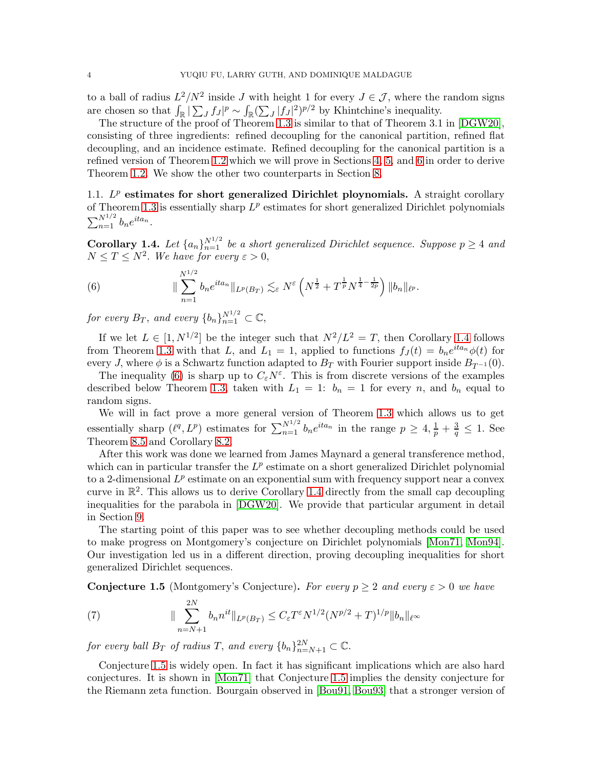to a ball of radius $L^2/N^2$ inside $J$ with height 1 for every $J \in \mathcal{J}$, where the random signs are chosen so that $\int_{\mathbb{R}} |\sum_J f_J|^p \sim \int_{\mathbb{R}} (\sum_J |f_J|^2)^{p/2}$ by Khintchine's inequality.

The structure of the proof of Theorem 1.3 is similar to that of Theorem 3.1 in [DGW20], consisting of three ingredients: refined decoupling for the canonical partition, refined flat decoupling, and an incidence estimate. Refined decoupling for the canonical partition is a refined version of Theorem 1.2 which we will prove in Sections 4, 5, and 6 in order to derive Theorem 1.2. We show the other two counterparts in Section 8.

### 1.1. $L^p$ estimates for short generalized Dirichlet ploynomials.

A straight corollary of Theorem 1.3 is essentially sharp $L^p$ estimates for short generalized Dirichlet polynomials $\sum_{n=1}^{N^{1/2}} b_n e^{ita_n}$.

**Corollary 1.4.** *Let $\{a_n\}_{n=1}^{N^{1/2}}$ be a short generalized Dirichlet sequence. Suppose $p \geq 4$ and $N \leq T \leq N^2$. We have for every $\varepsilon > 0$,*

$$\|\sum_{n=1}^{N^{1/2}} b_n e^{ita_n}\|_{L^p(B_T)} \lesssim_\varepsilon N^\varepsilon \left(N^{\frac{1}{2}} + T^{\frac{1}{p}} N^{\frac{1}{4}-\frac{1}{2p}}\right) \|b_n\|_{\ell^p}. \tag{6}$$

*for every $B_T$, and every $\{b_n\}_{n=1}^{N^{1/2}} \subset \mathbb{C}$,*

If we let $L \in [1, N^{1/2}]$ be the integer such that $N^2/L^2 = T$, then Corollary 1.4 follows from Theorem 1.3 with that $L$, and $L_1 = 1$, applied to functions $f_J(t) = b_n e^{ita_n}\phi(t)$ for every $J$, where $\phi$ is a Schwartz function adapted to $B_T$ with Fourier support inside $B_{T^{-1}}(0)$.

The inequality (6) is sharp up to $C_\varepsilon N^\varepsilon$. This is from discrete versions of the examples described below Theorem 1.3, taken with $L_1 = 1$: $b_n = 1$ for every $n$, and $b_n$ equal to random signs.

We will in fact prove a more general version of Theorem 1.3 which allows us to get essentially sharp $(\ell^q, L^p)$ estimates for $\sum_{n=1}^{N^{1/2}} b_n e^{ita_n}$ in the range $p \geq 4, \frac{1}{p} + \frac{3}{q} \leq 1$. See Theorem 8.5 and Corollary 8.2.

After this work was done we learned from James Maynard a general transference method, which can in particular transfer the $L^p$ estimate on a short generalized Dirichlet polynomial to a 2-dimensional $L^p$ estimate on an exponential sum with frequency support near a convex curve in $\mathbb{R}^2$. This allows us to derive Corollary 1.4 directly from the small cap decoupling inequalities for the parabola in [DGW20]. We provide that particular argument in detail in Section 9.

The starting point of this paper was to see whether decoupling methods could be used to make progress on Montgomery's conjecture on Dirichlet polynomials [Mon71, Mon94]. Our investigation led us in a different direction, proving decoupling inequalities for short generalized Dirichlet sequences.

**Conjecture 1.5** (Montgomery's Conjecture)**.** *For every $p \geq 2$ and every $\varepsilon > 0$ we have*

$$\|\sum_{n=N+1}^{2N} b_n n^{it}\|_{L^p(B_T)} \leq C_\varepsilon T^\varepsilon N^{1/2}(N^{p/2} + T)^{1/p}\|b_n\|_{\ell^\infty} \tag{7}$$

*for every ball $B_T$ of radius $T$, and every $\{b_n\}_{n=N+1}^{2N} \subset \mathbb{C}$.*

Conjecture 1.5 is widely open. In fact it has significant implications which are also hard conjectures. It is shown in [Mon71] that Conjecture 1.5 implies the density conjecture for the Riemann zeta function. Bourgain observed in [Bou91, Bou93] that a stronger version of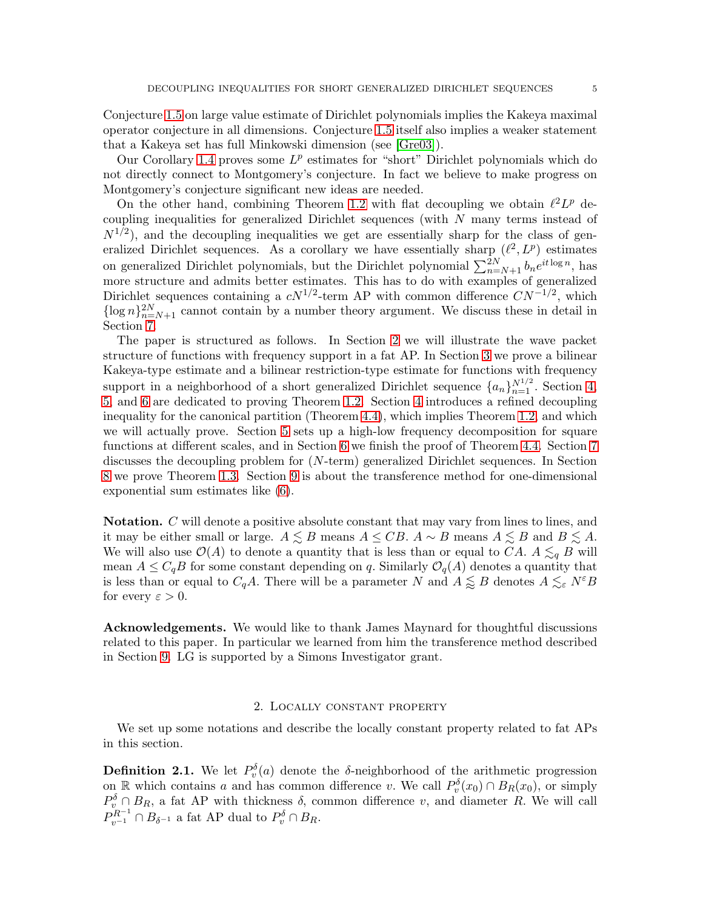Conjecture 1.5 on large value estimate of Dirichlet polynomials implies the Kakeya maximal operator conjecture in all dimensions. Conjecture 1.5 itself also implies a weaker statement that a Kakeya set has full Minkowski dimension (see [Gre03]).

Our Corollary 1.4 proves some $L^p$ estimates for "short" Dirichlet polynomials which do not directly connect to Montgomery's conjecture. In fact we believe to make progress on Montgomery's conjecture significant new ideas are needed.

On the other hand, combining Theorem 1.2 with flat decoupling we obtain $\ell^2 L^p$ decoupling inequalities for generalized Dirichlet sequences (with $N$ many terms instead of $N^{1/2}$), and the decoupling inequalities we get are essentially sharp for the class of generalized Dirichlet sequences. As a corollary we have essentially sharp $(\ell^2, L^p)$ estimates on generalized Dirichlet polynomials, but the Dirichlet polynomial $\sum_{n=N+1}^{2N} b_n e^{it\log n}$, has more structure and admits better estimates. This has to do with examples of generalized Dirichlet sequences containing a $cN^{1/2}$-term AP with common difference $CN^{-1/2}$, which $\{\log n\}_{n=N+1}^{2N}$ cannot contain by a number theory argument. We discuss these in detail in Section 7.

The paper is structured as follows. In Section 2 we will illustrate the wave packet structure of functions with frequency support in a fat AP. In Section 3 we prove a bilinear Kakeya-type estimate and a bilinear restriction-type estimate for functions with frequency support in a neighborhood of a short generalized Dirichlet sequence $\{a_n\}_{n=1}^{N^{1/2}}$. Section 4, 5, and 6 are dedicated to proving Theorem 1.2. Section 4 introduces a refined decoupling inequality for the canonical partition (Theorem 4.4), which implies Theorem 1.2, and which we will actually prove. Section 5 sets up a high-low frequency decomposition for square functions at different scales, and in Section 6 we finish the proof of Theorem 4.4. Section 7 discusses the decoupling problem for ($N$-term) generalized Dirichlet sequences. In Section 8 we prove Theorem 1.3. Section 9 is about the transference method for one-dimensional exponential sum estimates like (6).

**Notation.** $C$ will denote a positive absolute constant that may vary from lines to lines, and it may be either small or large. $A \lesssim B$ means $A \leq CB$. $A \sim B$ means $A \lesssim B$ and $B \lesssim A$. We will also use $\mathcal{O}(A)$ to denote a quantity that is less than or equal to $CA$. $A \lesssim_q B$ will mean $A \leq C_q B$ for some constant depending on $q$. Similarly $\mathcal{O}_q(A)$ denotes a quantity that is less than or equal to $C_q A$. There will be a parameter $N$ and $A \lessapprox B$ denotes $A \lesssim_\varepsilon N^\varepsilon B$ for every $\varepsilon > 0$.

**Acknowledgements.** We would like to thank James Maynard for thoughtful discussions related to this paper. In particular we learned from him the transference method described in Section 9. LG is supported by a Simons Investigator grant.

## 2. Locally constant property

We set up some notations and describe the locally constant property related to fat APs in this section.

**Definition 2.1.** We let $P_v^\delta(a)$ denote the $\delta$-neighborhood of the arithmetic progression on $\mathbb{R}$ which contains $a$ and has common difference $v$. We call $P_v^\delta(x_0) \cap B_R(x_0)$, or simply $P_v^\delta \cap B_R$, a fat AP with thickness $\delta$, common difference $v$, and diameter $R$. We will call $P_{v^{-1}}^{R^{-1}} \cap B_{\delta^{-1}}$ a fat AP dual to $P_v^\delta \cap B_R$.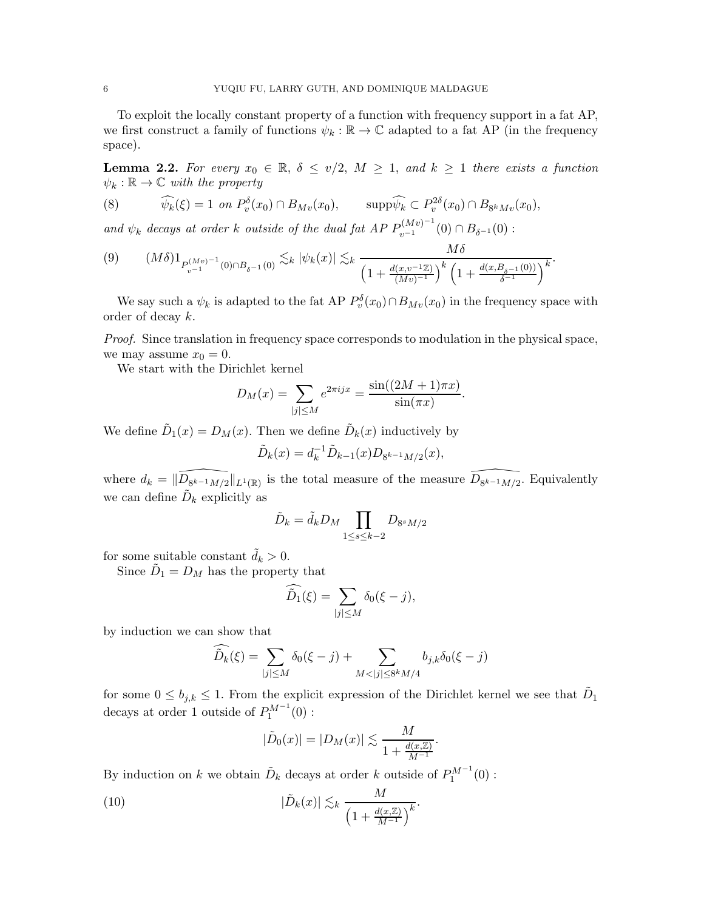To exploit the locally constant property of a function with frequency support in a fat AP, we first construct a family of functions $\psi_k : \mathbb{R} \to \mathbb{C}$ adapted to a fat AP (in the frequency space).

**Lemma 2.2.** *For every $x_0 \in \mathbb{R}$, $\delta \leq v/2$, $M \geq 1$, and $k \geq 1$ there exists a function $\psi_k : \mathbb{R} \to \mathbb{C}$ with the property*

$$\widehat{\psi_k}(\xi) = 1 \text{ on } P_v^\delta(x_0) \cap B_{Mv}(x_0), \qquad \text{supp}\widehat{\psi_k} \subset P_v^{2\delta}(x_0) \cap B_{8^k Mv}(x_0), \tag{8}$$

*and $\psi_k$ decays at order $k$ outside of the dual fat AP $P_{v^{-1}}^{(Mv)^{-1}}(0) \cap B_{\delta^{-1}}(0)$ :*

$$(M\delta) 1_{P_{v^{-1}}^{(Mv)^{-1}}(0) \cap B_{\delta^{-1}}(0)} \lesssim_k |\psi_k(x)| \lesssim_k \frac{M\delta}{\left(1 + \frac{d(x, v^{-1}\mathbb{Z})}{(Mv)^{-1}}\right)^k \left(1 + \frac{d(x, B_{\delta^{-1}}(0))}{\delta^{-1}}\right)^k}. \tag{9}$$

We say such a $\psi_k$ is adapted to the fat AP $P_v^\delta(x_0) \cap B_{Mv}(x_0)$ in the frequency space with order of decay $k$.

*Proof.* Since translation in frequency space corresponds to modulation in the physical space, we may assume $x_0 = 0$.

We start with the Dirichlet kernel

$$D_M(x) = \sum_{|j| \leq M} e^{2\pi i j x} = \frac{\sin((2M+1)\pi x)}{\sin(\pi x)}.$$

We define $\tilde{D}_1(x) = D_M(x)$. Then we define $\tilde{D}_k(x)$ inductively by

$$\tilde{D}_k(x) = d_k^{-1} \tilde{D}_{k-1}(x) D_{8^{k-1}M/2}(x),$$

where $d_k = \|\widehat{D_{8^{k-1}M/2}}\|_{L^1(\mathbb{R})}$ is the total measure of the measure $\widehat{D_{8^{k-1}M/2}}$. Equivalently we can define $\tilde{D}_k$ explicitly as

$$\tilde{D}_k = \tilde{d}_k D_M \prod_{1 \leq s \leq k-2} D_{8^s M/2}$$

for some suitable constant $\tilde{d}_k > 0$.

Since $\tilde{D}_1 = D_M$ has the property that

$$\widehat{\tilde{D}_1}(\xi) = \sum_{|j| \leq M} \delta_0(\xi - j),$$

by induction we can show that

$$\widehat{\tilde{D}_k}(\xi) = \sum_{|j| \leq M} \delta_0(\xi - j) + \sum_{M < |j| \leq 8^k M/4} b_{j,k} \delta_0(\xi - j)$$

for some $0 \leq b_{j,k} \leq 1$. From the explicit expression of the Dirichlet kernel we see that $\tilde{D}_1$ decays at order 1 outside of $P_1^{M^{-1}}(0)$ :

$$|\tilde{D}_0(x)| = |D_M(x)| \lesssim \frac{M}{1 + \frac{d(x,\mathbb{Z})}{M^{-1}}}.$$

By induction on $k$ we obtain $\tilde{D}_k$ decays at order $k$ outside of $P_1^{M^{-1}}(0)$ :

$$|\tilde{D}_k(x)| \lesssim_k \frac{M}{\left(1 + \frac{d(x,\mathbb{Z})}{M^{-1}}\right)^k}. \tag{10}$$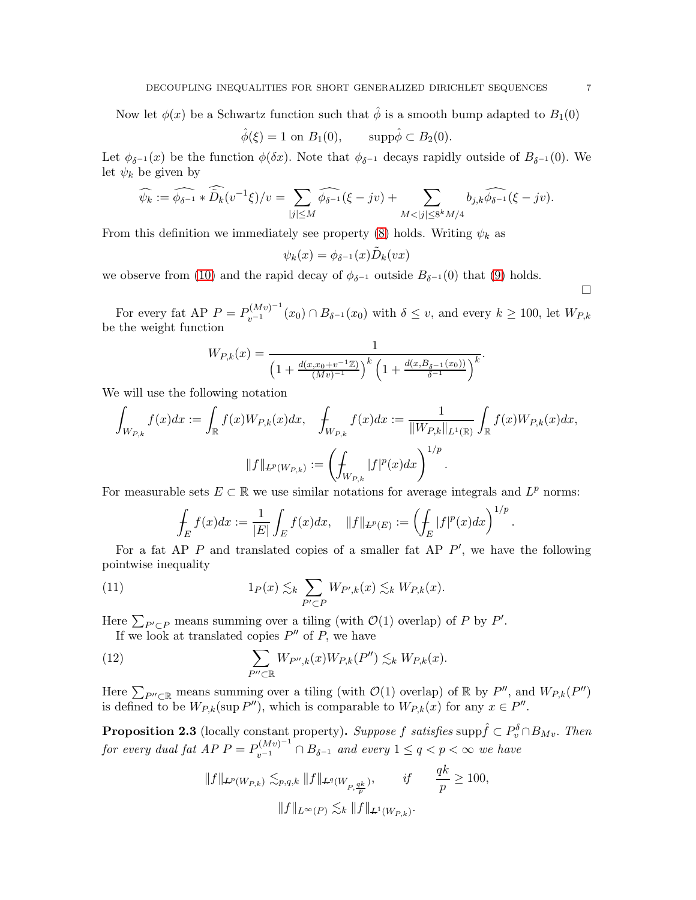Now let $\phi(x)$ be a Schwartz function such that $\hat{\phi}$ is a smooth bump adapted to $B_1(0)$

$$\hat{\phi}(\xi) = 1 \text{ on } B_1(0), \qquad \mathrm{supp}\hat{\phi} \subset B_2(0).$$

Let $\phi_{\delta^{-1}}(x)$ be the function $\phi(\delta x)$. Note that $\phi_{\delta^{-1}}$ decays rapidly outside of $B_{\delta^{-1}}(0)$. We let $\psi_k$ be given by

$$\widehat{\psi_k} := \widehat{\phi_{\delta^{-1}}} * \widehat{\tilde{D}_k}(v^{-1}\xi)/v = \sum_{|j|\le M} \widehat{\phi_{\delta^{-1}}}(\xi - jv) + \sum_{M<|j|\le 8^k M/4} b_{j,k}\widehat{\phi_{\delta^{-1}}}(\xi - jv).$$

From this definition we immediately see property (8) holds. Writing $\psi_k$ as

$$\psi_k(x) = \phi_{\delta^{-1}}(x)\tilde{D}_k(vx)$$

we observe from (10) and the rapid decay of $\phi_{\delta^{-1}}$ outside $B_{\delta^{-1}}(0)$ that (9) holds.

□

For every fat AP $P = P_{v^{-1}}^{(Mv)^{-1}}(x_0) \cap B_{\delta^{-1}}(x_0)$ with $\delta \le v$, and every $k \ge 100$, let $W_{P,k}$ be the weight function

$$W_{P,k}(x) = \frac{1}{\left(1 + \frac{d(x, x_0 + v^{-1}\mathbb{Z})}{(Mv)^{-1}}\right)^k \left(1 + \frac{d(x, B_{\delta^{-1}}(x_0))}{\delta^{-1}}\right)^k}.$$

We will use the following notation

$$\int_{W_{P,k}} f(x)dx := \int_{\mathbb{R}} f(x)W_{P,k}(x)dx, \quad \fint_{W_{P,k}} f(x)dx := \frac{1}{\|W_{P,k}\|_{L^1(\mathbb{R})}} \int_{\mathbb{R}} f(x)W_{P,k}(x)dx,$$

$$\|f\|_{L^p_{\#}(W_{P,k})} := \left(\fint_{W_{P,k}} |f|^p(x)dx\right)^{1/p}.$$

For measurable sets $E \subset \mathbb{R}$ we use similar notations for average integrals and $L^p$ norms:

$$\fint_E f(x)dx := \frac{1}{|E|}\int_E f(x)dx, \quad \|f\|_{L^p_{\#}(E)} := \left(\fint_E |f|^p(x)dx\right)^{1/p}.$$

For a fat AP $P$ and translated copies of a smaller fat AP $P'$, we have the following pointwise inequality

$$1_P(x) \lesssim_k \sum_{P' \subset P} W_{P',k}(x) \lesssim_k W_{P,k}(x). \tag{11}$$

Here $\sum_{P'\subset P}$ means summing over a tiling (with $\mathcal{O}(1)$ overlap) of $P$ by $P'$.

If we look at translated copies $P''$ of $P$, we have

$$\sum_{P''\subset \mathbb{R}} W_{P'',k}(x)W_{P,k}(P'') \lesssim_k W_{P,k}(x). \tag{12}$$

Here $\sum_{P''\subset\mathbb{R}}$ means summing over a tiling (with $\mathcal{O}(1)$ overlap) of $\mathbb{R}$ by $P''$, and $W_{P,k}(P'')$ is defined to be $W_{P,k}(\sup P'')$, which is comparable to $W_{P,k}(x)$ for any $x \in P''$.

**Proposition 2.3** (locally constant property)**.** *Suppose $f$ satisfies $\mathrm{supp}\hat{f} \subset P_v^{\delta} \cap B_{Mv}$. Then for every dual fat AP $P = P_{v^{-1}}^{(Mv)^{-1}} \cap B_{\delta^{-1}}$ and every $1 \le q < p < \infty$ we have*

$$\|f\|_{L^p_{\#}(W_{P,k})} \lesssim_{p,q,k} \|f\|_{L^q_{\#}(W_{P,\frac{qk}{p}})}, \qquad \text{if} \qquad \frac{qk}{p} \ge 100,$$

$$\|f\|_{L^\infty(P)} \lesssim_k \|f\|_{L^1_{\#}(W_{P,k})}.$$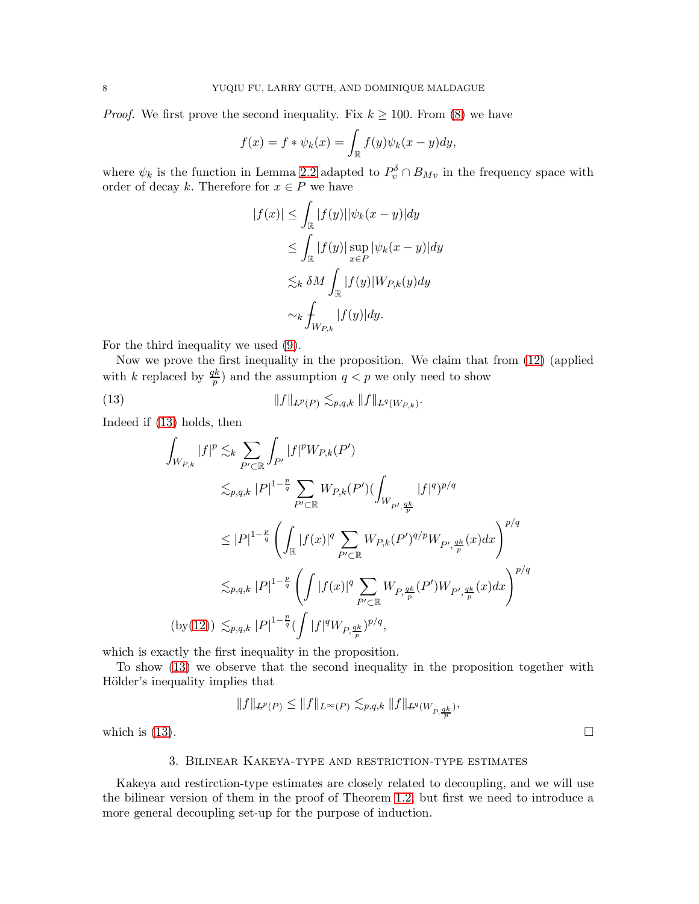*Proof.* We first prove the second inequality. Fix $k \geq 100$. From (8) we have

$$f(x) = f * \psi_k(x) = \int_{\mathbb{R}} f(y)\psi_k(x-y)dy,$$

where $\psi_k$ is the function in Lemma 2.2 adapted to $P_v^\delta \cap B_{Mv}$ in the frequency space with order of decay $k$. Therefore for $x \in P$ we have

$$\begin{aligned}
|f(x)| &\leq \int_{\mathbb{R}} |f(y)||\psi_k(x-y)|dy \\
&\leq \int_{\mathbb{R}} |f(y)| \sup_{x\in P} |\psi_k(x-y)|dy \\
&\lesssim_k \delta M \int_{\mathbb{R}} |f(y)| W_{P,k}(y)dy \\
&\sim_k \fint_{W_{P,k}} |f(y)|dy.
\end{aligned}$$

For the third inequality we used (9).

Now we prove the first inequality in the proposition. We claim that from (12) (applied with $k$ replaced by $\frac{qk}{p}$) and the assumption $q < p$ we only need to show

$$\|f\|_{L\!\!\!/^p(P)} \lesssim_{p,q,k} \|f\|_{L\!\!\!/^q(W_{P,k})}. \tag{13}$$

Indeed if (13) holds, then

$$\begin{aligned}
\int_{W_{P,k}} |f|^p &\lesssim_k \sum_{P'\subset\mathbb{R}} \int_{P'} |f|^p W_{P,k}(P') \\
&\lesssim_{p,q,k} |P|^{1-\frac{p}{q}} \sum_{P'\subset\mathbb{R}} W_{P,k}(P') \Big(\int_{W_{P',\frac{qk}{p}}} |f|^q\Big)^{p/q} \\
&\leq |P|^{1-\frac{p}{q}} \left( \int_{\mathbb{R}} |f(x)|^q \sum_{P'\subset\mathbb{R}} W_{P,k}(P')^{q/p} W_{P',\frac{qk}{p}}(x)dx \right)^{p/q} \\
&\lesssim_{p,q,k} |P|^{1-\frac{p}{q}} \left( \int |f(x)|^q \sum_{P'\subset\mathbb{R}} W_{P,\frac{qk}{p}}(P') W_{P',\frac{qk}{p}}(x)dx \right)^{p/q} \\
(\text{by}(12)) \;&\lesssim_{p,q,k} |P|^{1-\frac{p}{q}} \Big(\int |f|^q W_{P,\frac{qk}{p}}\Big)^{p/q},
\end{aligned}$$

which is exactly the first inequality in the proposition.

To show (13) we observe that the second inequality in the proposition together with Hölder's inequality implies that

$$\|f\|_{L\!\!\!/^p(P)} \leq \|f\|_{L^\infty(P)} \lesssim_{p,q,k} \|f\|_{L\!\!\!/^q(W_{P,\frac{qk}{p}})},$$

which is (13). $\square$

## 3. Bilinear Kakeya-type and restriction-type estimates

Kakeya and restirction-type estimates are closely related to decoupling, and we will use the bilinear version of them in the proof of Theorem 1.2, but first we need to introduce a more general decoupling set-up for the purpose of induction.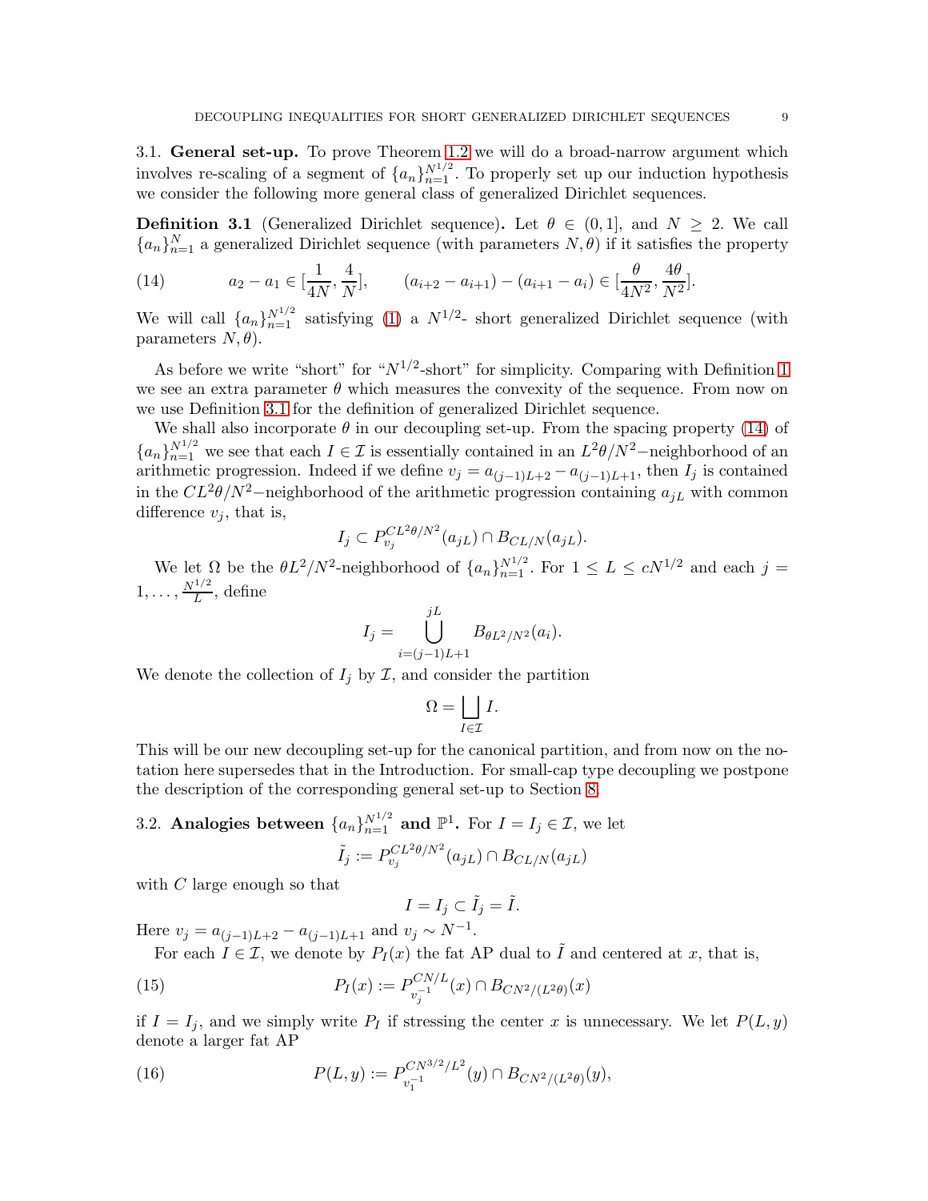### 3.1. **General set-up.**

To prove Theorem 1.2 we will do a broad-narrow argument which involves re-scaling of a segment of $\{a_n\}_{n=1}^{N^{1/2}}$. To properly set up our induction hypothesis we consider the following more general class of generalized Dirichlet sequences.

**Definition 3.1** (Generalized Dirichlet sequence)**.** Let $\theta \in (0,1]$, and $N \geq 2$. We call $\{a_n\}_{n=1}^{N}$ a generalized Dirichlet sequence (with parameters $N, \theta$) if it satisfies the property

$$a_2 - a_1 \in [\frac{1}{4N}, \frac{4}{N}], \qquad (a_{i+2} - a_{i+1}) - (a_{i+1} - a_i) \in [\frac{\theta}{4N^2}, \frac{4\theta}{N^2}]. \tag{14}$$

We will call $\{a_n\}_{n=1}^{N^{1/2}}$ satisfying (1) a $N^{1/2}$- short generalized Dirichlet sequence (with parameters $N, \theta$).

As before we write "short" for "$N^{1/2}$-short" for simplicity. Comparing with Definition 1 we see an extra parameter $\theta$ which measures the convexity of the sequence. From now on we use Definition 3.1 for the definition of generalized Dirichlet sequence.

We shall also incorporate $\theta$ in our decoupling set-up. From the spacing property (14) of $\{a_n\}_{n=1}^{N^{1/2}}$ we see that each $I \in \mathcal{I}$ is essentially contained in an $L^2\theta/N^2-$neighborhood of an arithmetic progression. Indeed if we define $v_j = a_{(j-1)L+2} - a_{(j-1)L+1}$, then $I_j$ is contained in the $CL^2\theta/N^2-$neighborhood of the arithmetic progression containing $a_{jL}$ with common difference $v_j$, that is,

$$I_j \subset P_{v_j}^{CL^2\theta/N^2}(a_{jL}) \cap B_{CL/N}(a_{jL}).$$

We let $\Omega$ be the $\theta L^2/N^2$-neighborhood of $\{a_n\}_{n=1}^{N^{1/2}}$. For $1 \leq L \leq cN^{1/2}$ and each $j = 1, \ldots, \frac{N^{1/2}}{L}$, define

$$I_j = \bigcup_{i=(j-1)L+1}^{jL} B_{\theta L^2/N^2}(a_i).$$

We denote the collection of $I_j$ by $\mathcal{I}$, and consider the partition

$$\Omega = \bigsqcup_{I \in \mathcal{I}} I.$$

This will be our new decoupling set-up for the canonical partition, and from now on the notation here supersedes that in the Introduction. For small-cap type decoupling we postpone the description of the corresponding general set-up to Section 8.

### 3.2. **Analogies between $\{a_n\}_{n=1}^{N^{1/2}}$ and $\mathbb{P}^1$.**

For $I = I_j \in \mathcal{I}$, we let

$$\tilde{I}_j := P_{v_j}^{CL^2\theta/N^2}(a_{jL}) \cap B_{CL/N}(a_{jL})$$

with $C$ large enough so that

$$I = I_j \subset \tilde{I}_j = \tilde{I}.$$

Here $v_j = a_{(j-1)L+2} - a_{(j-1)L+1}$ and $v_j \sim N^{-1}$.

For each $I \in \mathcal{I}$, we denote by $P_I(x)$ the fat AP dual to $\tilde{I}$ and centered at $x$, that is,

$$P_I(x) := P_{v_j^{-1}}^{CN/L}(x) \cap B_{CN^2/(L^2\theta)}(x) \tag{15}$$

if $I = I_j$, and we simply write $P_I$ if stressing the center $x$ is unnecessary. We let $P(L, y)$ denote a larger fat AP

$$P(L, y) := P_{v_1^{-1}}^{CN^{3/2}/L^2}(y) \cap B_{CN^2/(L^2\theta)}(y), \tag{16}$$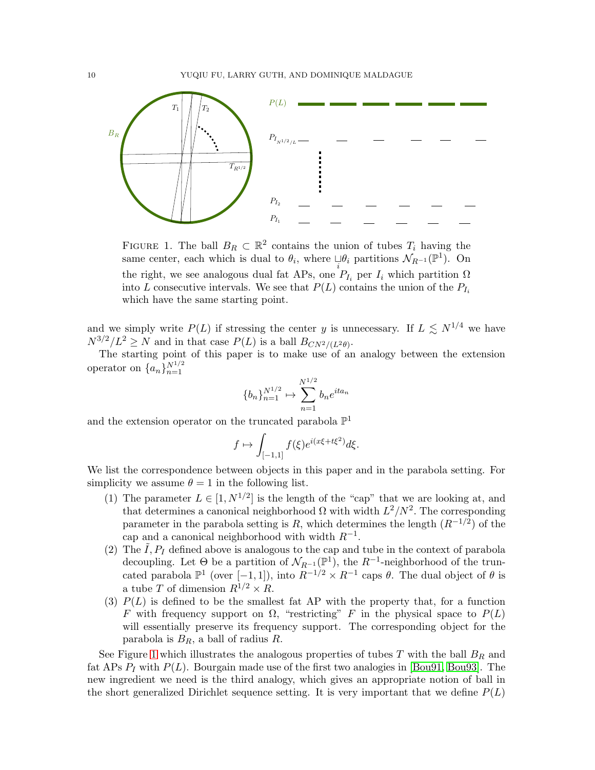FIGURE 1. The ball $B_R \subset \mathbb{R}^2$ contains the union of tubes $T_i$ having the same center, each which is dual to $\theta_i$, where $\sqcup_i \theta_i$ partitions $\mathcal{N}_{R^{-1}}(\mathbb{P}^1)$. On the right, we see analogous dual fat APs, one $P_{I_i}$ per $I_i$ which partition $\Omega$ into $L$ consecutive intervals. We see that $P(L)$ contains the union of the $P_{I_i}$ which have the same starting point.

and we simply write $P(L)$ if stressing the center $y$ is unnecessary. If $L \lesssim N^{1/4}$ we have $N^{3/2}/L^2 \geq N$ and in that case $P(L)$ is a ball $B_{CN^2/(L^2\theta)}$.

The starting point of this paper is to make use of an analogy between the extension operator on $\{a_n\}_{n=1}^{N^{1/2}}$

$$\{b_n\}_{n=1}^{N^{1/2}} \mapsto \sum_{n=1}^{N^{1/2}} b_n e^{ita_n}$$

and the extension operator on the truncated parabola $\mathbb{P}^1$

$$f \mapsto \int_{[-1,1]} f(\xi) e^{i(x\xi + t\xi^2)} d\xi.$$

We list the correspondence between objects in this paper and in the parabola setting. For simplicity we assume $\theta = 1$ in the following list.

(1) The parameter $L \in [1, N^{1/2}]$ is the length of the "cap" that we are looking at, and that determines a canonical neighborhood $\Omega$ with width $L^2/N^2$. The corresponding parameter in the parabola setting is $R$, which determines the length ($R^{-1/2}$) of the cap and a canonical neighborhood with width $R^{-1}$.

(2) The $\tilde{I}, P_I$ defined above is analogous to the cap and tube in the context of parabola decoupling. Let $\Theta$ be a partition of $\mathcal{N}_{R^{-1}}(\mathbb{P}^1)$, the $R^{-1}$-neighborhood of the truncated parabola $\mathbb{P}^1$ (over $[-1,1]$), into $R^{-1/2} \times R^{-1}$ caps $\theta$. The dual object of $\theta$ is a tube $T$ of dimension $R^{1/2} \times R$.

(3) $P(L)$ is defined to be the smallest fat AP with the property that, for a function $F$ with frequency support on $\Omega$, "restricting" $F$ in the physical space to $P(L)$ will essentially preserve its frequency support. The corresponding object for the parabola is $B_R$, a ball of radius $R$.

See Figure 1 which illustrates the analogous properties of tubes $T$ with the ball $B_R$ and fat APs $P_I$ with $P(L)$. Bourgain made use of the first two analogies in [Bou91, Bou93]. The new ingredient we need is the third analogy, which gives an appropriate notion of ball in the short generalized Dirichlet sequence setting. It is very important that we define $P(L)$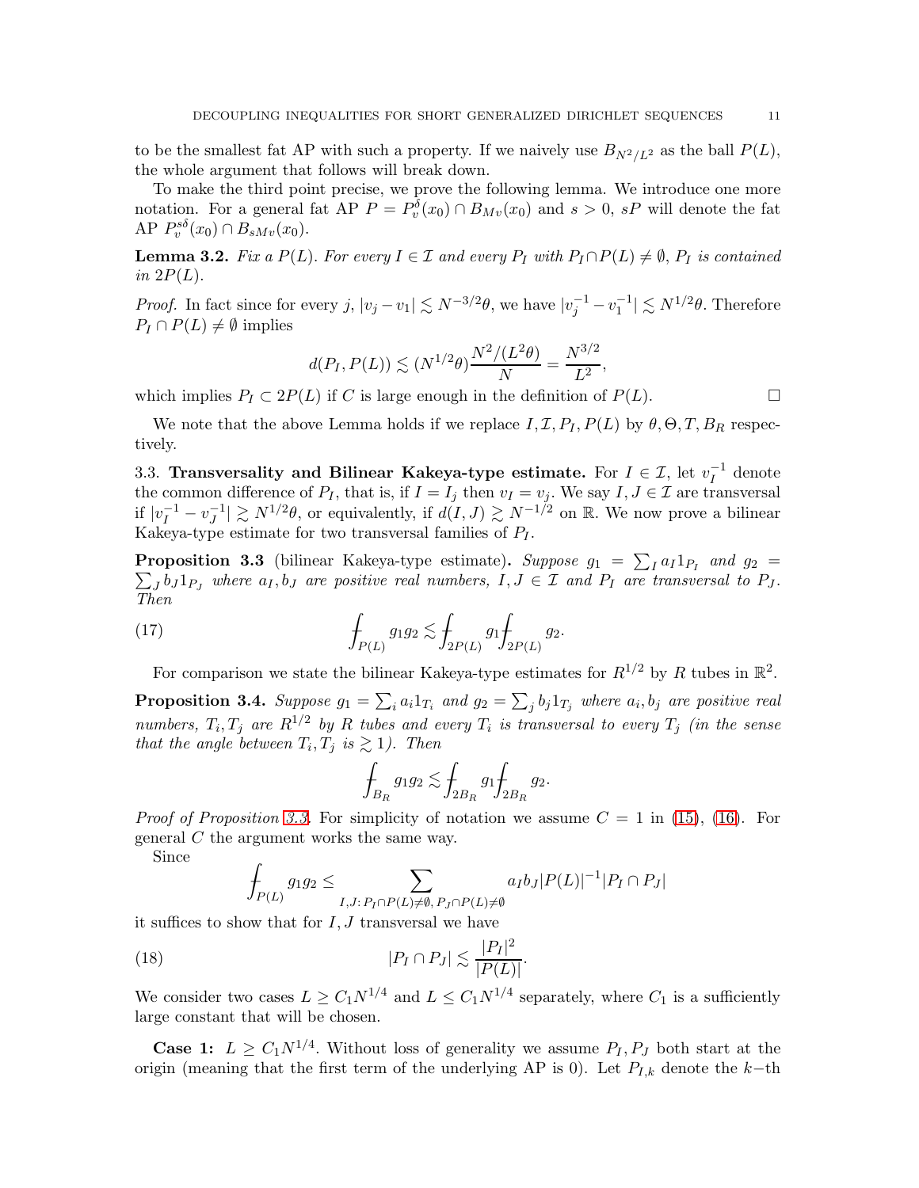to be the smallest fat AP with such a property. If we naively use $B_{N^2/L^2}$ as the ball $P(L)$, the whole argument that follows will break down.

To make the third point precise, we prove the following lemma. We introduce one more notation. For a general fat AP $P = P_v^{\delta}(x_0) \cap B_{Mv}(x_0)$ and $s > 0$, $sP$ will denote the fat AP $P_v^{s\delta}(x_0) \cap B_{sMv}(x_0)$.

**Lemma 3.2.** *Fix a $P(L)$. For every $I \in \mathcal{I}$ and every $P_I$ with $P_I \cap P(L) \neq \emptyset$, $P_I$ is contained in $2P(L)$.*

*Proof.* In fact since for every $j$, $|v_j - v_1| \lesssim N^{-3/2}\theta$, we have $|v_j^{-1} - v_1^{-1}| \lesssim N^{1/2}\theta$. Therefore $P_I \cap P(L) \neq \emptyset$ implies

$$d(P_I, P(L)) \lesssim (N^{1/2}\theta)\frac{N^2/(L^2\theta)}{N} = \frac{N^{3/2}}{L^2},$$

which implies $P_I \subset 2P(L)$ if $C$ is large enough in the definition of $P(L)$. $\square$

We note that the above Lemma holds if we replace $I, \mathcal{I}, P_I, P(L)$ by $\theta, \Theta, T, B_R$ respectively.

### 3.3. Transversality and Bilinear Kakeya-type estimate.

For $I \in \mathcal{I}$, let $v_I^{-1}$ denote the common difference of $P_I$, that is, if $I = I_j$ then $v_I = v_j$. We say $I, J \in \mathcal{I}$ are transversal if $|v_I^{-1} - v_J^{-1}| \gtrsim N^{1/2}\theta$, or equivalently, if $d(I, J) \gtrsim N^{-1/2}$ on $\mathbb{R}$. We now prove a bilinear Kakeya-type estimate for two transversal families of $P_I$.

**Proposition 3.3** (bilinear Kakeya-type estimate)**.** *Suppose $g_1 = \sum_I a_I 1_{P_I}$ and $g_2 = \sum_J b_J 1_{P_J}$ where $a_I, b_J$ are positive real numbers, $I, J \in \mathcal{I}$ and $P_I$ are transversal to $P_J$. Then*

$$\fint_{P(L)} g_1 g_2 \lesssim \fint_{2P(L)} g_1 \fint_{2P(L)} g_2. \tag{17}$$

For comparison we state the bilinear Kakeya-type estimates for $R^{1/2}$ by $R$ tubes in $\mathbb{R}^2$.

**Proposition 3.4.** *Suppose $g_1 = \sum_i a_i 1_{T_i}$ and $g_2 = \sum_j b_j 1_{T_j}$ where $a_i, b_j$ are positive real numbers, $T_i, T_j$ are $R^{1/2}$ by $R$ tubes and every $T_i$ is transversal to every $T_j$ (in the sense that the angle between $T_i, T_j$ is $\gtrsim 1$). Then*

$$\fint_{B_R} g_1 g_2 \lesssim \fint_{2B_R} g_1 \fint_{2B_R} g_2.$$

*Proof of Proposition 3.3.* For simplicity of notation we assume $C = 1$ in (15), (16). For general $C$ the argument works the same way.

Since

$$\fint_{P(L)} g_1 g_2 \leq \sum_{I,J:\, P_I \cap P(L) \neq \emptyset,\, P_J \cap P(L) \neq \emptyset} a_I b_J |P(L)|^{-1} |P_I \cap P_J|$$

it suffices to show that for $I, J$ transversal we have

$$|P_I \cap P_J| \lesssim \frac{|P_I|^2}{|P(L)|}. \tag{18}$$

We consider two cases $L \geq C_1 N^{1/4}$ and $L \leq C_1 N^{1/4}$ separately, where $C_1$ is a sufficiently large constant that will be chosen.

**Case 1:** $L \geq C_1 N^{1/4}$. Without loss of generality we assume $P_I, P_J$ both start at the origin (meaning that the first term of the underlying AP is 0). Let $P_{I,k}$ denote the $k-$th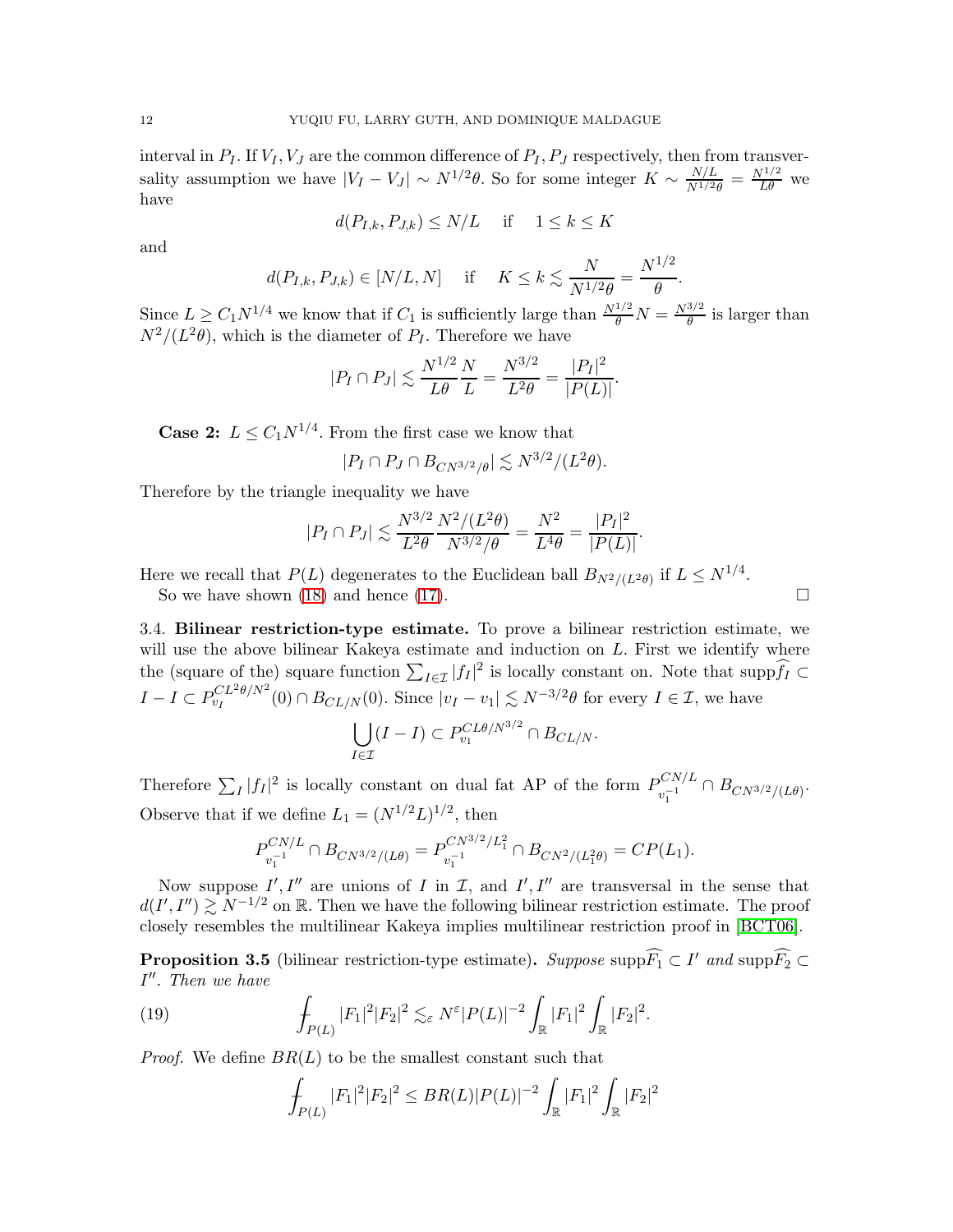interval in $P_I$. If $V_I, V_J$ are the common difference of $P_I, P_J$ respectively, then from transversality assumption we have $|V_I - V_J| \sim N^{1/2}\theta$. So for some integer $K \sim \frac{N/L}{N^{1/2}\theta} = \frac{N^{1/2}}{L\theta}$ we have

$$d(P_{I,k}, P_{J,k}) \leq N/L \quad \text{ if } \quad 1 \leq k \leq K$$

and

$$d(P_{I,k}, P_{J,k}) \in [N/L, N] \quad \text{ if } \quad K \leq k \lesssim \frac{N}{N^{1/2}\theta} = \frac{N^{1/2}}{\theta}.$$

Since $L \geq C_1 N^{1/4}$ we know that if $C_1$ is sufficiently large than $\frac{N^{1/2}}{\theta} N = \frac{N^{3/2}}{\theta}$ is larger than $N^2/(L^2\theta)$, which is the diameter of $P_I$. Therefore we have

$$|P_I \cap P_J| \lesssim \frac{N^{1/2}}{L\theta}\frac{N}{L} = \frac{N^{3/2}}{L^2\theta} = \frac{|P_I|^2}{|P(L)|}.$$

**Case 2:** $L \leq C_1 N^{1/4}$. From the first case we know that

$$|P_I \cap P_J \cap B_{CN^{3/2}/\theta}| \lesssim N^{3/2}/(L^2\theta).$$

Therefore by the triangle inequality we have

$$|P_I \cap P_J| \lesssim \frac{N^{3/2}}{L^2\theta}\frac{N^2/(L^2\theta)}{N^{3/2}/\theta} = \frac{N^2}{L^4\theta} = \frac{|P_I|^2}{|P(L)|}.$$

Here we recall that $P(L)$ degenerates to the Euclidean ball $B_{N^2/(L^2\theta)}$ if $L \leq N^{1/4}$.

So we have shown (18) and hence (17). $\square$

### 3.4. Bilinear restriction-type estimate.

To prove a bilinear restriction estimate, we will use the above bilinear Kakeya estimate and induction on $L$. First we identify where the (square of the) square function $\sum_{I\in\mathcal{I}} |f_I|^2$ is locally constant on. Note that $\text{supp}\widehat{f_I} \subset I - I \subset P_{v_I}^{CL^2\theta/N^2}(0) \cap B_{CL/N}(0)$. Since $|v_I - v_1| \lesssim N^{-3/2}\theta$ for every $I \in \mathcal{I}$, we have

$$\bigcup_{I\in\mathcal{I}} (I - I) \subset P_{v_1}^{CL\theta/N^{3/2}} \cap B_{CL/N}.$$

Therefore $\sum_I |f_I|^2$ is locally constant on dual fat AP of the form $P_{v_1^{-1}}^{CN/L} \cap B_{CN^{3/2}/(L\theta)}$. Observe that if we define $L_1 = (N^{1/2}L)^{1/2}$, then

$$P_{v_1^{-1}}^{CN/L} \cap B_{CN^{3/2}/(L\theta)} = P_{v_1^{-1}}^{CN^{3/2}/L_1^2} \cap B_{CN^2/(L_1^2\theta)} = CP(L_1).$$

Now suppose $I', I''$ are unions of $I$ in $\mathcal{I}$, and $I', I''$ are transversal in the sense that $d(I', I'') \gtrsim N^{-1/2}$ on $\mathbb{R}$. Then we have the following bilinear restriction estimate. The proof closely resembles the multilinear Kakeya implies multilinear restriction proof in [BCT06].

**Proposition 3.5** (bilinear restriction-type estimate)**.** *Suppose* $\text{supp}\widehat{F_1} \subset I'$ *and* $\text{supp}\widehat{F_2} \subset I''$. *Then we have*

$$\fint_{P(L)} |F_1|^2|F_2|^2 \lesssim_\varepsilon N^\varepsilon |P(L)|^{-2} \int_{\mathbb{R}} |F_1|^2 \int_{\mathbb{R}} |F_2|^2. \tag{19}$$

*Proof.* We define $BR(L)$ to be the smallest constant such that

$$\fint_{P(L)} |F_1|^2|F_2|^2 \leq BR(L)|P(L)|^{-2} \int_{\mathbb{R}} |F_1|^2 \int_{\mathbb{R}} |F_2|^2$$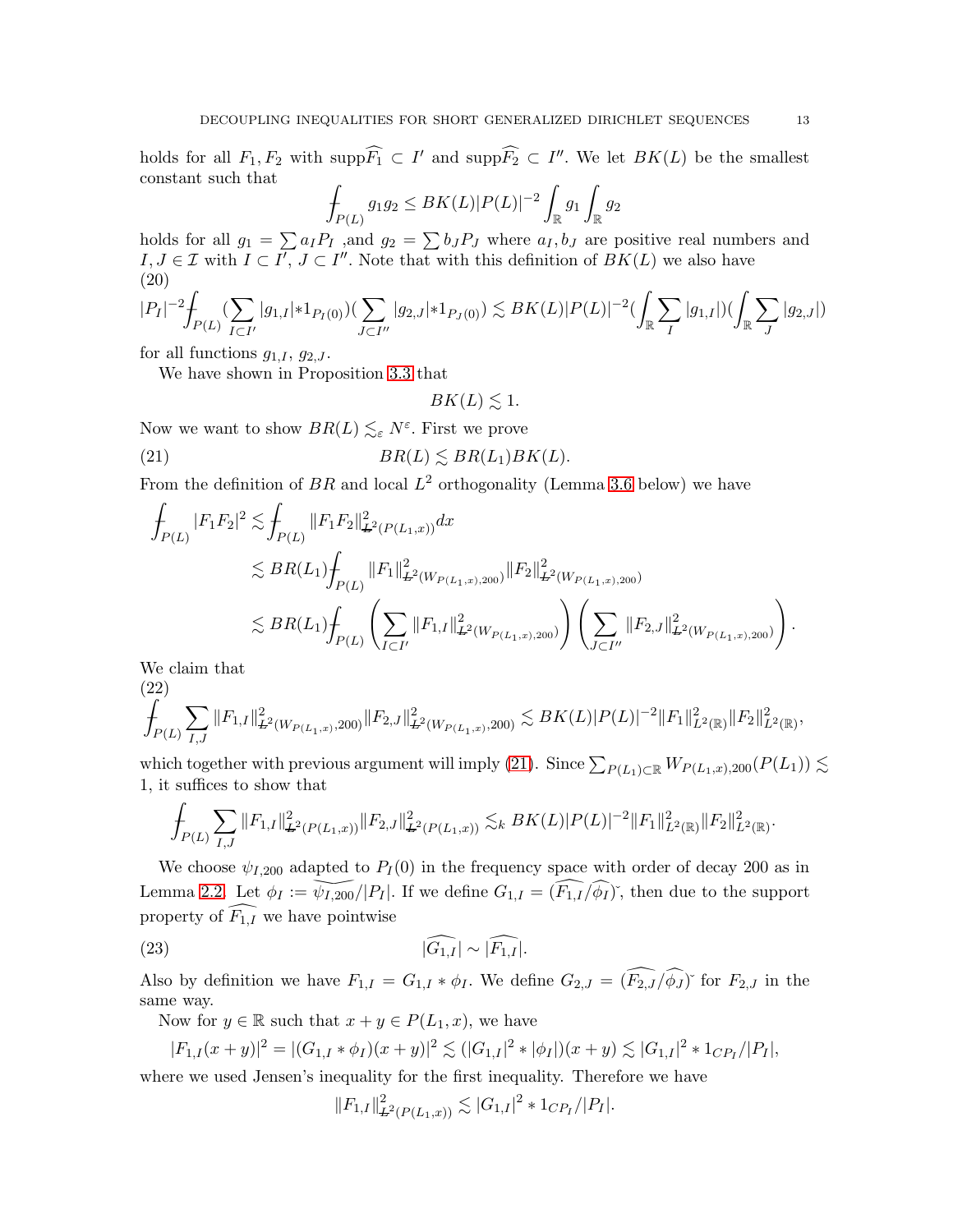holds for all $F_1, F_2$ with $\text{supp}\widehat{F_1} \subset I'$ and $\text{supp}\widehat{F_2} \subset I''$. We let $BK(L)$ be the smallest constant such that

$$\fint_{P(L)} g_1 g_2 \leq BK(L)|P(L)|^{-2} \int_{\mathbb{R}} g_1 \int_{\mathbb{R}} g_2$$

holds for all $g_1 = \sum a_I P_I$ ,and $g_2 = \sum b_J P_J$ where $a_I, b_J$ are positive real numbers and $I, J \in \mathcal{I}$ with $I \subset I'$, $J \subset I''$. Note that with this definition of $BK(L)$ we also have

$$|P_I|^{-2}\fint_{P(L)} (\sum_{I\subset I'} |g_{1,I}|*1_{P_I(0)})(\sum_{J\subset I''} |g_{2,J}|*1_{P_J(0)}) \lesssim BK(L)|P(L)|^{-2}(\int_{\mathbb{R}} \sum_I |g_{1,I}|)(\int_{\mathbb{R}} \sum_J |g_{2,J}|) \tag{20}$$

for all functions $g_{1,I}$, $g_{2,J}$.

We have shown in Proposition 3.3 that

$$BK(L) \lesssim 1.$$

Now we want to show $BR(L) \lesssim_\varepsilon N^\varepsilon$. First we prove

$$BR(L) \lesssim BR(L_1)BK(L). \tag{21}$$

From the definition of $BR$ and local $L^2$ orthogonality (Lemma 3.6 below) we have

$$\begin{aligned}
\fint_{P(L)} |F_1F_2|^2 &\lesssim \fint_{P(L)} \|F_1F_2\|^2_{\not{L}^2(P(L_1,x))} dx \\
&\lesssim BR(L_1)\fint_{P(L)} \|F_1\|^2_{\not{L}^2(W_{P(L_1,x),200})} \|F_2\|^2_{\not{L}^2(W_{P(L_1,x),200})} \\
&\lesssim BR(L_1)\fint_{P(L)} \left(\sum_{I\subset I'} \|F_{1,I}\|^2_{\not{L}^2(W_{P(L_1,x),200})}\right)\left(\sum_{J\subset I''} \|F_{2,J}\|^2_{\not{L}^2(W_{P(L_1,x),200})}\right).
\end{aligned}$$

We claim that

$$\fint_{P(L)} \sum_{I,J} \|F_{1,I}\|^2_{\not{L}^2(W_{P(L_1,x)},200)} \|F_{2,J}\|^2_{\not{L}^2(W_{P(L_1,x)},200)} \lesssim BK(L)|P(L)|^{-2}\|F_1\|^2_{L^2(\mathbb{R})}\|F_2\|^2_{L^2(\mathbb{R})}, \tag{22}$$

which together with previous argument will imply (21). Since $\sum_{P(L_1)\subset\mathbb{R}} W_{P(L_1,x),200}(P(L_1)) \lesssim 1$, it suffices to show that

$$\fint_{P(L)} \sum_{I,J} \|F_{1,I}\|^2_{\not{L}^2(P(L_1,x))}\|F_{2,J}\|^2_{\not{L}^2(P(L_1,x))} \lesssim_k BK(L)|P(L)|^{-2}\|F_1\|^2_{L^2(\mathbb{R})}\|F_2\|^2_{L^2(\mathbb{R})}.$$

We choose $\psi_{I,200}$ adapted to $P_I(0)$ in the frequency space with order of decay 200 as in Lemma 2.2. Let $\phi_I := \widetilde{\psi_{I,200}}/|P_I|$. If we define $G_{1,I} = (\widehat{F_{1,I}}/\widehat{\phi_I})\check{}$, then due to the support property of $\widehat{F_{1,I}}$ we have pointwise

$$|\widehat{G_{1,I}}| \sim |\widehat{F_{1,I}}|. \tag{23}$$

Also by definition we have $F_{1,I} = G_{1,I} * \phi_I$. We define $G_{2,J} = (\widehat{F_{2,J}}/\widehat{\phi_J})\check{}$ for $F_{2,J}$ in the same way.

Now for $y \in \mathbb{R}$ such that $x + y \in P(L_1, x)$, we have

$$|F_{1,I}(x+y)|^2 = |(G_{1,I} * \phi_I)(x+y)|^2 \lesssim (|G_{1,I}|^2 * |\phi_I|)(x+y) \lesssim |G_{1,I}|^2 * 1_{CP_I}/|P_I|,$$

where we used Jensen's inequality for the first inequality. Therefore we have

$$\|F_{1,I}\|^2_{\not{L}^2(P(L_1,x))} \lesssim |G_{1,I}|^2 * 1_{CP_I}/|P_I|.$$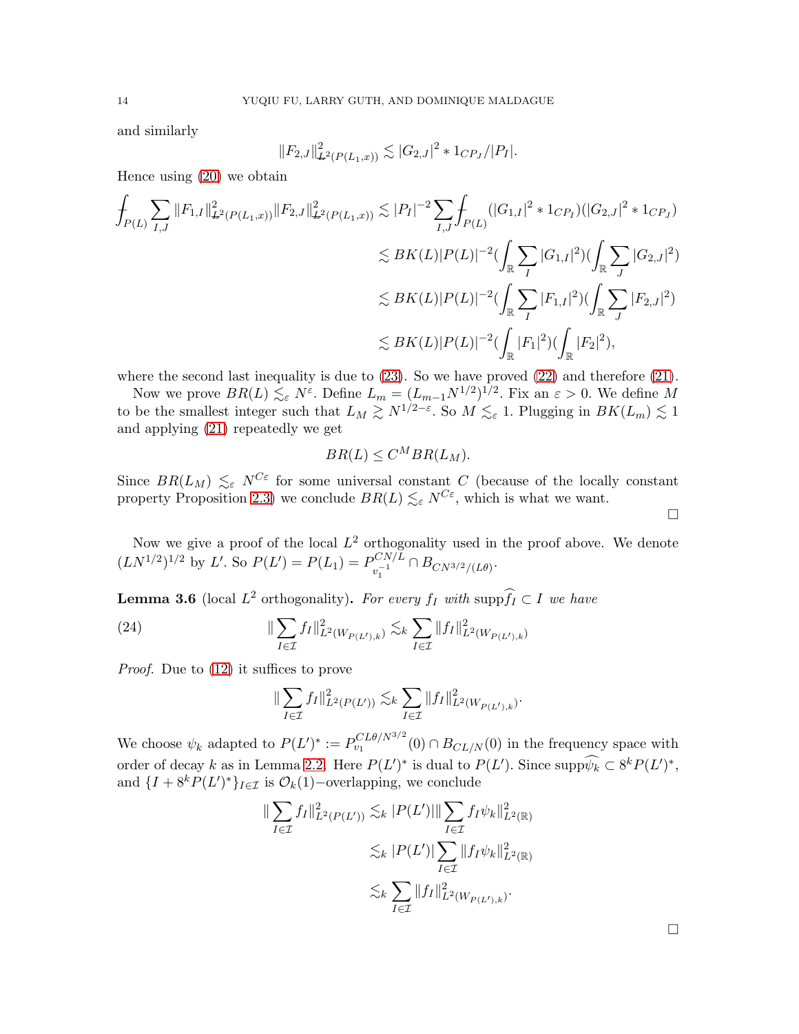and similarly

$$\|F_{2,J}\|^2_{L^2(P(L_1,x))} \lesssim |G_{2,J}|^2 * 1_{CP_J}/|P_I|.$$

Hence using (20) we obtain

$$\begin{aligned}
\fint_{P(L)} \sum_{I,J} \|F_{1,I}\|^2_{L^2(P(L_1,x))} \|F_{2,J}\|^2_{L^2(P(L_1,x))} &\lesssim |P_I|^{-2} \sum_{I,J} \fint_{P(L)} (|G_{1,I}|^2 * 1_{CP_I})(|G_{2,J}|^2 * 1_{CP_J}) \\
&\lesssim BK(L)|P(L)|^{-2} \Big(\int_{\mathbb{R}} \sum_I |G_{1,I}|^2\Big)\Big(\int_{\mathbb{R}} \sum_J |G_{2,J}|^2\Big) \\
&\lesssim BK(L)|P(L)|^{-2} \Big(\int_{\mathbb{R}} \sum_I |F_{1,I}|^2\Big)\Big(\int_{\mathbb{R}} \sum_J |F_{2,J}|^2\Big) \\
&\lesssim BK(L)|P(L)|^{-2} \Big(\int_{\mathbb{R}} |F_1|^2\Big)\Big(\int_{\mathbb{R}} |F_2|^2\Big),
\end{aligned}$$

where the second last inequality is due to (23). So we have proved (22) and therefore (21).

Now we prove $BR(L) \lesssim_\varepsilon N^\varepsilon$. Define $L_m = (L_{m-1}N^{1/2})^{1/2}$. Fix an $\varepsilon > 0$. We define $M$ to be the smallest integer such that $L_M \gtrsim N^{1/2-\varepsilon}$. So $M \lesssim_\varepsilon 1$. Plugging in $BK(L_m) \lesssim 1$ and applying (21) repeatedly we get

$$BR(L) \leq C^M BR(L_M).$$

Since $BR(L_M) \lesssim_\varepsilon N^{C\varepsilon}$ for some universal constant $C$ (because of the locally constant property Proposition 2.3) we conclude $BR(L) \lesssim_\varepsilon N^{C\varepsilon}$, which is what we want. □

Now we give a proof of the local $L^2$ orthogonality used in the proof above. We denote $(LN^{1/2})^{1/2}$ by $L'$. So $P(L') = P(L_1) = P^{CN/L}_{v_1^{-1}} \cap B_{CN^{3/2}/(L\theta)}$.

**Lemma 3.6** (local $L^2$ orthogonality)**.** *For every $f_I$ with* $\operatorname{supp}\widehat{f_I} \subset I$ *we have*

$$\|\sum_{I\in\mathcal{I}} f_I\|^2_{L^2(W_{P(L'),k})} \lesssim_k \sum_{I\in\mathcal{I}} \|f_I\|^2_{L^2(W_{P(L'),k})} \tag{24}$$

*Proof.* Due to (12) it suffices to prove

$$\|\sum_{I\in\mathcal{I}} f_I\|^2_{L^2(P(L'))} \lesssim_k \sum_{I\in\mathcal{I}} \|f_I\|^2_{L^2(W_{P(L'),k})}.$$

We choose $\psi_k$ adapted to $P(L')^* := P^{CL\theta/N^{3/2}}_{v_1}(0) \cap B_{CL/N}(0)$ in the frequency space with order of decay $k$ as in Lemma 2.2. Here $P(L')^*$ is dual to $P(L')$. Since $\operatorname{supp}\widehat{\psi_k} \subset 8^k P(L')^*$, and $\{I + 8^k P(L')^*\}_{I\in\mathcal{I}}$ is $\mathcal{O}_k(1)-$overlapping, we conclude

$$\begin{aligned}
\|\sum_{I\in\mathcal{I}} f_I\|^2_{L^2(P(L'))} &\lesssim_k |P(L')| \|\sum_{I\in\mathcal{I}} f_I \psi_k\|^2_{L^2(\mathbb{R})} \\
&\lesssim_k |P(L')| \sum_{I\in\mathcal{I}} \|f_I \psi_k\|^2_{L^2(\mathbb{R})} \\
&\lesssim_k \sum_{I\in\mathcal{I}} \|f_I\|^2_{L^2(W_{P(L'),k})}.
\end{aligned}$$

□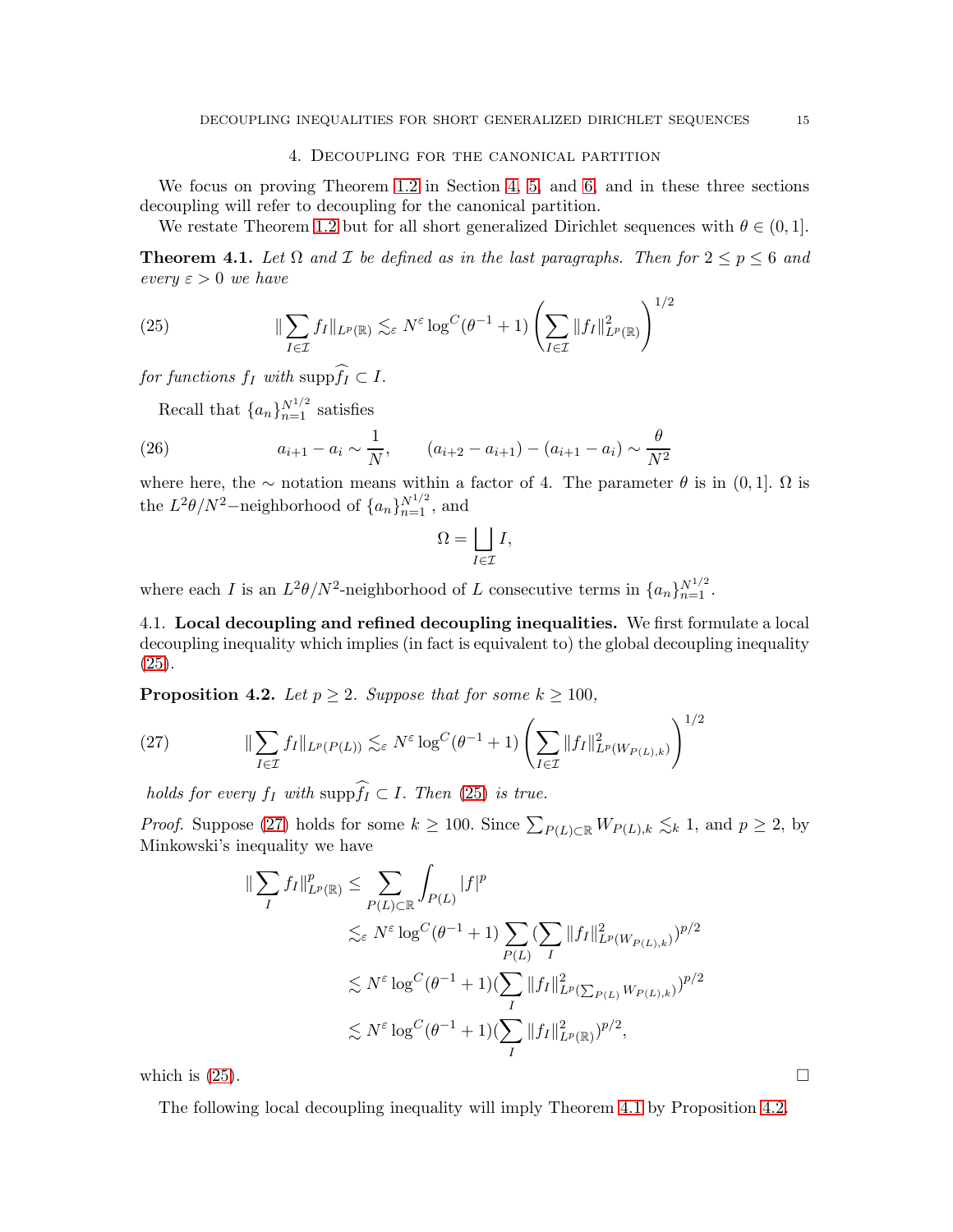## 4. Decoupling for the canonical partition

We focus on proving Theorem 1.2 in Section 4, 5, and 6, and in these three sections decoupling will refer to decoupling for the canonical partition.

We restate Theorem 1.2 but for all short generalized Dirichlet sequences with $\theta \in (0,1]$.

**Theorem 4.1.** *Let $\Omega$ and $\mathcal{I}$ be defined as in the last paragraphs. Then for $2 \le p \le 6$ and every $\varepsilon > 0$ we have*

$$\|\sum_{I\in\mathcal{I}} f_I\|_{L^p(\mathbb{R})} \lesssim_\varepsilon N^\varepsilon \log^C(\theta^{-1}+1)\left(\sum_{I\in\mathcal{I}}\|f_I\|^2_{L^p(\mathbb{R})}\right)^{1/2} \tag{25}$$

*for functions $f_I$ with $\mathrm{supp}\widehat{f_I} \subset I$.*

Recall that $\{a_n\}_{n=1}^{N^{1/2}}$ satisfies

$$a_{i+1}-a_i \sim \frac{1}{N}, \qquad (a_{i+2}-a_{i+1})-(a_{i+1}-a_i) \sim \frac{\theta}{N^2} \tag{26}$$

where here, the $\sim$ notation means within a factor of 4. The parameter $\theta$ is in $(0,1]$. $\Omega$ is the $L^2\theta/N^2$−neighborhood of $\{a_n\}_{n=1}^{N^{1/2}}$, and

$$\Omega = \bigsqcup_{I\in\mathcal{I}} I,$$

where each $I$ is an $L^2\theta/N^2$-neighborhood of $L$ consecutive terms in $\{a_n\}_{n=1}^{N^{1/2}}$.

4.1. **Local decoupling and refined decoupling inequalities.** We first formulate a local decoupling inequality which implies (in fact is equivalent to) the global decoupling inequality (25).

**Proposition 4.2.** *Let $p \ge 2$. Suppose that for some $k \ge 100$,*

$$\|\sum_{I\in\mathcal{I}} f_I\|_{L^p(P(L))} \lesssim_\varepsilon N^\varepsilon \log^C(\theta^{-1}+1)\left(\sum_{I\in\mathcal{I}}\|f_I\|^2_{L^p(W_{P(L),k})}\right)^{1/2} \tag{27}$$

*holds for every $f_I$ with $\mathrm{supp}\widehat{f_I} \subset I$. Then (25) is true.*

*Proof.* Suppose (27) holds for some $k \ge 100$. Since $\sum_{P(L)\subset\mathbb{R}} W_{P(L),k} \lesssim_k 1$, and $p \ge 2$, by Minkowski's inequality we have

$$\begin{aligned}
\|\sum_I f_I\|^p_{L^p(\mathbb{R})} &\le \sum_{P(L)\subset\mathbb{R}} \int_{P(L)} |f|^p \\
&\lesssim_\varepsilon N^\varepsilon \log^C(\theta^{-1}+1) \sum_{P(L)} (\sum_I \|f_I\|^2_{L^p(W_{P(L),k})})^{p/2} \\
&\lesssim N^\varepsilon \log^C(\theta^{-1}+1) (\sum_I \|f_I\|^2_{L^p(\sum_{P(L)} W_{P(L),k})})^{p/2} \\
&\lesssim N^\varepsilon \log^C(\theta^{-1}+1) (\sum_I \|f_I\|^2_{L^p(\mathbb{R})})^{p/2},
\end{aligned}$$

which is (25). $\square$

The following local decoupling inequality will imply Theorem 4.1 by Proposition 4.2.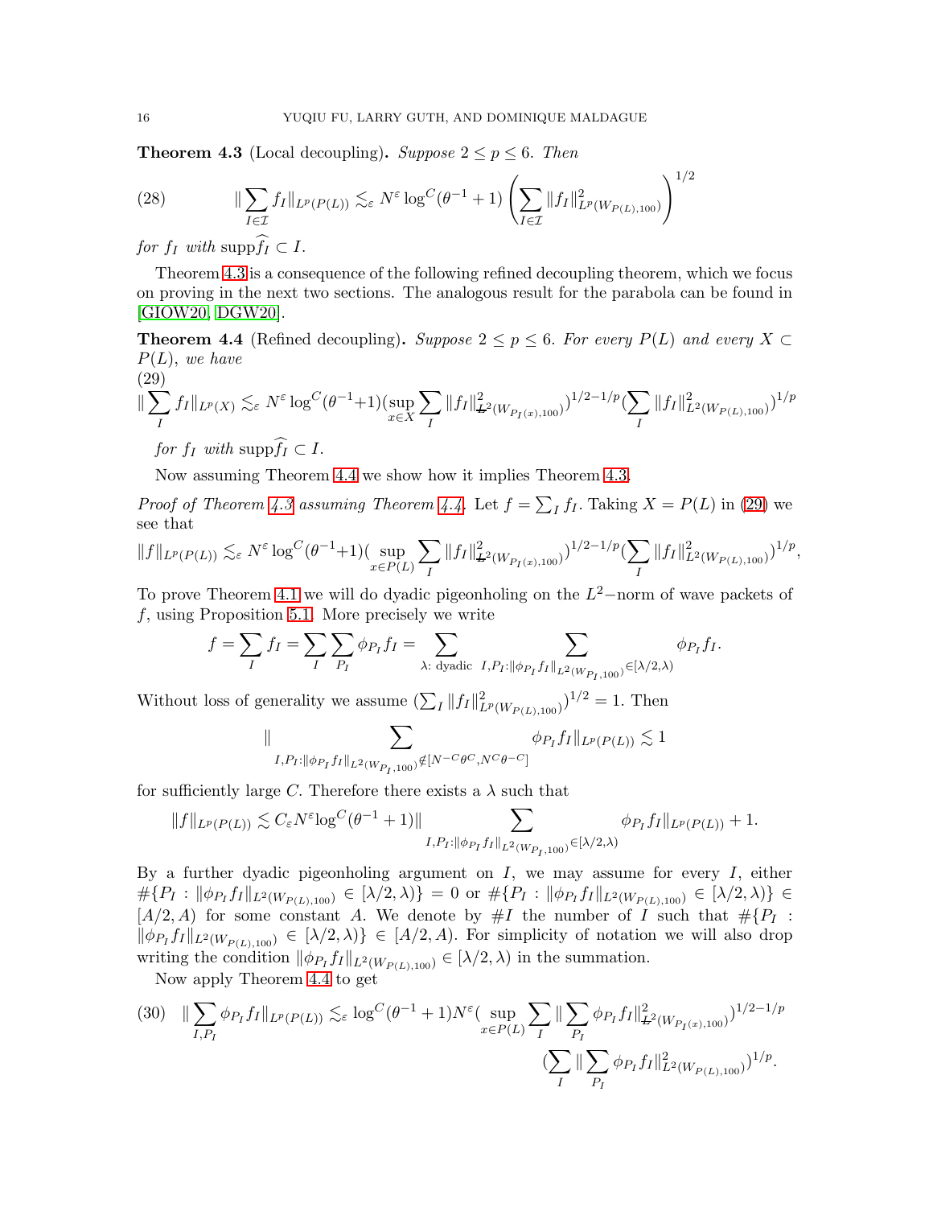**Theorem 4.3** (Local decoupling)**.** *Suppose $2 \le p \le 6$. Then*

$$\|\sum_{I\in\mathcal{I}} f_I\|_{L^p(P(L))} \lesssim_\varepsilon N^\varepsilon \log^C(\theta^{-1}+1) \left(\sum_{I\in\mathcal{I}} \|f_I\|^2_{L^p(W_{P(L),100})}\right)^{1/2} \tag{28}$$

*for $f_I$ with* $\mathrm{supp}\widehat{f_I} \subset I$.

Theorem 4.3 is a consequence of the following refined decoupling theorem, which we focus on proving in the next two sections. The analogous result for the parabola can be found in [GIOW20, DGW20].

**Theorem 4.4** (Refined decoupling)**.** *Suppose $2 \le p \le 6$. For every $P(L)$ and every $X \subset P(L)$, we have*

$$\|\sum_I f_I\|_{L^p(X)} \lesssim_\varepsilon N^\varepsilon \log^C(\theta^{-1}+1)(\sup_{x\in X}\sum_I \|f_I\|^2_{L^2_{\#}(W_{P_I(x)},100)})^{1/2-1/p}(\sum_I \|f_I\|^2_{L^2(W_{P(L),100})})^{1/p} \tag{29}$$

*for $f_I$ with* $\mathrm{supp}\widehat{f_I} \subset I$.

Now assuming Theorem 4.4 we show how it implies Theorem 4.3.

*Proof of Theorem 4.3 assuming Theorem 4.4.* Let $f = \sum_I f_I$. Taking $X = P(L)$ in (29) we see that

$$\|f\|_{L^p(P(L))} \lesssim_\varepsilon N^\varepsilon \log^C(\theta^{-1}+1)(\sup_{x\in P(L)}\sum_I \|f_I\|^2_{L^2_{\#}(W_{P_I(x)},100)})^{1/2-1/p}(\sum_I \|f_I\|^2_{L^2(W_{P(L),100})})^{1/p},$$

To prove Theorem 4.1 we will do dyadic pigeonholing on the $L^2-$norm of wave packets of $f$, using Proposition 5.1. More precisely we write

$$f = \sum_I f_I = \sum_I \sum_{P_I} \phi_{P_I} f_I = \sum_{\lambda:\text{ dyadic}} \sum_{I,P_I:\|\phi_{P_I}f_I\|_{L^2(W_{P_I,100})}\in[\lambda/2,\lambda)} \phi_{P_I} f_I.$$

Without loss of generality we assume $(\sum_I \|f_I\|^2_{L^p(W_{P(L),100})})^{1/2} = 1$. Then

$$\|\sum_{I,P_I:\|\phi_{P_I}f_I\|_{L^2(W_{P_I,100})}\notin[N^{-C}\theta^C,N^C\theta^{-C}]} \phi_{P_I} f_I\|_{L^p(P(L))} \lesssim 1$$

for sufficiently large $C$. Therefore there exists a $\lambda$ such that

$$\|f\|_{L^p(P(L))} \lesssim C_\varepsilon N^\varepsilon \log^C(\theta^{-1}+1)\|\sum_{I,P_I:\|\phi_{P_I}f_I\|_{L^2(W_{P_I,100})}\in[\lambda/2,\lambda)} \phi_{P_I} f_I\|_{L^p(P(L))} + 1.$$

By a further dyadic pigeonholing argument on $I$, we may assume for every $I$, either $\#\{P_I : \|\phi_{P_I}f_I\|_{L^2(W_{P(L),100})} \in [\lambda/2,\lambda)\} = 0$ or $\#\{P_I : \|\phi_{P_I}f_I\|_{L^2(W_{P(L),100})} \in [\lambda/2,\lambda)\} \in [A/2, A)$ for some constant $A$. We denote by $\#I$ the number of $I$ such that $\#\{P_I : \|\phi_{P_I}f_I\|_{L^2(W_{P(L),100})} \in [\lambda/2,\lambda)\} \in [A/2, A)$. For simplicity of notation we will also drop writing the condition $\|\phi_{P_I}f_I\|_{L^2(W_{P(L),100})} \in [\lambda/2,\lambda)$ in the summation.

Now apply Theorem 4.4 to get

$$\|\sum_{I,P_I} \phi_{P_I} f_I\|_{L^p(P(L))} \lesssim_\varepsilon \log^C(\theta^{-1}+1) N^\varepsilon (\sup_{x\in P(L)}\sum_I \|\sum_{P_I}\phi_{P_I}f_I\|^2_{L^2_{\#}(W_{P_I(x)},100)})^{1/2-1/p} (\sum_I \|\sum_{P_I}\phi_{P_I}f_I\|^2_{L^2(W_{P(L),100})})^{1/p}. \tag{30}$$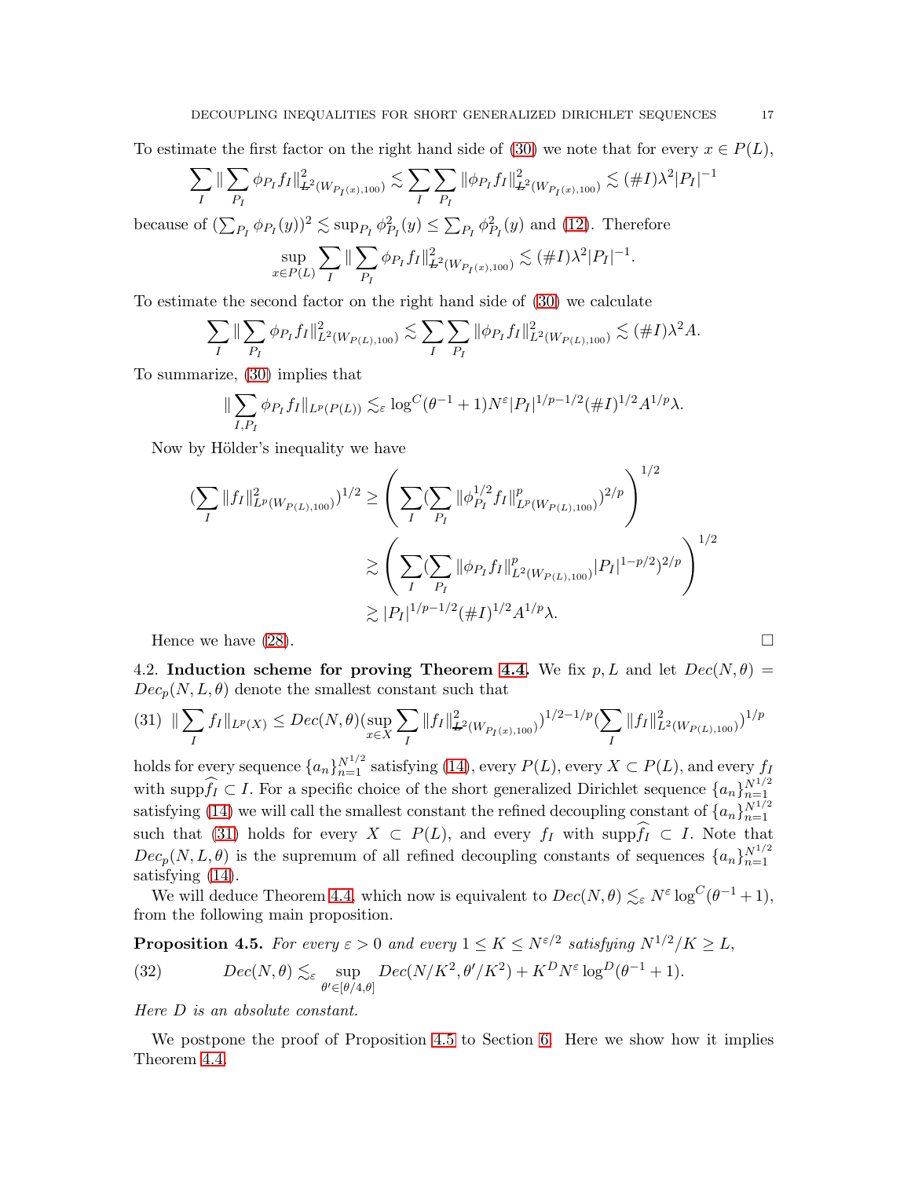To estimate the first factor on the right hand side of (30) we note that for every $x \in P(L)$,

$$\sum_I \| \sum_{P_I} \phi_{P_I} f_I \|^2_{L^2(W_{P_I(x),100})} \lesssim \sum_I \sum_{P_I} \|\phi_{P_I} f_I\|^2_{L^2(W_{P_I(x),100})} \lesssim (\#I)\lambda^2 |P_I|^{-1}$$

because of $(\sum_{P_I} \phi_{P_I}(y))^2 \lesssim \sup_{P_I} \phi^2_{P_I}(y) \le \sum_{P_I} \phi^2_{P_I}(y)$ and (12). Therefore

$$\sup_{x\in P(L)} \sum_I \| \sum_{P_I} \phi_{P_I} f_I \|^2_{L^2(W_{P_I(x),100})} \lesssim (\#I)\lambda^2 |P_I|^{-1}.$$

To estimate the second factor on the right hand side of (30) we calculate

$$\sum_I \| \sum_{P_I} \phi_{P_I} f_I \|^2_{L^2(W_{P(L),100})} \lesssim \sum_I \sum_{P_I} \|\phi_{P_I} f_I\|^2_{L^2(W_{P(L),100})} \lesssim (\#I)\lambda^2 A.$$

To summarize, (30) implies that

$$\| \sum_{I,P_I} \phi_{P_I} f_I \|_{L^p(P(L))} \lesssim_\varepsilon \log^C(\theta^{-1}+1) N^\varepsilon |P_I|^{1/p-1/2} (\#I)^{1/2} A^{1/p} \lambda.$$

Now by Hölder's inequality we have

$$\begin{aligned}
(\sum_I \|f_I\|^2_{L^p(W_{P(L),100})})^{1/2} &\ge \left( \sum_I (\sum_{P_I} \|\phi^{1/2}_{P_I} f_I\|^p_{L^p(W_{P(L),100})})^{2/p} \right)^{1/2} \\
&\gtrsim \left( \sum_I (\sum_{P_I} \|\phi_{P_I} f_I\|^p_{L^2(W_{P(L),100})} |P_I|^{1-p/2})^{2/p} \right)^{1/2} \\
&\gtrsim |P_I|^{1/p-1/2} (\#I)^{1/2} A^{1/p} \lambda.
\end{aligned}$$

Hence we have (28). □

4.2. **Induction scheme for proving Theorem 4.4.** We fix $p, L$ and let $Dec(N,\theta) = Dec_p(N,L,\theta)$ denote the smallest constant such that

$$\| \sum_I f_I \|_{L^p(X)} \le Dec(N,\theta) (\sup_{x\in X} \sum_I \|f_I\|^2_{L^2(W_{P_I(x),100})})^{1/2-1/p} (\sum_I \|f_I\|^2_{L^2(W_{P(L),100})})^{1/p} \tag{31}$$

holds for every sequence $\{a_n\}_{n=1}^{N^{1/2}}$ satisfying (14), every $P(L)$, every $X \subset P(L)$, and every $f_I$ with $\mathrm{supp}\widehat{f_I} \subset I$. For a specific choice of the short generalized Dirichlet sequence $\{a_n\}_{n=1}^{N^{1/2}}$ satisfying (14) we will call the smallest constant the refined decoupling constant of $\{a_n\}_{n=1}^{N^{1/2}}$ such that (31) holds for every $X \subset P(L)$, and every $f_I$ with $\mathrm{supp}\widehat{f_I} \subset I$. Note that $Dec_p(N,L,\theta)$ is the supremum of all refined decoupling constants of sequences $\{a_n\}_{n=1}^{N^{1/2}}$ satisfying (14).

We will deduce Theorem 4.4, which now is equivalent to $Dec(N,\theta) \lesssim_\varepsilon N^\varepsilon \log^C(\theta^{-1}+1)$, from the following main proposition.

**Proposition 4.5.** *For every $\varepsilon > 0$ and every $1 \le K \le N^{\varepsilon/2}$ satisfying $N^{1/2}/K \ge L$,*

$$Dec(N,\theta) \lesssim_\varepsilon \sup_{\theta' \in [\theta/4,\theta]} Dec(N/K^2, \theta'/K^2) + K^D N^\varepsilon \log^D(\theta^{-1}+1). \tag{32}$$

*Here $D$ is an absolute constant.*

We postpone the proof of Proposition 4.5 to Section 6. Here we show how it implies Theorem 4.4.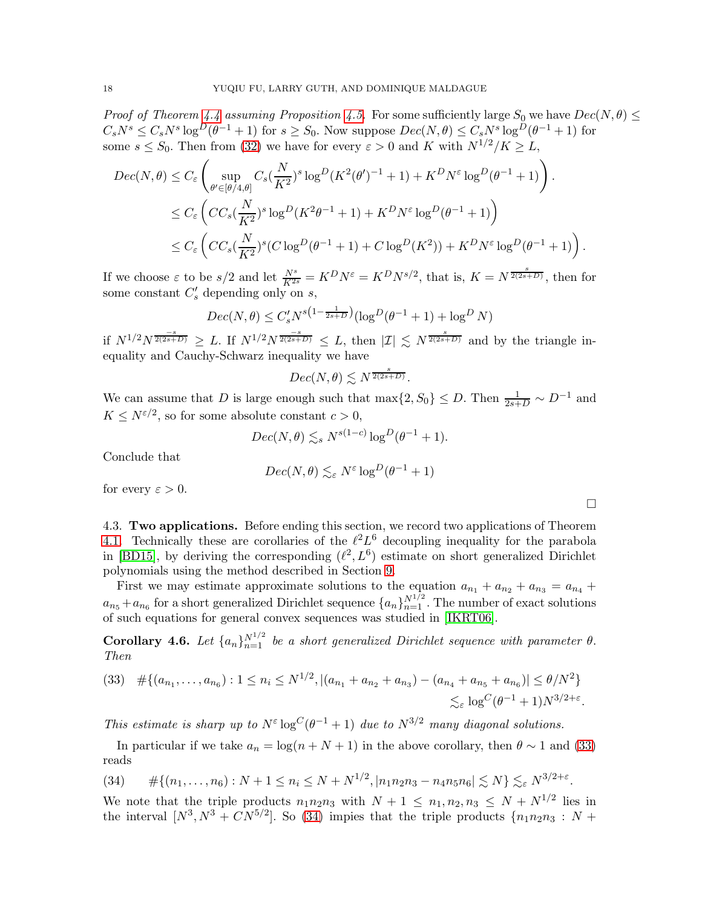*Proof of Theorem 4.4 assuming Proposition 4.5.* For some sufficiently large $S_0$ we have $Dec(N,\theta) \le C_s N^s \le C_s N^s \log^D(\theta^{-1}+1)$ for $s \ge S_0$. Now suppose $Dec(N,\theta) \le C_s N^s \log^D(\theta^{-1}+1)$ for some $s \le S_0$. Then from (32) we have for every $\varepsilon > 0$ and $K$ with $N^{1/2}/K \ge L$,

$$
\begin{aligned}
Dec(N,\theta) &\le C_\varepsilon \left( \sup_{\theta' \in [\theta/4, \theta]} C_s (\frac{N}{K^2})^s \log^D(K^2(\theta')^{-1}+1) + K^D N^\varepsilon \log^D(\theta^{-1}+1) \right). \\
&\le C_\varepsilon \left( C C_s (\frac{N}{K^2})^s \log^D(K^2\theta^{-1}+1) + K^D N^\varepsilon \log^D(\theta^{-1}+1) \right) \\
&\le C_\varepsilon \left( C C_s (\frac{N}{K^2})^s (C\log^D(\theta^{-1}+1) + C\log^D(K^2)) + K^D N^\varepsilon \log^D(\theta^{-1}+1) \right).
\end{aligned}
$$

If we choose $\varepsilon$ to be $s/2$ and let $\frac{N^s}{K^{2s}} = K^D N^\varepsilon = K^D N^{s/2}$, that is, $K = N^{\frac{s}{2(2s+D)}}$, then for some constant $C_s'$ depending only on $s$,

$$
Dec(N,\theta) \le C_s' N^{s(1-\frac{1}{2s+D})} (\log^D(\theta^{-1}+1) + \log^D N)
$$

if $N^{1/2} N^{\frac{-s}{2(2s+D)}} \ge L$. If $N^{1/2} N^{\frac{-s}{2(2s+D)}} \le L$, then $|\mathcal{I}| \lesssim N^{\frac{s}{2(2s+D)}}$ and by the triangle inequality and Cauchy-Schwarz inequality we have

$$
Dec(N,\theta) \lesssim N^{\frac{s}{2(2s+D)}}.
$$

We can assume that $D$ is large enough such that $\max\{2, S_0\} \le D$. Then $\frac{1}{2s+D} \sim D^{-1}$ and $K \le N^{\varepsilon/2}$, so for some absolute constant $c > 0$,

$$
Dec(N,\theta) \lesssim_s N^{s(1-c)} \log^D(\theta^{-1}+1).
$$

Conclude that

$$
Dec(N,\theta) \lesssim_\varepsilon N^\varepsilon \log^D(\theta^{-1}+1)
$$

for every $\varepsilon > 0$.

□

### 4.3. **Two applications.**

Before ending this section, we record two applications of Theorem 4.1. Technically these are corollaries of the $\ell^2 L^6$ decoupling inequality for the parabola in [BD15], by deriving the corresponding $(\ell^2, L^6)$ estimate on short generalized Dirichlet polynomials using the method described in Section 9.

First we may estimate approximate solutions to the equation $a_{n_1} + a_{n_2} + a_{n_3} = a_{n_4} + a_{n_5} + a_{n_6}$ for a short generalized Dirichlet sequence $\{a_n\}_{n=1}^{N^{1/2}}$. The number of exact solutions of such equations for general convex sequences was studied in [IKRT06].

**Corollary 4.6.** *Let $\{a_n\}_{n=1}^{N^{1/2}}$ be a short generalized Dirichlet sequence with parameter $\theta$. Then*

$$
\begin{aligned}
(33)\quad \#\{(a_{n_1}, \ldots, a_{n_6}) : 1 \le n_i \le N^{1/2}, |(a_{n_1}+a_{n_2}+a_{n_3}) - (a_{n_4}+a_{n_5}+a_{n_6})| \le \theta/N^2\} \\
\lesssim_\varepsilon \log^C(\theta^{-1}+1) N^{3/2+\varepsilon}.
\end{aligned}
$$

*This estimate is sharp up to $N^\varepsilon \log^C(\theta^{-1}+1)$ due to $N^{3/2}$ many diagonal solutions.*

In particular if we take $a_n = \log(n+N+1)$ in the above corollary, then $\theta \sim 1$ and (33) reads

$$
(34)\qquad \#\{(n_1, \ldots, n_6) : N+1 \le n_i \le N+N^{1/2}, |n_1n_2n_3 - n_4n_5n_6| \lesssim N\} \lesssim_\varepsilon N^{3/2+\varepsilon}.
$$

We note that the triple products $n_1n_2n_3$ with $N+1 \le n_1, n_2, n_3 \le N + N^{1/2}$ lies in the interval $[N^3, N^3 + CN^{5/2}]$. So (34) impies that the triple products $\{n_1n_2n_3 : N +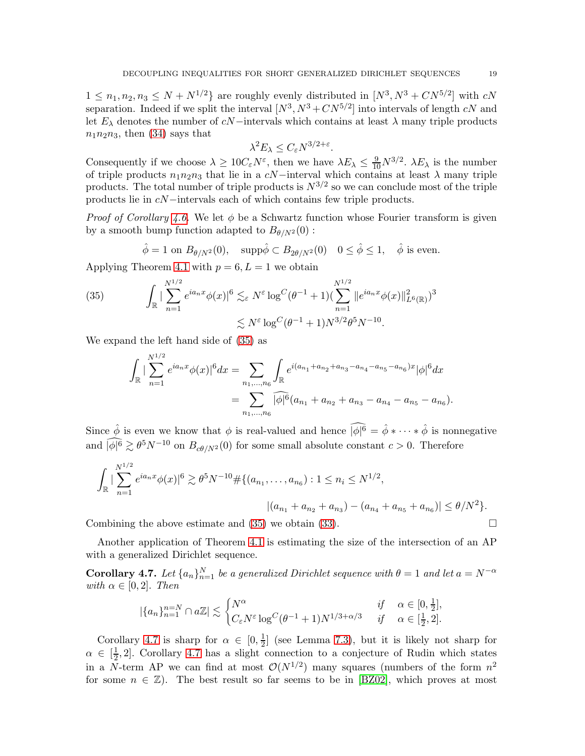$1 \le n_1, n_2, n_3 \le N + N^{1/2}\}$ are roughly evenly distributed in $[N^3, N^3 + CN^{5/2}]$ with $cN$ separation. Indeed if we split the interval $[N^3, N^3 + CN^{5/2}]$ into intervals of length $cN$ and let $E_\lambda$ denotes the number of $cN-$intervals which contains at least $\lambda$ many triple products $n_1 n_2 n_3$, then (34) says that

$$\lambda^2 E_\lambda \le C_\varepsilon N^{3/2+\varepsilon}.$$

Consequently if we choose $\lambda \ge 10 C_\varepsilon N^\varepsilon$, then we have $\lambda E_\lambda \le \frac{9}{10} N^{3/2}$. $\lambda E_\lambda$ is the number of triple products $n_1 n_2 n_3$ that lie in a $cN-$interval which contains at least $\lambda$ many triple products. The total number of triple products is $N^{3/2}$ so we can conclude most of the triple products lie in $cN-$intervals each of which contains few triple products.

*Proof of Corollary 4.6.* We let $\phi$ be a Schwartz function whose Fourier transform is given by a smooth bump function adapted to $B_{\theta/N^2}(0)$ :

$$\hat{\phi} = 1 \text{ on } B_{\theta/N^2}(0), \quad \text{supp}\hat{\phi} \subset B_{2\theta/N^2}(0) \quad 0 \le \hat{\phi} \le 1, \quad \hat{\phi} \text{ is even.}$$

Applying Theorem 4.1 with $p = 6, L = 1$ we obtain

$$\begin{aligned}
(35) \qquad \int_{\mathbb{R}} |\sum_{n=1}^{N^{1/2}} e^{ia_n x}\phi(x)|^6 &\lesssim_\varepsilon N^\varepsilon \log^C(\theta^{-1}+1)(\sum_{n=1}^{N^{1/2}} \|e^{ia_n x}\phi(x)\|^2_{L^6(\mathbb{R})})^3 \\
&\lesssim N^\varepsilon \log^C(\theta^{-1}+1) N^{3/2}\theta^5 N^{-10}.
\end{aligned}$$

We expand the left hand side of (35) as

$$\begin{aligned}
\int_{\mathbb{R}} |\sum_{n=1}^{N^{1/2}} e^{ia_n x}\phi(x)|^6 dx &= \sum_{n_1,\ldots,n_6} \int_{\mathbb{R}} e^{i(a_{n_1}+a_{n_2}+a_{n_3}-a_{n_4}-a_{n_5}-a_{n_6})x}|\phi|^6 dx \\
&= \sum_{n_1,\ldots,n_6} \widehat{|\phi|^6}(a_{n_1}+a_{n_2}+a_{n_3}-a_{n_4}-a_{n_5}-a_{n_6}).
\end{aligned}$$

Since $\hat{\phi}$ is even we know that $\phi$ is real-valued and hence $\widehat{|\phi|^6} = \hat{\phi} * \cdots * \hat{\phi}$ is nonnegative and $\widehat{|\phi|^6} \gtrsim \theta^5 N^{-10}$ on $B_{c\theta/N^2}(0)$ for some small absolute constant $c > 0$. Therefore

$$\begin{aligned}
\int_{\mathbb{R}} |\sum_{n=1}^{N^{1/2}} e^{ia_n x}\phi(x)|^6 \gtrsim \theta^5 N^{-10} \#\{(a_{n_1},\ldots,a_{n_6}) &: 1 \le n_i \le N^{1/2}, \\
&|(a_{n_1}+a_{n_2}+a_{n_3}) - (a_{n_4}+a_{n_5}+a_{n_6})| \le \theta/N^2\}.
\end{aligned}$$

Combining the above estimate and (35) we obtain (33). $\square$

Another application of Theorem 4.1 is estimating the size of the intersection of an AP with a generalized Dirichlet sequence.

**Corollary 4.7.** *Let $\{a_n\}_{n=1}^N$ be a generalized Dirichlet sequence with $\theta = 1$ and let $a = N^{-\alpha}$ with $\alpha \in [0,2]$. Then*

$$|\{a_n\}_{n=1}^{n=N} \cap a\mathbb{Z}| \lesssim \begin{cases} N^\alpha & \text{if} \quad \alpha \in [0, \frac{1}{2}], \\ C_\varepsilon N^\varepsilon \log^C(\theta^{-1}+1) N^{1/3+\alpha/3} & \text{if} \quad \alpha \in [\frac{1}{2}, 2]. \end{cases}$$

Corollary 4.7 is sharp for $\alpha \in [0, \frac{1}{2}]$ (see Lemma 7.3), but it is likely not sharp for $\alpha \in [\frac{1}{2}, 2]$. Corollary 4.7 has a slight connection to a conjecture of Rudin which states in a $N$-term AP we can find at most $\mathcal{O}(N^{1/2})$ many squares (numbers of the form $n^2$ for some $n \in \mathbb{Z}$). The best result so far seems to be in [BZ02], which proves at most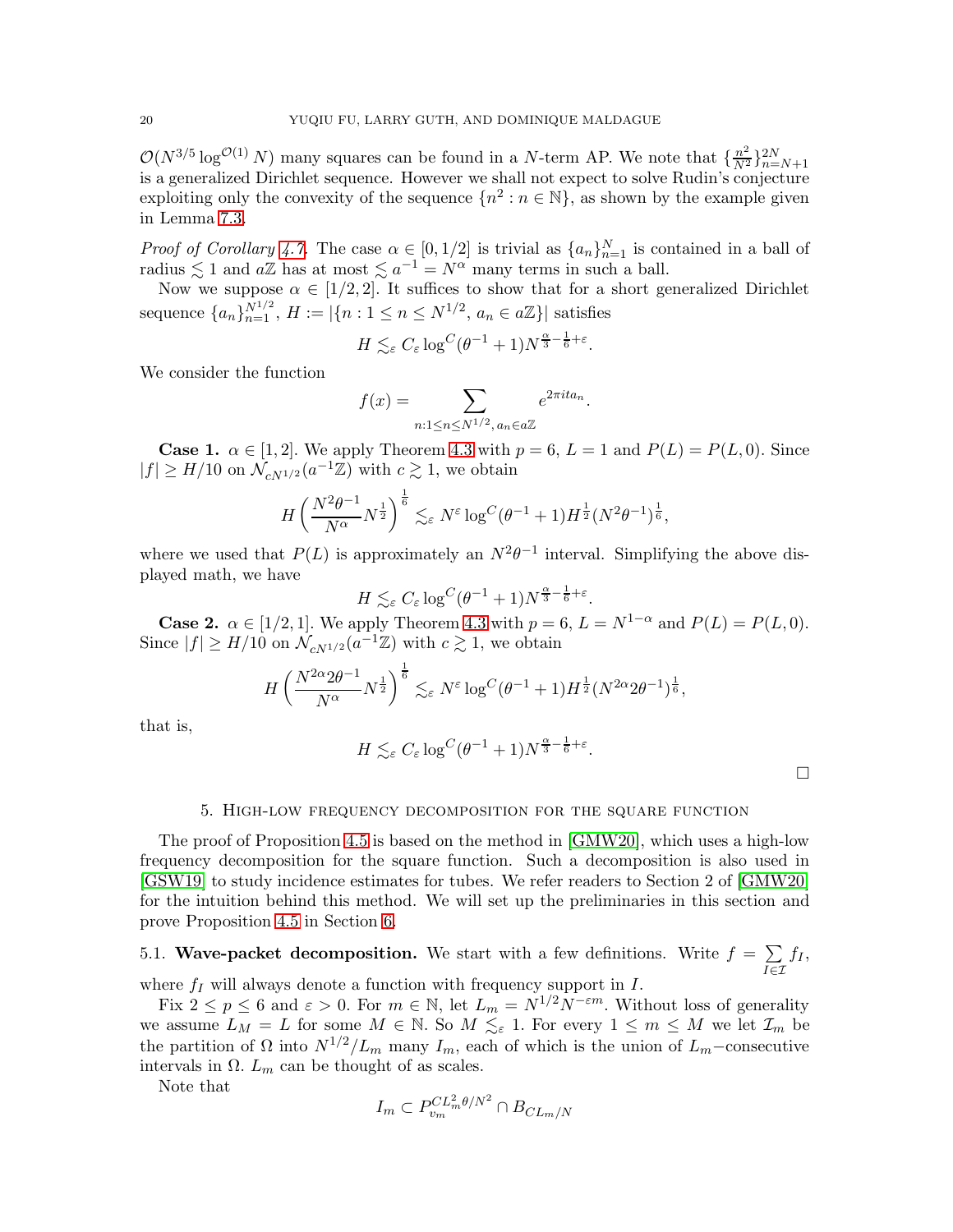$\mathcal{O}(N^{3/5}\log^{\mathcal{O}(1)} N)$ many squares can be found in a $N$-term AP. We note that $\{\frac{n^2}{N^2}\}_{n=N+1}^{2N}$ is a generalized Dirichlet sequence. However we shall not expect to solve Rudin's conjecture exploiting only the convexity of the sequence $\{n^2 : n \in \mathbb{N}\}$, as shown by the example given in Lemma 7.3.

*Proof of Corollary 4.7.* The case $\alpha \in [0, 1/2]$ is trivial as $\{a_n\}_{n=1}^N$ is contained in a ball of radius $\lesssim 1$ and $a\mathbb{Z}$ has at most $\lesssim a^{-1} = N^\alpha$ many terms in such a ball.

Now we suppose $\alpha \in [1/2, 2]$. It suffices to show that for a short generalized Dirichlet sequence $\{a_n\}_{n=1}^{N^{1/2}}$, $H := |\{n : 1 \le n \le N^{1/2},\, a_n \in a\mathbb{Z}\}|$ satisfies

$$H \lesssim_\varepsilon C_\varepsilon \log^C(\theta^{-1}+1) N^{\frac{\alpha}{3}-\frac{1}{6}+\varepsilon}.$$

We consider the function

$$f(x) = \sum_{n:1\le n\le N^{1/2},\, a_n\in a\mathbb{Z}} e^{2\pi i t a_n}.$$

**Case 1.** $\alpha \in [1, 2]$. We apply Theorem 4.3 with $p = 6$, $L = 1$ and $P(L) = P(L, 0)$. Since $|f| \ge H/10$ on $\mathcal{N}_{cN^{1/2}}(a^{-1}\mathbb{Z})$ with $c \gtrsim 1$, we obtain

$$H\left(\frac{N^2\theta^{-1}}{N^\alpha} N^{\frac{1}{2}}\right)^{\frac{1}{6}} \lesssim_\varepsilon N^\varepsilon \log^C(\theta^{-1}+1) H^{\frac{1}{2}} (N^2\theta^{-1})^{\frac{1}{6}},$$

where we used that $P(L)$ is approximately an $N^2\theta^{-1}$ interval. Simplifying the above displayed math, we have

$$H \lesssim_\varepsilon C_\varepsilon \log^C(\theta^{-1}+1) N^{\frac{\alpha}{3}-\frac{1}{6}+\varepsilon}.$$

**Case 2.** $\alpha \in [1/2, 1]$. We apply Theorem 4.3 with $p = 6$, $L = N^{1-\alpha}$ and $P(L) = P(L, 0)$. Since $|f| \ge H/10$ on $\mathcal{N}_{cN^{1/2}}(a^{-1}\mathbb{Z})$ with $c \gtrsim 1$, we obtain

$$H\left(\frac{N^{2\alpha}2\theta^{-1}}{N^\alpha} N^{\frac{1}{2}}\right)^{\frac{1}{6}} \lesssim_\varepsilon N^\varepsilon \log^C(\theta^{-1}+1) H^{\frac{1}{2}} (N^{2\alpha}2\theta^{-1})^{\frac{1}{6}},$$

that is,

$$H \lesssim_\varepsilon C_\varepsilon \log^C(\theta^{-1}+1) N^{\frac{\alpha}{3}-\frac{1}{6}+\varepsilon}.$$

□

## 5. High-low frequency decomposition for the square function

The proof of Proposition 4.5 is based on the method in [GMW20], which uses a high-low frequency decomposition for the square function. Such a decomposition is also used in [GSW19] to study incidence estimates for tubes. We refer readers to Section 2 of [GMW20] for the intuition behind this method. We will set up the preliminaries in this section and prove Proposition 4.5 in Section 6.

### 5.1. Wave-packet decomposition.

We start with a few definitions. Write $f = \sum_{I\in\mathcal{I}} f_I$, where $f_I$ will always denote a function with frequency support in $I$.

Fix $2 \le p \le 6$ and $\varepsilon > 0$. For $m \in \mathbb{N}$, let $L_m = N^{1/2}N^{-\varepsilon m}$. Without loss of generality we assume $L_M = L$ for some $M \in \mathbb{N}$. So $M \lesssim_\varepsilon 1$. For every $1 \le m \le M$ we let $\mathcal{I}_m$ be the partition of $\Omega$ into $N^{1/2}/L_m$ many $I_m$, each of which is the union of $L_m$−consecutive intervals in $\Omega$. $L_m$ can be thought of as scales.

Note that

$$I_m \subset P_{v_m}^{CL_m^2\theta/N^2} \cap B_{CL_m/N}$$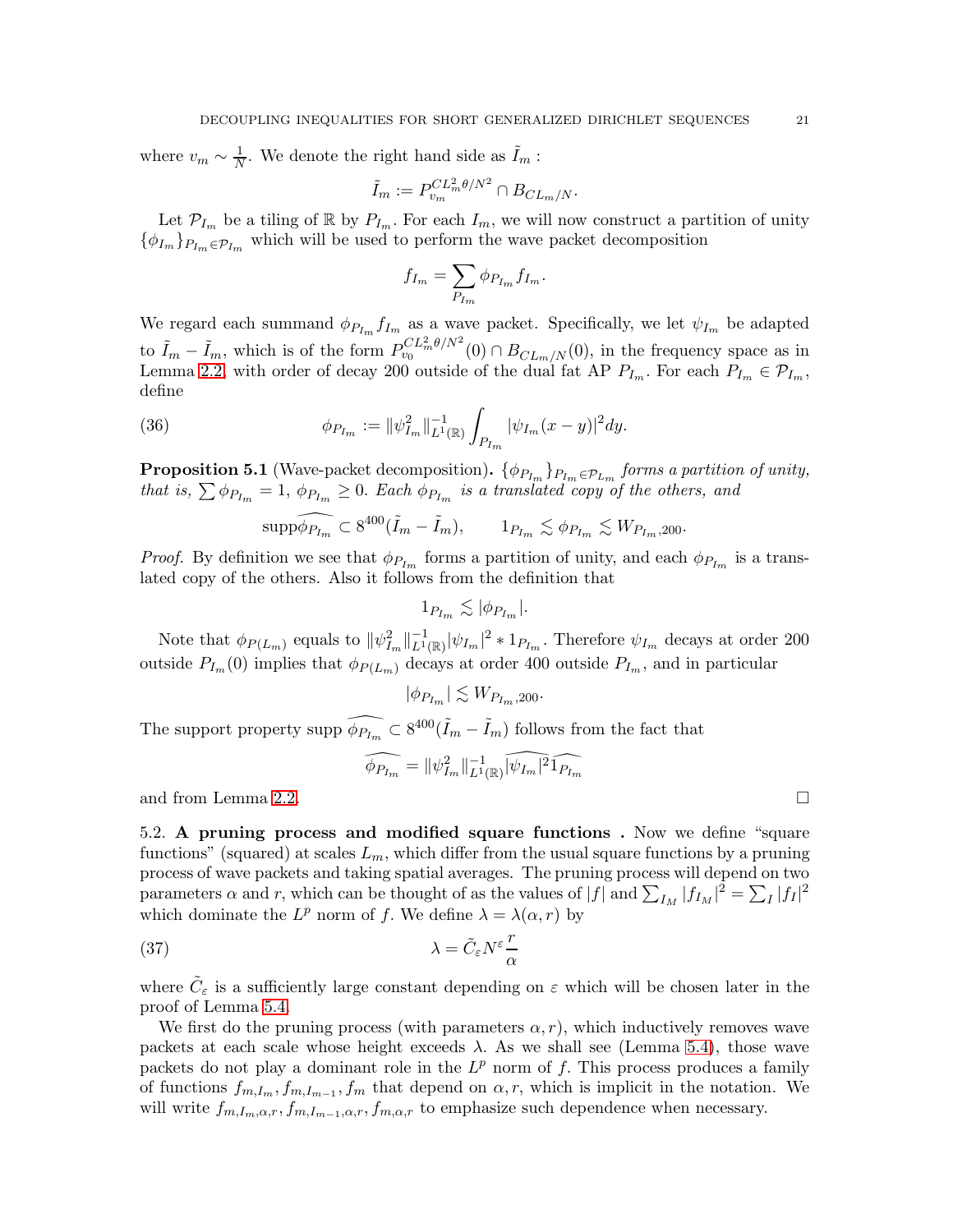where $v_m \sim \frac{1}{N}$. We denote the right hand side as $\tilde{I}_m$ :

$$\tilde{I}_m := P_{v_m}^{CL_m^2\theta/N^2} \cap B_{CL_m/N}.$$

Let $\mathcal{P}_{I_m}$ be a tiling of $\mathbb{R}$ by $P_{I_m}$. For each $I_m$, we will now construct a partition of unity $\{\phi_{I_m}\}_{P_{I_m}\in\mathcal{P}_{I_m}}$ which will be used to perform the wave packet decomposition

$$f_{I_m} = \sum_{P_{I_m}} \phi_{P_{I_m}} f_{I_m}.$$

We regard each summand $\phi_{P_{I_m}} f_{I_m}$ as a wave packet. Specifically, we let $\psi_{I_m}$ be adapted to $\tilde{I}_m - \tilde{I}_m$, which is of the form $P_{v_0}^{CL_m^2\theta/N^2}(0) \cap B_{CL_m/N}(0)$, in the frequency space as in Lemma 2.2, with order of decay 200 outside of the dual fat AP $P_{I_m}$. For each $P_{I_m} \in \mathcal{P}_{I_m}$, define

$$\phi_{P_{I_m}} := \|\psi_{I_m}^2\|_{L^1(\mathbb{R})}^{-1} \int_{P_{I_m}} |\psi_{I_m}(x-y)|^2 dy. \tag{36}$$

**Proposition 5.1** (Wave-packet decomposition)**.** *$\{\phi_{P_{I_m}}\}_{P_{I_m}\in\mathcal{P}_{L_m}}$ forms a partition of unity, that is, $\sum \phi_{P_{I_m}} = 1$, $\phi_{P_{I_m}} \geq 0$. Each $\phi_{P_{I_m}}$ is a translated copy of the others, and*

$$\operatorname{supp}\widehat{\phi_{P_{I_m}}} \subset 8^{400}(\tilde{I}_m - \tilde{I}_m), \qquad 1_{P_{I_m}} \lesssim \phi_{P_{I_m}} \lesssim W_{P_{I_m},200}.$$

*Proof.* By definition we see that $\phi_{P_{I_m}}$ forms a partition of unity, and each $\phi_{P_{I_m}}$ is a translated copy of the others. Also it follows from the definition that

$$1_{P_{I_m}} \lesssim |\phi_{P_{I_m}}|.$$

Note that $\phi_{P(L_m)}$ equals to $\|\psi_{I_m}^2\|_{L^1(\mathbb{R})}^{-1}|\psi_{I_m}|^2 * 1_{P_{I_m}}$. Therefore $\psi_{I_m}$ decays at order 200 outside $P_{I_m}(0)$ implies that $\phi_{P(L_m)}$ decays at order 400 outside $P_{I_m}$, and in particular

$$|\phi_{P_{I_m}}| \lesssim W_{P_{I_m},200}.$$

The support property supp $\widehat{\phi_{P_{I_m}}} \subset 8^{400}(\tilde{I}_m - \tilde{I}_m)$ follows from the fact that

$$\widehat{\phi_{P_{I_m}}} = \|\psi_{I_m}^2\|_{L^1(\mathbb{R})}^{-1}\widehat{|\psi_{I_m}|^2}\widehat{1_{P_{I_m}}}$$

and from Lemma 2.2. $\square$

5.2. **A pruning process and modified square functions .** Now we define "square functions" (squared) at scales $L_m$, which differ from the usual square functions by a pruning process of wave packets and taking spatial averages. The pruning process will depend on two parameters $\alpha$ and $r$, which can be thought of as the values of $|f|$ and $\sum_{I_M}|f_{I_M}|^2 = \sum_I |f_I|^2$ which dominate the $L^p$ norm of $f$. We define $\lambda = \lambda(\alpha, r)$ by

$$\lambda = \tilde{C}_\varepsilon N^\varepsilon \frac{r}{\alpha} \tag{37}$$

where $\tilde{C}_\varepsilon$ is a sufficiently large constant depending on $\varepsilon$ which will be chosen later in the proof of Lemma 5.4.

We first do the pruning process (with parameters $\alpha, r$), which inductively removes wave packets at each scale whose height exceeds $\lambda$. As we shall see (Lemma 5.4), those wave packets do not play a dominant role in the $L^p$ norm of $f$. This process produces a family of functions $f_{m,I_m}, f_{m,I_{m-1}}, f_m$ that depend on $\alpha, r$, which is implicit in the notation. We will write $f_{m,I_m,\alpha,r}, f_{m,I_{m-1},\alpha,r}, f_{m,\alpha,r}$ to emphasize such dependence when necessary.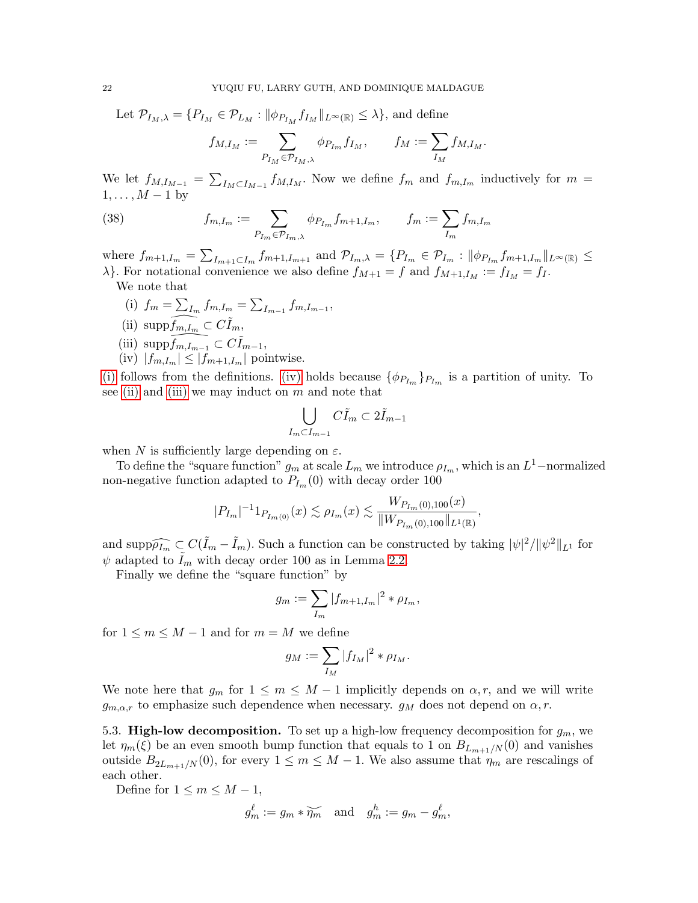Let $\mathcal{P}_{I_M,\lambda} = \{P_{I_M} \in \mathcal{P}_{L_M} : \|\phi_{P_{I_M}} f_{I_M}\|_{L^\infty(\mathbb{R})} \leq \lambda\}$, and define

$$f_{M,I_M} := \sum_{P_{I_M} \in \mathcal{P}_{I_M,\lambda}} \phi_{P_{I_m}} f_{I_M}, \qquad f_M := \sum_{I_M} f_{M,I_M}.$$

We let $f_{M,I_{M-1}} = \sum_{I_M \subset I_{M-1}} f_{M,I_M}$. Now we define $f_m$ and $f_{m,I_m}$ inductively for $m = 1, \ldots, M-1$ by

$$f_{m,I_m} := \sum_{P_{I_m} \in \mathcal{P}_{I_m,\lambda}} \phi_{P_{I_m}} f_{m+1,I_m}, \qquad f_m := \sum_{I_m} f_{m,I_m} \tag{38}$$

where $f_{m+1,I_m} = \sum_{I_{m+1} \subset I_m} f_{m+1,I_{m+1}}$ and $\mathcal{P}_{I_m,\lambda} = \{P_{I_m} \in \mathcal{P}_{I_m} : \|\phi_{P_{I_m}} f_{m+1,I_m}\|_{L^\infty(\mathbb{R})} \leq \lambda\}$. For notational convenience we also define $f_{M+1} = f$ and $f_{M+1,I_M} := f_{I_M} = f_I$.

We note that

(i) $f_m = \sum_{I_m} f_{m,I_m} = \sum_{I_{m-1}} f_{m,I_{m-1}}$,
(ii) $\operatorname{supp}\widehat{f_{m,I_m}} \subset C\tilde{I}_m$,
(iii) $\operatorname{supp}\widehat{f_{m,I_{m-1}}} \subset C\tilde{I}_{m-1}$,
(iv) $|f_{m,I_m}| \leq |f_{m+1,I_m}|$ pointwise.

(i) follows from the definitions. (iv) holds because $\{\phi_{P_{I_m}}\}_{P_{I_m}}$ is a partition of unity. To see (ii) and (iii) we may induct on $m$ and note that

$$\bigcup_{I_m \subset I_{m-1}} C\tilde{I}_m \subset 2\tilde{I}_{m-1}$$

when $N$ is sufficiently large depending on $\varepsilon$.

To define the "square function" $g_m$ at scale $L_m$ we introduce $\rho_{I_m}$, which is an $L^1$−normalized non-negative function adapted to $P_{I_m}(0)$ with decay order 100

$$|P_{I_m}|^{-1} 1_{P_{I_m(0)}}(x) \lesssim \rho_{I_m}(x) \lesssim \frac{W_{P_{I_m}(0),100}(x)}{\|W_{P_{I_m}(0),100}\|_{L^1(\mathbb{R})}},$$

and $\operatorname{supp}\widehat{\rho_{I_m}} \subset C(\tilde{I}_m - \tilde{I}_m)$. Such a function can be constructed by taking $|\psi|^2/\|\psi^2\|_{L^1}$ for $\psi$ adapted to $\tilde{I}_m$ with decay order 100 as in Lemma 2.2.

Finally we define the "square function" by

$$g_m := \sum_{I_m} |f_{m+1,I_m}|^2 * \rho_{I_m},$$

for $1 \leq m \leq M-1$ and for $m = M$ we define

$$g_M := \sum_{I_M} |f_{I_M}|^2 * \rho_{I_M}.$$

We note here that $g_m$ for $1 \leq m \leq M-1$ implicitly depends on $\alpha, r$, and we will write $g_{m,\alpha,r}$ to emphasize such dependence when necessary. $g_M$ does not depend on $\alpha, r$.

## 5.3. High-low decomposition.

To set up a high-low frequency decomposition for $g_m$, we let $\eta_m(\xi)$ be an even smooth bump function that equals to 1 on $B_{L_{m+1}/N}(0)$ and vanishes outside $B_{2L_{m+1}/N}(0)$, for every $1 \leq m \leq M-1$. We also assume that $\eta_m$ are rescalings of each other.

Define for $1 \leq m \leq M-1$,

$$g_m^\ell := g_m * \widecheck{\eta_m} \quad \text{and} \quad g_m^h := g_m - g_m^\ell,$$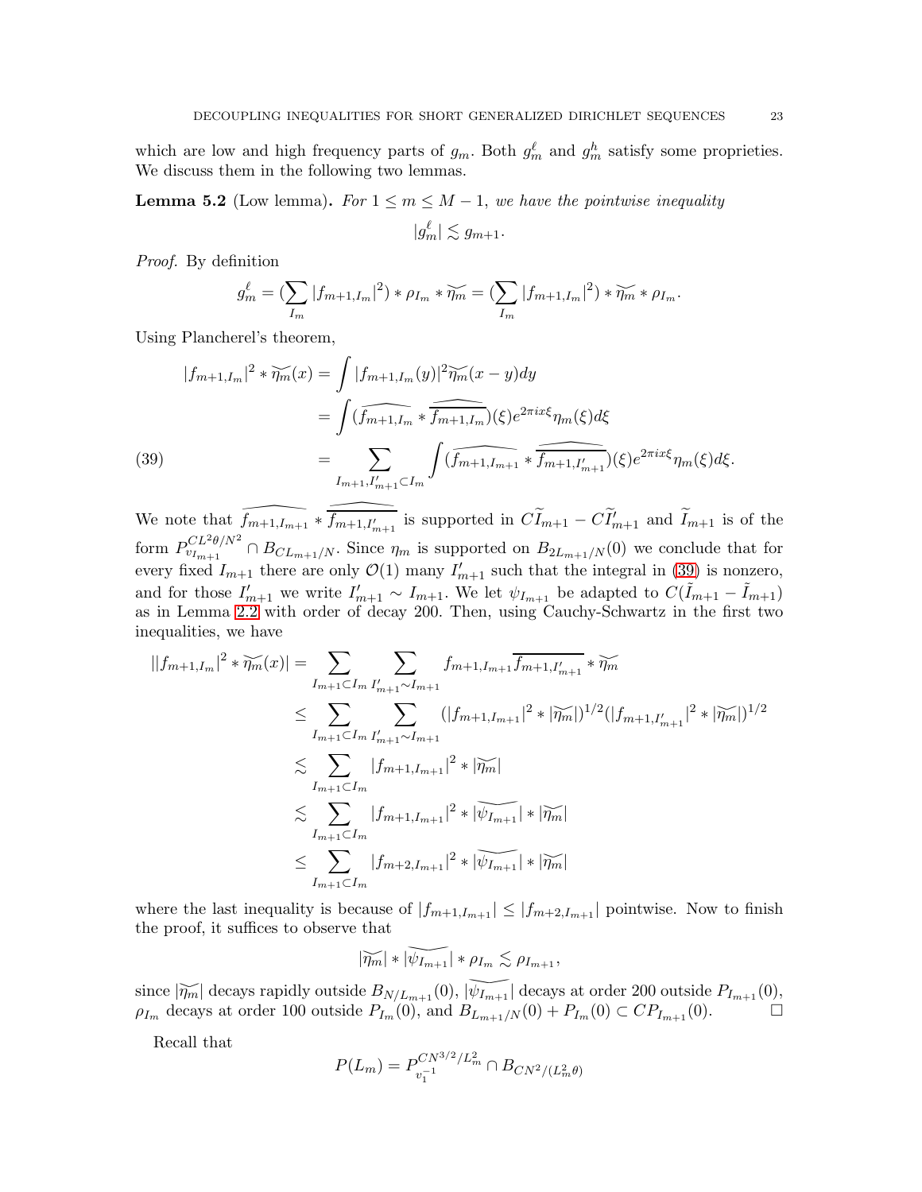which are low and high frequency parts of $g_m$. Both $g_m^\ell$ and $g_m^h$ satisfy some proprieties. We discuss them in the following two lemmas.

**Lemma 5.2** (Low lemma)**.** *For $1 \le m \le M-1$, we have the pointwise inequality*

$$|g_m^\ell| \lesssim g_{m+1}.$$

*Proof.* By definition

$$g_m^\ell = (\sum_{I_m} |f_{m+1,I_m}|^2) * \rho_{I_m} * \widecheck{\eta_m} = (\sum_{I_m} |f_{m+1,I_m}|^2) * \widecheck{\eta_m} * \rho_{I_m}.$$

Using Plancherel's theorem,

$$\begin{aligned}
|f_{m+1,I_m}|^2 * \widecheck{\eta_m}(x) &= \int |f_{m+1,I_m}(y)|^2 \widecheck{\eta_m}(x-y) dy \\
&= \int (\widehat{f_{m+1,I_m}} * \widehat{\overline{f_{m+1,I_m}}})(\xi) e^{2\pi i x\xi} \eta_m(\xi) d\xi \\
&= \sum_{I_{m+1}, I'_{m+1} \subset I_m} \int (\widehat{f_{m+1,I_{m+1}}} * \widehat{\overline{f_{m+1,I'_{m+1}}}})(\xi) e^{2\pi i x\xi} \eta_m(\xi) d\xi. \qquad (39)
\end{aligned}$$

We note that $\widehat{f_{m+1,I_{m+1}}} * \widehat{\overline{f_{m+1,I'_{m+1}}}}$ is supported in $C\widetilde{I}_{m+1} - C\widetilde{I}'_{m+1}$ and $\widetilde{I}_{m+1}$ is of the form $P_{v_{I_{m+1}}}^{CL^2\theta/N^2} \cap B_{CL_{m+1}/N}$. Since $\eta_m$ is supported on $B_{2L_{m+1}/N}(0)$ we conclude that for every fixed $I_{m+1}$ there are only $\mathcal{O}(1)$ many $I'_{m+1}$ such that the integral in (39) is nonzero, and for those $I'_{m+1}$ we write $I'_{m+1} \sim I_{m+1}$. We let $\psi_{I_{m+1}}$ be adapted to $C(\tilde{I}_{m+1} - \tilde{I}_{m+1})$ as in Lemma 2.2 with order of decay 200. Then, using Cauchy-Schwartz in the first two inequalities, we have

$$\begin{aligned}
||f_{m+1,I_m}|^2 * \widecheck{\eta_m}(x)| &= \sum_{I_{m+1} \subset I_m} \sum_{I'_{m+1} \sim I_{m+1}} f_{m+1,I_{m+1}} \overline{f_{m+1,I'_{m+1}}} * \widecheck{\eta_m} \\
&\le \sum_{I_{m+1} \subset I_m} \sum_{I'_{m+1} \sim I_{m+1}} (|f_{m+1,I_{m+1}}|^2 * |\widecheck{\eta_m}|)^{1/2} (|f_{m+1,I'_{m+1}}|^2 * |\widecheck{\eta_m}|)^{1/2} \\
&\lesssim \sum_{I_{m+1} \subset I_m} |f_{m+1,I_{m+1}}|^2 * |\widecheck{\eta_m}| \\
&\lesssim \sum_{I_{m+1} \subset I_m} |f_{m+1,I_{m+1}}|^2 * |\widecheck{\psi_{I_{m+1}}}| * |\widecheck{\eta_m}| \\
&\le \sum_{I_{m+1} \subset I_m} |f_{m+2,I_{m+1}}|^2 * |\widecheck{\psi_{I_{m+1}}}| * |\widecheck{\eta_m}|
\end{aligned}$$

where the last inequality is because of $|f_{m+1,I_{m+1}}| \le |f_{m+2,I_{m+1}}|$ pointwise. Now to finish the proof, it suffices to observe that

$$|\widecheck{\eta_m}| * |\widecheck{\psi_{I_{m+1}}}| * \rho_{I_m} \lesssim \rho_{I_{m+1}},$$

since $|\widecheck{\eta_m}|$ decays rapidly outside $B_{N/L_{m+1}}(0)$, $|\widecheck{\psi_{I_{m+1}}}|$ decays at order 200 outside $P_{I_{m+1}}(0)$, $\rho_{I_m}$ decays at order 100 outside $P_{I_m}(0)$, and $B_{L_{m+1}/N}(0) + P_{I_m}(0) \subset CP_{I_{m+1}}(0)$. $\square$

Recall that

$$P(L_m) = P_{v_1^{-1}}^{CN^{3/2}/L_m^2} \cap B_{CN^2/(L_m^2\theta)}$$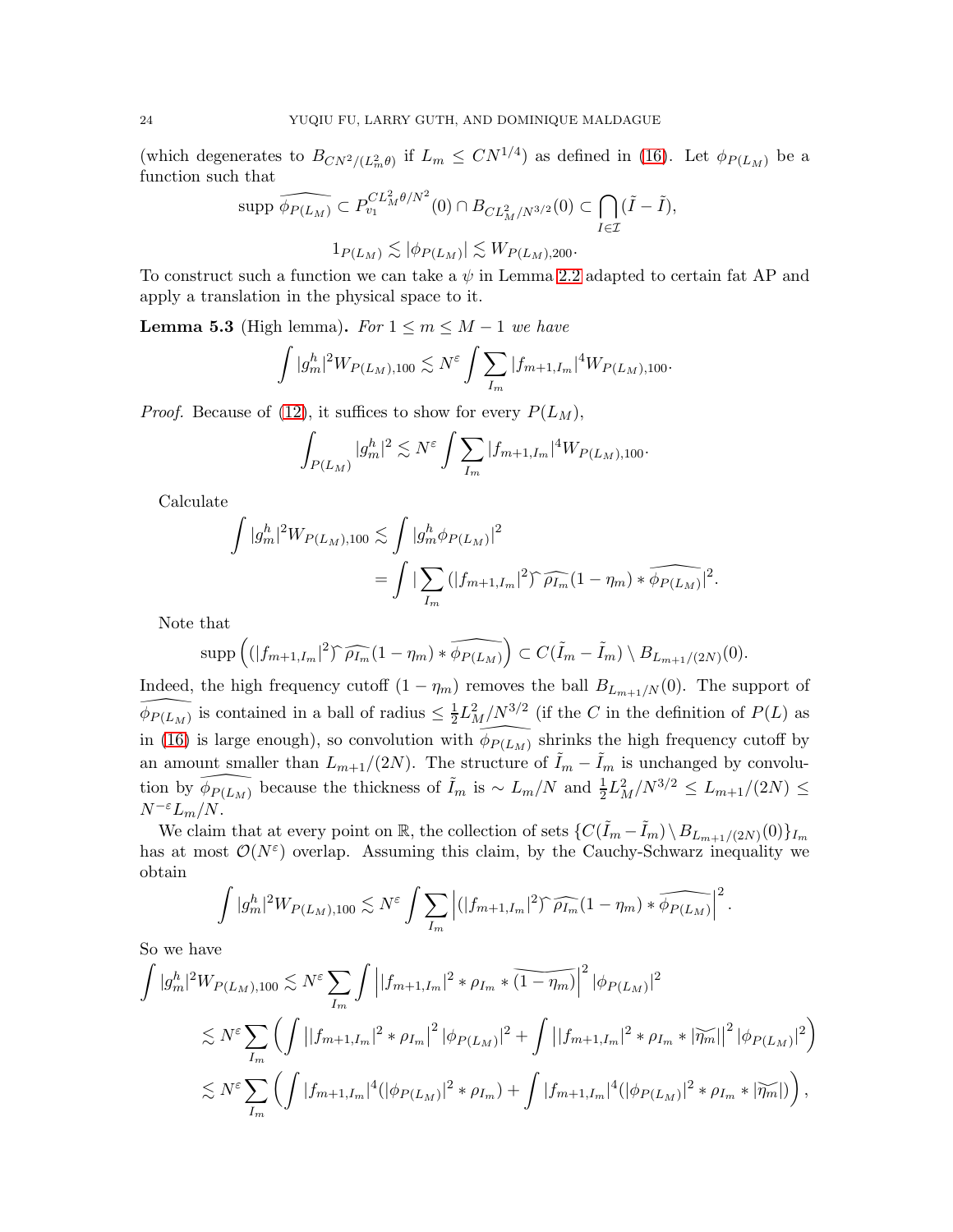(which degenerates to $B_{CN^2/(L_m^2\theta)}$ if $L_m \le CN^{1/4}$) as defined in (16). Let $\phi_{P(L_M)}$ be a function such that

$$\operatorname{supp} \widehat{\phi_{P(L_M)}} \subset P_{v_1}^{CL_M^2\theta/N^2}(0) \cap B_{CL_M^2/N^{3/2}}(0) \subset \bigcap_{I\in\mathcal{I}} (\tilde{I} - \tilde{I}),$$

$$1_{P(L_M)} \lesssim |\phi_{P(L_M)}| \lesssim W_{P(L_M),200}.$$

To construct such a function we can take a $\psi$ in Lemma 2.2 adapted to certain fat AP and apply a translation in the physical space to it.

**Lemma 5.3** (High lemma). *For $1 \le m \le M-1$ we have*

$$\int |g_m^h|^2 W_{P(L_M),100} \lesssim N^{\varepsilon} \int \sum_{I_m} |f_{m+1,I_m}|^4 W_{P(L_M),100}.$$

*Proof.* Because of (12), it suffices to show for every $P(L_M)$,

$$\int_{P(L_M)} |g_m^h|^2 \lesssim N^{\varepsilon} \int \sum_{I_m} |f_{m+1,I_m}|^4 W_{P(L_M),100}.$$

Calculate

$$\begin{aligned}\int |g_m^h|^2 W_{P(L_M),100} &\lesssim \int |g_m^h \phi_{P(L_M)}|^2 \\ &= \int |\sum_{I_m} (|f_{m+1,I_m}|^2)\widehat{\ }\,\widehat{\rho_{I_m}}(1-\eta_m) * \widehat{\phi_{P(L_M)}}|^2.\end{aligned}$$

Note that

$$\operatorname{supp}\left( (|f_{m+1,I_m}|^2)\widehat{\ }\,\widehat{\rho_{I_m}}(1-\eta_m) * \widehat{\phi_{P(L_M)}} \right) \subset C(\tilde{I}_m - \tilde{I}_m) \setminus B_{L_{m+1}/(2N)}(0).$$

Indeed, the high frequency cutoff $(1-\eta_m)$ removes the ball $B_{L_{m+1}/N}(0)$. The support of $\widehat{\phi_{P(L_M)}}$ is contained in a ball of radius $\le \frac{1}{2}L_M^2/N^{3/2}$ (if the $C$ in the definition of $P(L)$ as in (16) is large enough), so convolution with $\widehat{\phi_{P(L_M)}}$ shrinks the high frequency cutoff by an amount smaller than $L_{m+1}/(2N)$. The structure of $\tilde{I}_m - \tilde{I}_m$ is unchanged by convolution by $\widehat{\phi_{P(L_M)}}$ because the thickness of $\tilde{I}_m$ is $\sim L_m/N$ and $\frac{1}{2}L_M^2/N^{3/2} \le L_{m+1}/(2N) \le N^{-\varepsilon}L_m/N$.

We claim that at every point on $\mathbb{R}$, the collection of sets $\{C(\tilde{I}_m - \tilde{I}_m) \setminus B_{L_{m+1}/(2N)}(0)\}_{I_m}$ has at most $\mathcal{O}(N^{\varepsilon})$ overlap. Assuming this claim, by the Cauchy-Schwarz inequality we obtain

$$\int |g_m^h|^2 W_{P(L_M),100} \lesssim N^{\varepsilon} \int \sum_{I_m} \left| (|f_{m+1,I_m}|^2)\widehat{\ }\,\widehat{\rho_{I_m}}(1-\eta_m) * \widehat{\phi_{P(L_M)}} \right|^2.$$

So we have

$$\begin{aligned}\int |g_m^h|^2 W_{P(L_M),100} &\lesssim N^{\varepsilon} \sum_{I_m} \int \left| |f_{m+1,I_m}|^2 * \rho_{I_m} * \widecheck{(1-\eta_m)} \right|^2 |\phi_{P(L_M)}|^2 \\ &\lesssim N^{\varepsilon} \sum_{I_m} \left( \int \left| |f_{m+1,I_m}|^2 * \rho_{I_m} \right|^2 |\phi_{P(L_M)}|^2 + \int \left| |f_{m+1,I_m}|^2 * \rho_{I_m} * |\widecheck{\eta_m}| \right|^2 |\phi_{P(L_M)}|^2 \right) \\ &\lesssim N^{\varepsilon} \sum_{I_m} \left( \int |f_{m+1,I_m}|^4 (|\phi_{P(L_M)}|^2 * \rho_{I_m}) + \int |f_{m+1,I_m}|^4 (|\phi_{P(L_M)}|^2 * \rho_{I_m} * |\widecheck{\eta_m}|) \right),\end{aligned}$$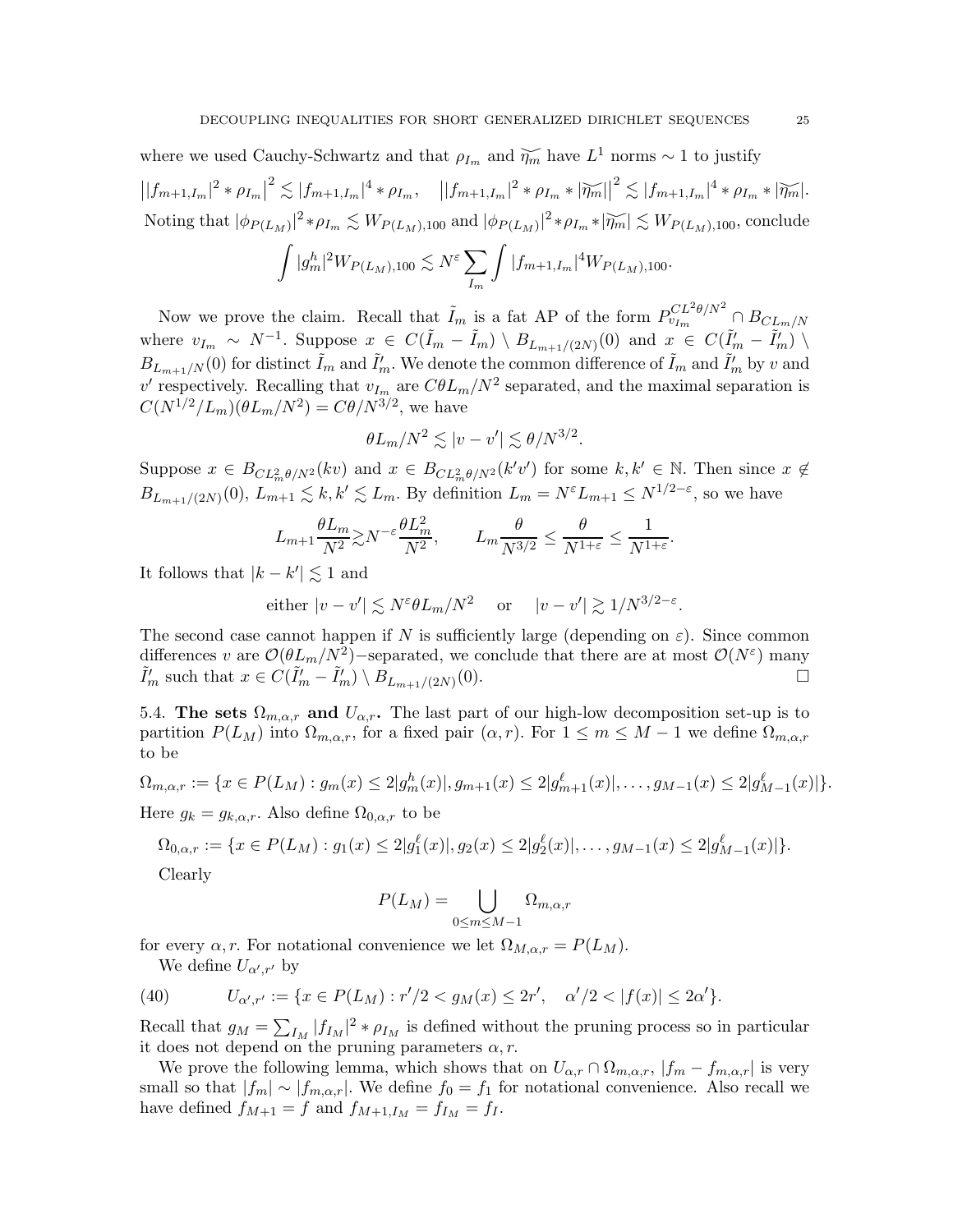where we used Cauchy-Schwartz and that $\rho_{I_m}$ and $\widetilde{\eta_m}$ have $L^1$ norms $\sim 1$ to justify

$$\big||f_{m+1,I_m}|^2 * \rho_{I_m}\big|^2 \lesssim |f_{m+1,I_m}|^4 * \rho_{I_m}, \quad \big||f_{m+1,I_m}|^2 * \rho_{I_m} * |\widetilde{\eta_m}|\big|^2 \lesssim |f_{m+1,I_m}|^4 * \rho_{I_m} * |\widetilde{\eta_m}|.$$

Noting that $|\phi_{P(L_M)}|^2 * \rho_{I_m} \lesssim W_{P(L_M),100}$ and $|\phi_{P(L_M)}|^2 * \rho_{I_m} * |\widetilde{\eta_m}| \lesssim W_{P(L_M),100}$, conclude

$$\int |g_m^h|^2 W_{P(L_M),100} \lesssim N^{\varepsilon} \sum_{I_m} \int |f_{m+1,I_m}|^4 W_{P(L_M),100}.$$

Now we prove the claim. Recall that $\tilde{I}_m$ is a fat AP of the form $P_{v_{I_m}}^{CL^2\theta/N^2} \cap B_{CL_m/N}$ where $v_{I_m} \sim N^{-1}$. Suppose $x \in C(\tilde{I}_m - \tilde{I}_m) \setminus B_{L_{m+1}/(2N)}(0)$ and $x \in C(\tilde{I}'_m - \tilde{I}'_m) \setminus B_{L_{m+1}/N}(0)$ for distinct $\tilde{I}_m$ and $\tilde{I}'_m$. We denote the common difference of $\tilde{I}_m$ and $\tilde{I}'_m$ by $v$ and $v'$ respectively. Recalling that $v_{I_m}$ are $C\theta L_m/N^2$ separated, and the maximal separation is $C(N^{1/2}/L_m)(\theta L_m/N^2) = C\theta/N^{3/2}$, we have

$$\theta L_m/N^2 \lesssim |v - v'| \lesssim \theta/N^{3/2}.$$

Suppose $x \in B_{CL_m^2\theta/N^2}(kv)$ and $x \in B_{CL_m^2\theta/N^2}(k'v')$ for some $k, k' \in \mathbb{N}$. Then since $x \notin B_{L_{m+1}/(2N)}(0)$, $L_{m+1} \lesssim k, k' \lesssim L_m$. By definition $L_m = N^{\varepsilon} L_{m+1} \leq N^{1/2-\varepsilon}$, so we have

$$L_{m+1}\frac{\theta L_m}{N^2} \gtrsim N^{-\varepsilon}\frac{\theta L_m^2}{N^2}, \qquad L_m \frac{\theta}{N^{3/2}} \leq \frac{\theta}{N^{1+\varepsilon}} \leq \frac{1}{N^{1+\varepsilon}}.$$

It follows that $|k - k'| \lesssim 1$ and

$$\text{either } |v - v'| \lesssim N^{\varepsilon}\theta L_m/N^2 \quad \text{ or } \quad |v - v'| \gtrsim 1/N^{3/2-\varepsilon}.$$

The second case cannot happen if $N$ is sufficiently large (depending on $\varepsilon$). Since common differences $v$ are $\mathcal{O}(\theta L_m/N^2)$−separated, we conclude that there are at most $\mathcal{O}(N^{\varepsilon})$ many $\tilde{I}'_m$ such that $x \in C(\tilde{I}'_m - \tilde{I}'_m) \setminus B_{L_{m+1}/(2N)}(0)$. □

5.4. **The sets $\Omega_{m,\alpha,r}$ and $U_{\alpha,r}$.** The last part of our high-low decomposition set-up is to partition $P(L_M)$ into $\Omega_{m,\alpha,r}$, for a fixed pair $(\alpha, r)$. For $1 \leq m \leq M-1$ we define $\Omega_{m,\alpha,r}$ to be

$$\Omega_{m,\alpha,r} := \{x \in P(L_M) : g_m(x) \leq 2|g_m^h(x)|, g_{m+1}(x) \leq 2|g_{m+1}^{\ell}(x)|, \ldots, g_{M-1}(x) \leq 2|g_{M-1}^{\ell}(x)|\}.$$

Here $g_k = g_{k,\alpha,r}$. Also define $\Omega_{0,\alpha,r}$ to be

$$\Omega_{0,\alpha,r} := \{x \in P(L_M) : g_1(x) \leq 2|g_1^{\ell}(x)|, g_2(x) \leq 2|g_2^{\ell}(x)|, \ldots, g_{M-1}(x) \leq 2|g_{M-1}^{\ell}(x)|\}.$$

Clearly

$$P(L_M) = \bigcup_{0 \leq m \leq M-1} \Omega_{m,\alpha,r}$$

for every $\alpha, r$. For notational convenience we let $\Omega_{M,\alpha,r} = P(L_M)$.

We define $U_{\alpha',r'}$ by

$$U_{\alpha',r'} := \{x \in P(L_M) : r'/2 < g_M(x) \leq 2r', \quad \alpha'/2 < |f(x)| \leq 2\alpha'\}. \tag{40}$$

Recall that $g_M = \sum_{I_M} |f_{I_M}|^2 * \rho_{I_M}$ is defined without the pruning process so in particular it does not depend on the pruning parameters $\alpha, r$.

We prove the following lemma, which shows that on $U_{\alpha,r} \cap \Omega_{m,\alpha,r}$, $|f_m - f_{m,\alpha,r}|$ is very small so that $|f_m| \sim |f_{m,\alpha,r}|$. We define $f_0 = f_1$ for notational convenience. Also recall we have defined $f_{M+1} = f$ and $f_{M+1,I_M} = f_{I_M} = f_I$.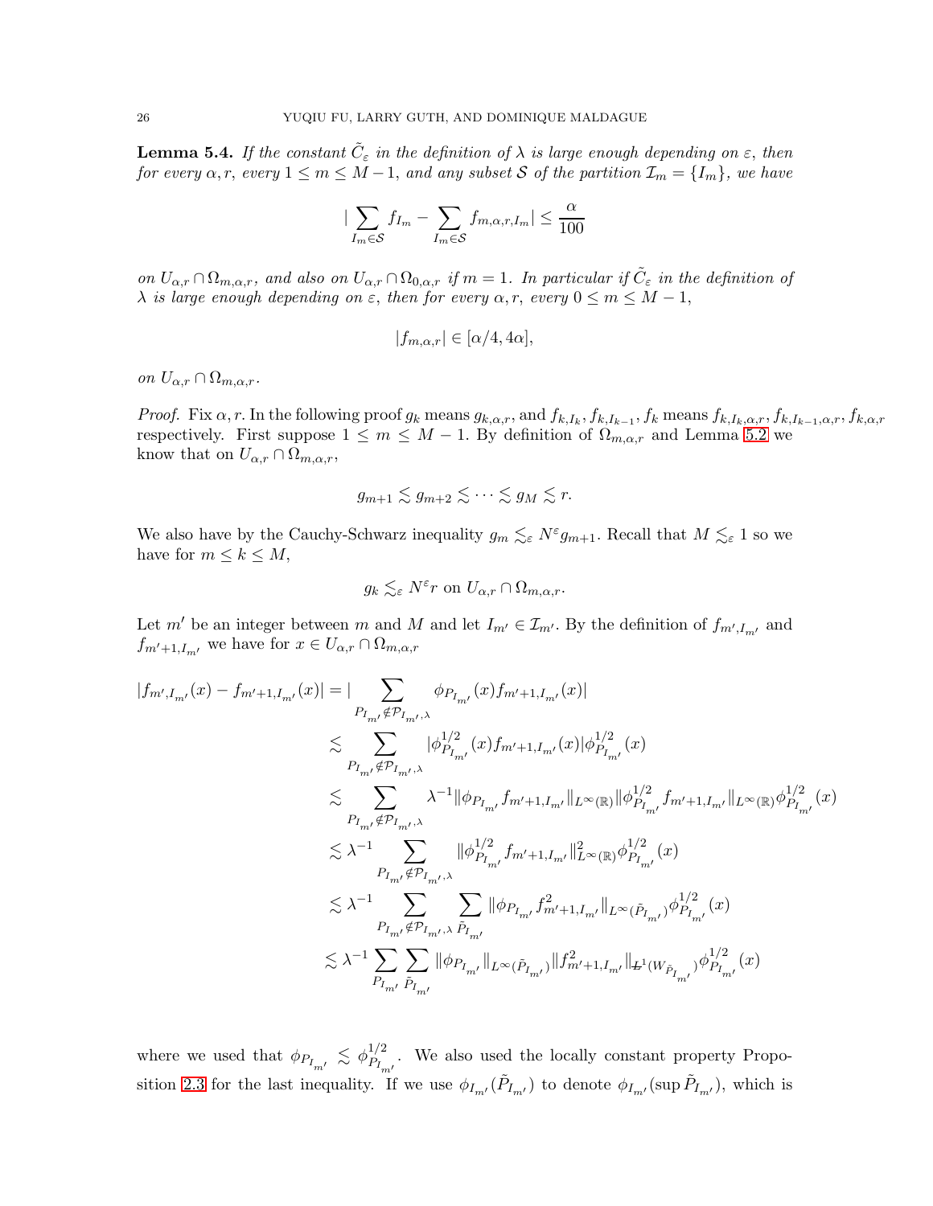**Lemma 5.4.** *If the constant $\tilde{C}_\varepsilon$ in the definition of $\lambda$ is large enough depending on $\varepsilon$, then for every $\alpha, r$, every $1 \le m \le M-1$, and any subset $\mathcal{S}$ of the partition $\mathcal{I}_m = \{I_m\}$, we have*

$$|\sum_{I_m \in \mathcal{S}} f_{I_m} - \sum_{I_m \in \mathcal{S}} f_{m,\alpha,r,I_m}| \le \frac{\alpha}{100}$$

*on $U_{\alpha,r} \cap \Omega_{m,\alpha,r}$, and also on $U_{\alpha,r} \cap \Omega_{0,\alpha,r}$ if $m = 1$. In particular if $\tilde{C}_\varepsilon$ in the definition of $\lambda$ is large enough depending on $\varepsilon$, then for every $\alpha, r$, every $0 \le m \le M-1$,*

$$|f_{m,\alpha,r}| \in [\alpha/4, 4\alpha],$$

*on $U_{\alpha,r} \cap \Omega_{m,\alpha,r}$.*

*Proof.* Fix $\alpha, r$. In the following proof $g_k$ means $g_{k,\alpha,r}$, and $f_{k,I_k}, f_{k,I_{k-1}}, f_k$ means $f_{k,I_k,\alpha,r}, f_{k,I_{k-1},\alpha,r}, f_{k,\alpha,r}$ respectively. First suppose $1 \le m \le M-1$. By definition of $\Omega_{m,\alpha,r}$ and Lemma 5.2 we know that on $U_{\alpha,r} \cap \Omega_{m,\alpha,r}$,

$$g_{m+1} \lesssim g_{m+2} \lesssim \cdots \lesssim g_M \lesssim r.$$

We also have by the Cauchy-Schwarz inequality $g_m \lesssim_\varepsilon N^\varepsilon g_{m+1}$. Recall that $M \lesssim_\varepsilon 1$ so we have for $m \le k \le M$,

$$g_k \lesssim_\varepsilon N^\varepsilon r \text{ on } U_{\alpha,r} \cap \Omega_{m,\alpha,r}.$$

Let $m'$ be an integer between $m$ and $M$ and let $I_{m'} \in \mathcal{I}_{m'}$. By the definition of $f_{m',I_{m'}}$ and $f_{m'+1,I_{m'}}$ we have for $x \in U_{\alpha,r} \cap \Omega_{m,\alpha,r}$

$$
\begin{aligned}
|f_{m',I_{m'}}(x) - f_{m'+1,I_{m'}}(x)| &= |\sum_{P_{I_{m'}} \notin \mathcal{P}_{I_{m'},\lambda}} \phi_{P_{I_{m'}}}(x) f_{m'+1,I_{m'}}(x)| \\
&\lesssim \sum_{P_{I_{m'}} \notin \mathcal{P}_{I_{m'},\lambda}} |\phi^{1/2}_{P_{I_{m'}}}(x) f_{m'+1,I_{m'}}(x)| \phi^{1/2}_{P_{I_{m'}}}(x) \\
&\lesssim \sum_{P_{I_{m'}} \notin \mathcal{P}_{I_{m'},\lambda}} \lambda^{-1} \|\phi_{P_{I_{m'}}} f_{m'+1,I_{m'}}\|_{L^\infty(\mathbb{R})} \|\phi^{1/2}_{P_{I_{m'}}} f_{m'+1,I_{m'}}\|_{L^\infty(\mathbb{R})} \phi^{1/2}_{P_{I_{m'}}}(x) \\
&\lesssim \lambda^{-1} \sum_{P_{I_{m'}} \notin \mathcal{P}_{I_{m'},\lambda}} \|\phi^{1/2}_{P_{I_{m'}}} f_{m'+1,I_{m'}}\|^2_{L^\infty(\mathbb{R})} \phi^{1/2}_{P_{I_{m'}}}(x) \\
&\lesssim \lambda^{-1} \sum_{P_{I_{m'}} \notin \mathcal{P}_{I_{m'},\lambda}} \sum_{\tilde{P}_{I_{m'}}} \|\phi_{P_{I_{m'}}} f^2_{m'+1,I_{m'}}\|_{L^\infty(\tilde{P}_{I_{m'}})} \phi^{1/2}_{P_{I_{m'}}}(x) \\
&\lesssim \lambda^{-1} \sum_{P_{I_{m'}}} \sum_{\tilde{P}_{I_{m'}}} \|\phi_{P_{I_{m'}}}\|_{L^\infty(\tilde{P}_{I_{m'}})} \|f^2_{m'+1,I_{m'}}\|_{L^1(W_{\tilde{P}_{I_{m'}}})} \phi^{1/2}_{P_{I_{m'}}}(x)
\end{aligned}
$$

where we used that $\phi_{P_{I_{m'}}} \lesssim \phi^{1/2}_{P_{I_{m'}}}$. We also used the locally constant property Proposition 2.3 for the last inequality. If we use $\phi_{I_{m'}}(\tilde{P}_{I_{m'}})$ to denote $\phi_{I_{m'}}(\sup \tilde{P}_{I_{m'}})$, which is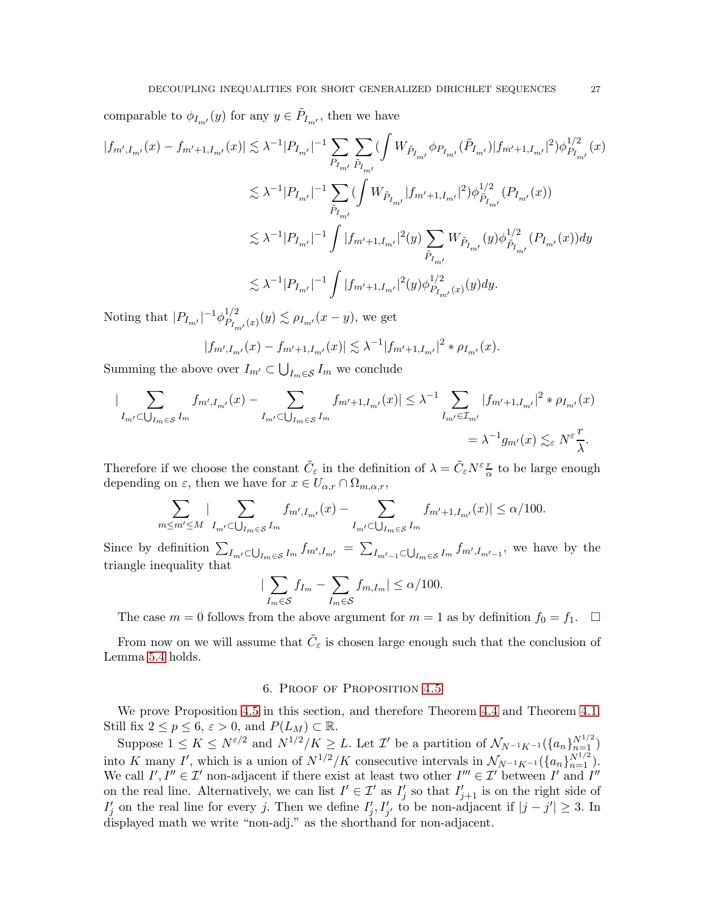comparable to $\phi_{I_{m'}}(y)$ for any $y \in \tilde{P}_{I_{m'}}$, then we have

$$
\begin{aligned}
|f_{m',I_{m'}}(x) - f_{m'+1,I_{m'}}(x)| &\lesssim \lambda^{-1}|P_{I_{m'}}|^{-1}\sum_{P_{I_{m'}}}\sum_{\tilde{P}_{I_{m'}}}\Big(\int W_{\tilde{P}_{I_{m'}}}\phi_{P_{I_{m'}}}(\tilde{P}_{I_{m'}})|f_{m'+1,I_{m'}}|^2\Big)\phi^{1/2}_{P_{I_{m'}}}(x)\\
&\lesssim \lambda^{-1}|P_{I_{m'}}|^{-1}\sum_{\tilde{P}_{I_{m'}}}\Big(\int W_{\tilde{P}_{I_{m'}}}|f_{m'+1,I_{m'}}|^2\Big)\phi^{1/2}_{\tilde{P}_{I_{m'}}}(P_{I_{m'}}(x))\\
&\lesssim \lambda^{-1}|P_{I_{m'}}|^{-1}\int |f_{m'+1,I_{m'}}|^2(y)\sum_{\tilde{P}_{I_{m'}}} W_{\tilde{P}_{I_{m'}}}(y)\phi^{1/2}_{\tilde{P}_{I_{m'}}}(P_{I_{m'}}(x))dy\\
&\lesssim \lambda^{-1}|P_{I_{m'}}|^{-1}\int |f_{m'+1,I_{m'}}|^2(y)\phi^{1/2}_{P_{I_{m'}}(x)}(y)dy.
\end{aligned}
$$

Noting that $|P_{I_{m'}}|^{-1}\phi^{1/2}_{P_{I_{m'}}(x)}(y) \lesssim \rho_{I_{m'}}(x-y)$, we get

$$
|f_{m',I_{m'}}(x) - f_{m'+1,I_{m'}}(x)| \lesssim \lambda^{-1}|f_{m'+1,I_{m'}}|^2 * \rho_{I_{m'}}(x).
$$

Summing the above over $I_{m'} \subset \bigcup_{I_m\in\mathcal{S}} I_m$ we conclude

$$
\begin{aligned}
\Big|\sum_{I_{m'}\subset\bigcup_{I_m\in\mathcal{S}} I_m} f_{m',I_{m'}}(x) - \sum_{I_{m'}\subset\bigcup_{I_m\in\mathcal{S}} I_m} f_{m'+1,I_{m'}}(x)\Big| &\le \lambda^{-1}\sum_{I_{m'}\in\mathcal{I}_{m'}}|f_{m'+1,I_{m'}}|^2 * \rho_{I_{m'}}(x)\\
&= \lambda^{-1}g_{m'}(x) \lesssim_\varepsilon N^\varepsilon\frac{r}{\lambda}.
\end{aligned}
$$

Therefore if we choose the constant $\tilde{C}_\varepsilon$ in the definition of $\lambda = \tilde{C}_\varepsilon N^\varepsilon \frac{r}{\alpha}$ to be large enough depending on $\varepsilon$, then we have for $x \in U_{\alpha,r}\cap\Omega_{m,\alpha,r}$,

$$
\sum_{m\le m'\le M}\Big|\sum_{I_{m'}\subset\bigcup_{I_m\in\mathcal{S}} I_m} f_{m',I_{m'}}(x) - \sum_{I_{m'}\subset\bigcup_{I_m\in\mathcal{S}} I_m} f_{m'+1,I_{m'}}(x)\Big| \le \alpha/100.
$$

Since by definition $\sum_{I_{m'}\subset\bigcup_{I_m\in\mathcal{S}} I_m} f_{m',I_{m'}} = \sum_{I_{m'-1}\subset\bigcup_{I_m\in\mathcal{S}} I_m} f_{m',I_{m'-1}}$, we have by the triangle inequality that

$$
\Big|\sum_{I_m\in\mathcal{S}} f_{I_m} - \sum_{I_m\in\mathcal{S}} f_{m,I_m}\Big| \le \alpha/100.
$$

The case $m = 0$ follows from the above argument for $m = 1$ as by definition $f_0 = f_1$. $\square$

From now on we will assume that $\tilde{C}_\varepsilon$ is chosen large enough such that the conclusion of Lemma 5.4 holds.

## 6. Proof of Proposition 4.5

We prove Proposition 4.5 in this section, and therefore Theorem 4.4 and Theorem 4.1. Still fix $2 \le p \le 6$, $\varepsilon > 0$, and $P(L_M) \subset \mathbb{R}$.

Suppose $1 \le K \le N^{\varepsilon/2}$ and $N^{1/2}/K \ge L$. Let $\mathcal{I}'$ be a partition of $\mathcal{N}_{N^{-1}K^{-1}}(\{a_n\}_{n=1}^{N^{1/2}})$ into $K$ many $I'$, which is a union of $N^{1/2}/K$ consecutive intervals in $\mathcal{N}_{N^{-1}K^{-1}}(\{a_n\}_{n=1}^{N^{1/2}})$. We call $I', I'' \in \mathcal{I}'$ non-adjacent if there exist at least two other $I''' \in \mathcal{I}'$ between $I'$ and $I''$ on the real line. Alternatively, we can list $I' \in \mathcal{I}'$ as $I'_j$ so that $I'_{j+1}$ is on the right side of $I'_j$ on the real line for every $j$. Then we define $I'_j, I'_{j'}$ to be non-adjacent if $|j-j'| \ge 3$. In displayed math we write "non-adj." as the shorthand for non-adjacent.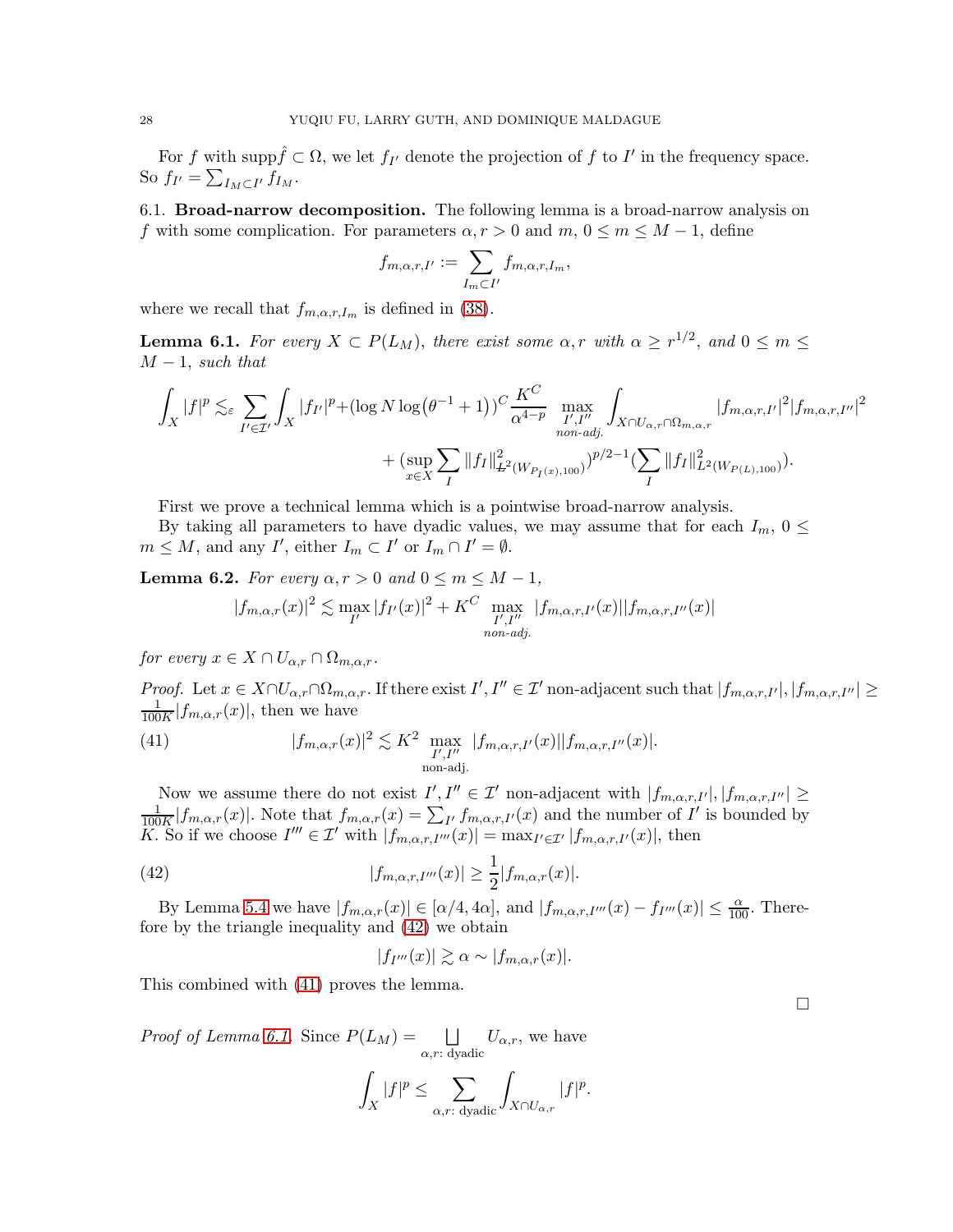For $f$ with $\mathrm{supp}\hat{f} \subset \Omega$, we let $f_{I'}$ denote the projection of $f$ to $I'$ in the frequency space. So $f_{I'} = \sum_{I_M \subset I'} f_{I_M}$.

6.1. **Broad-narrow decomposition.** The following lemma is a broad-narrow analysis on $f$ with some complication. For parameters $\alpha, r > 0$ and $m$, $0 \leq m \leq M-1$, define

$$f_{m,\alpha,r,I'} := \sum_{I_m \subset I'} f_{m,\alpha,r,I_m},$$

where we recall that $f_{m,\alpha,r,I_m}$ is defined in (38).

**Lemma 6.1.** *For every $X \subset P(L_M)$, there exist some $\alpha, r$ with $\alpha \geq r^{1/2}$, and $0 \leq m \leq M-1$, such that*

$$\int_X |f|^p \lesssim_\varepsilon \sum_{I' \in \mathcal{I}'} \int_X |f_{I'}|^p + (\log N \log(\theta^{-1}+1))^C \frac{K^C}{\alpha^{4-p}} \max_{\substack{I', I'' \\ \text{non-adj.}}} \int_{X \cap U_{\alpha,r} \cap \Omega_{m,\alpha,r}} |f_{m,\alpha,r,I'}|^2 |f_{m,\alpha,r,I''}|^2$$
$$+ (\sup_{x \in X} \sum_I \|f_I\|^2_{L^2(W_{P_I(x),100})})^{p/2-1} (\sum_I \|f_I\|^2_{L^2(W_{P(L),100})}).$$

First we prove a technical lemma which is a pointwise broad-narrow analysis.

By taking all parameters to have dyadic values, we may assume that for each $I_m$, $0 \leq m \leq M$, and any $I'$, either $I_m \subset I'$ or $I_m \cap I' = \emptyset$.

**Lemma 6.2.** *For every $\alpha, r > 0$ and $0 \leq m \leq M-1$,*

$$|f_{m,\alpha,r}(x)|^2 \lesssim \max_{I'} |f_{I'}(x)|^2 + K^C \max_{\substack{I', I'' \\ \text{non-adj.}}} |f_{m,\alpha,r,I'}(x)||f_{m,\alpha,r,I''}(x)|$$

*for every $x \in X \cap U_{\alpha,r} \cap \Omega_{m,\alpha,r}$.*

*Proof.* Let $x \in X \cap U_{\alpha,r} \cap \Omega_{m,\alpha,r}$. If there exist $I', I'' \in \mathcal{I}'$ non-adjacent such that $|f_{m,\alpha,r,I'}|, |f_{m,\alpha,r,I''}| \geq \frac{1}{100K}|f_{m,\alpha,r}(x)|$, then we have

$$|f_{m,\alpha,r}(x)|^2 \lesssim K^2 \max_{\substack{I', I'' \\ \text{non-adj.}}} |f_{m,\alpha,r,I'}(x)||f_{m,\alpha,r,I''}(x)|. \tag{41}$$

Now we assume there do not exist $I', I'' \in \mathcal{I}'$ non-adjacent with $|f_{m,\alpha,r,I'}|, |f_{m,\alpha,r,I''}| \geq \frac{1}{100K}|f_{m,\alpha,r}(x)|$. Note that $f_{m,\alpha,r}(x) = \sum_{I'} f_{m,\alpha,r,I'}(x)$ and the number of $I'$ is bounded by $K$. So if we choose $I''' \in \mathcal{I}'$ with $|f_{m,\alpha,r,I'''}(x)| = \max_{I' \in \mathcal{I}'} |f_{m,\alpha,r,I'}(x)|$, then

$$|f_{m,\alpha,r,I'''}(x)| \geq \frac{1}{2}|f_{m,\alpha,r}(x)|. \tag{42}$$

By Lemma 5.4 we have $|f_{m,\alpha,r}(x)| \in [\alpha/4, 4\alpha]$, and $|f_{m,\alpha,r,I'''}(x) - f_{I'''}(x)| \leq \frac{\alpha}{100}$. Therefore by the triangle inequality and (42) we obtain

$$|f_{I'''}(x)| \gtrsim \alpha \sim |f_{m,\alpha,r}(x)|.$$

This combined with (41) proves the lemma.

$\square$

*Proof of Lemma 6.1.* Since $P(L_M) = \bigsqcup_{\alpha,r:\text{ dyadic}} U_{\alpha,r}$, we have

$$\int_X |f|^p \leq \sum_{\alpha,r:\text{ dyadic}} \int_{X \cap U_{\alpha,r}} |f|^p.$$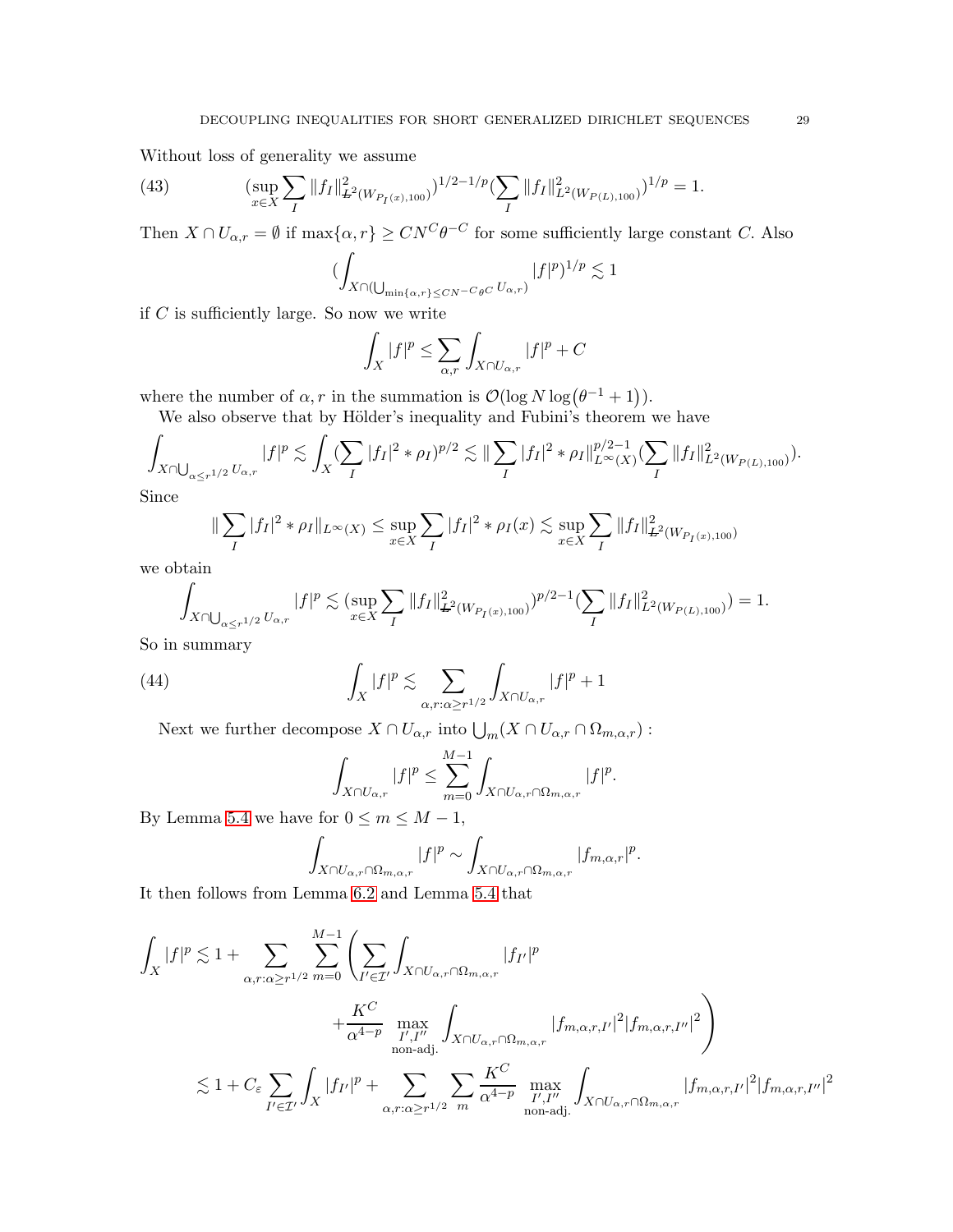Without loss of generality we assume

$$(\sup_{x\in X}\sum_I \|f_I\|^2_{\not L^2(W_{P_I(x),100})})^{1/2-1/p}(\sum_I \|f_I\|^2_{L^2(W_{P(L),100})})^{1/p}=1. \tag{43}$$

Then $X\cap U_{\alpha,r}=\emptyset$ if $\max\{\alpha,r\}\geq CN^C\theta^{-C}$ for some sufficiently large constant $C$. Also

$$(\int_{X\cap(\bigcup_{\min\{\alpha,r\}\leq CN^{-C}\theta^C}U_{\alpha,r})}|f|^p)^{1/p}\lesssim 1$$

if $C$ is sufficiently large. So now we write

$$\int_X |f|^p\leq \sum_{\alpha,r}\int_{X\cap U_{\alpha,r}}|f|^p+C$$

where the number of $\alpha,r$ in the summation is $\mathcal{O}(\log N\log(\theta^{-1}+1))$.

We also observe that by Hölder's inequality and Fubini's theorem we have

$$\int_{X\cap\bigcup_{\alpha\leq r^{1/2}}U_{\alpha,r}}|f|^p\lesssim \int_X(\sum_I|f_I|^2*\rho_I)^{p/2}\lesssim \|\sum_I|f_I|^2*\rho_I\|^{p/2-1}_{L^\infty(X)}(\sum_I\|f_I\|^2_{L^2(W_{P(L),100})}).$$

Since

$$\|\sum_I|f_I|^2*\rho_I\|_{L^\infty(X)}\leq\sup_{x\in X}\sum_I|f_I|^2*\rho_I(x)\lesssim\sup_{x\in X}\sum_I\|f_I\|^2_{\not L^2(W_{P_I(x),100})}$$

we obtain

$$\int_{X\cap\bigcup_{\alpha\leq r^{1/2}}U_{\alpha,r}}|f|^p\lesssim(\sup_{x\in X}\sum_I\|f_I\|^2_{\not L^2(W_{P_I(x),100})})^{p/2-1}(\sum_I\|f_I\|^2_{L^2(W_{P(L),100})})=1.$$

So in summary

$$\int_X|f|^p\lesssim\sum_{\alpha,r:\alpha\geq r^{1/2}}\int_{X\cap U_{\alpha,r}}|f|^p+1 \tag{44}$$

Next we further decompose $X\cap U_{\alpha,r}$ into $\bigcup_m(X\cap U_{\alpha,r}\cap\Omega_{m,\alpha,r})$ :

$$\int_{X\cap U_{\alpha,r}}|f|^p\leq\sum_{m=0}^{M-1}\int_{X\cap U_{\alpha,r}\cap\Omega_{m,\alpha,r}}|f|^p.$$

By Lemma 5.4 we have for $0\leq m\leq M-1$,

$$\int_{X\cap U_{\alpha,r}\cap\Omega_{m,\alpha,r}}|f|^p\sim\int_{X\cap U_{\alpha,r}\cap\Omega_{m,\alpha,r}}|f_{m,\alpha,r}|^p.$$

It then follows from Lemma 6.2 and Lemma 5.4 that

$$\begin{aligned}\int_X|f|^p\lesssim 1+&\sum_{\alpha,r:\alpha\geq r^{1/2}}\sum_{m=0}^{M-1}\Bigg(\sum_{I'\in\mathcal{I}'}\int_{X\cap U_{\alpha,r}\cap\Omega_{m,\alpha,r}}|f_{I'}|^p\\&\qquad+\frac{K^C}{\alpha^{4-p}}\max_{\substack{I',I''\\ \text{non-adj.}}}\int_{X\cap U_{\alpha,r}\cap\Omega_{m,\alpha,r}}|f_{m,\alpha,r,I'}|^2|f_{m,\alpha,r,I''}|^2\Bigg)\\ \lesssim 1+C_\varepsilon&\sum_{I'\in\mathcal{I}'}\int_X|f_{I'}|^p+\sum_{\alpha,r:\alpha\geq r^{1/2}}\sum_m\frac{K^C}{\alpha^{4-p}}\max_{\substack{I',I''\\ \text{non-adj.}}}\int_{X\cap U_{\alpha,r}\cap\Omega_{m,\alpha,r}}|f_{m,\alpha,r,I'}|^2|f_{m,\alpha,r,I''}|^2\end{aligned}$$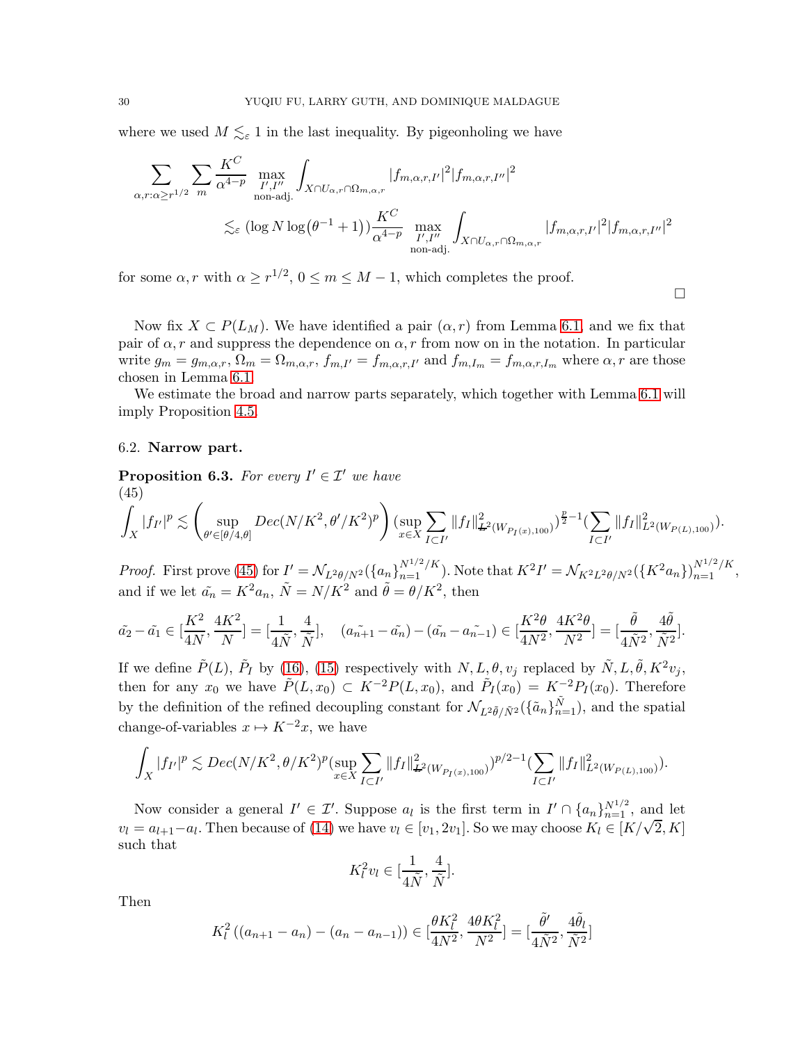where we used $M \lesssim_\varepsilon 1$ in the last inequality. By pigeonholing we have

$$\sum_{\alpha,r:\alpha\geq r^{1/2}} \sum_m \frac{K^C}{\alpha^{4-p}} \max_{\substack{I',I'' \\ \text{non-adj.}}} \int_{X\cap U_{\alpha,r}\cap\Omega_{m,\alpha,r}} |f_{m,\alpha,r,I'}|^2 |f_{m,\alpha,r,I''}|^2$$
$$\lesssim_\varepsilon (\log N \log(\theta^{-1}+1)) \frac{K^C}{\alpha^{4-p}} \max_{\substack{I',I'' \\ \text{non-adj.}}} \int_{X\cap U_{\alpha,r}\cap\Omega_{m,\alpha,r}} |f_{m,\alpha,r,I'}|^2 |f_{m,\alpha,r,I''}|^2$$

for some $\alpha, r$ with $\alpha \geq r^{1/2}$, $0 \leq m \leq M-1$, which completes the proof. ◻

Now fix $X \subset P(L_M)$. We have identified a pair $(\alpha, r)$ from Lemma 6.1, and we fix that pair of $\alpha, r$ and suppress the dependence on $\alpha, r$ from now on in the notation. In particular write $g_m = g_{m,\alpha,r}$, $\Omega_m = \Omega_{m,\alpha,r}$, $f_{m,I'} = f_{m,\alpha,r,I'}$ and $f_{m,I_m} = f_{m,\alpha,r,I_m}$ where $\alpha, r$ are those chosen in Lemma 6.1.

We estimate the broad and narrow parts separately, which together with Lemma 6.1 will imply Proposition 4.5.

## 6.2. Narrow part.

**Proposition 6.3.** *For every $I' \in \mathcal{I}'$ we have*
(45)
$$\int_X |f_{I'}|^p \lesssim \left(\sup_{\theta'\in[\theta/4,\theta]} Dec(N/K^2, \theta'/K^2)^p\right) (\sup_{x\in X} \sum_{I\subset I'} \|f_I\|^2_{L^2(W_{P_I(x)},100)})^{\frac{p}{2}-1} (\sum_{I\subset I'} \|f_I\|^2_{L^2(W_{P(L)},100)}).$$

*Proof.* First prove (45) for $I' = \mathcal{N}_{L^2\theta/N^2}(\{a_n\}_{n=1}^{N^{1/2}/K})$. Note that $K^2 I' = \mathcal{N}_{K^2L^2\theta/N^2}(\{K^2 a_n\})_{n=1}^{N^{1/2}/K}$, and if we let $\tilde{a_n} = K^2 a_n$, $\tilde{N} = N/K^2$ and $\tilde{\theta} = \theta/K^2$, then

$$\tilde{a_2} - \tilde{a_1} \in [\frac{K^2}{4N}, \frac{4K^2}{N}] = [\frac{1}{4\tilde{N}}, \frac{4}{\tilde{N}}], \quad (\tilde{a_{n+1}} - \tilde{a_n}) - (\tilde{a_n} - \tilde{a_{n-1}}) \in [\frac{K^2\theta}{4N^2}, \frac{4K^2\theta}{N^2}] = [\frac{\tilde{\theta}}{4\tilde{N}^2}, \frac{4\tilde{\theta}}{\tilde{N}^2}].$$

If we define $\tilde{P}(L)$, $\tilde{P}_I$ by (16), (15) respectively with $N, L, \theta, v_j$ replaced by $\tilde{N}, L, \tilde{\theta}, K^2 v_j$, then for any $x_0$ we have $\tilde{P}(L, x_0) \subset K^{-2} P(L, x_0)$, and $\tilde{P}_I(x_0) = K^{-2} P_I(x_0)$. Therefore by the definition of the refined decoupling constant for $\mathcal{N}_{L^2\tilde{\theta}/\tilde{N}^2}(\{\tilde{a}_n\}_{n=1}^{\tilde{N}})$, and the spatial change-of-variables $x \mapsto K^{-2}x$, we have

$$\int_X |f_{I'}|^p \lesssim Dec(N/K^2, \theta/K^2)^p (\sup_{x\in X} \sum_{I\subset I'} \|f_I\|^2_{L^2(W_{P_I(x)},100)})^{p/2-1} (\sum_{I\subset I'} \|f_I\|^2_{L^2(W_{P(L)},100)}).$$

Now consider a general $I' \in \mathcal{I}'$. Suppose $a_l$ is the first term in $I' \cap \{a_n\}_{n=1}^{N^{1/2}}$, and let $v_l = a_{l+1} - a_l$. Then because of (14) we have $v_l \in [v_1, 2v_1]$. So we may choose $K_l \in [K/\sqrt{2}, K]$ such that

$$K_l^2 v_l \in [\frac{1}{4\tilde{N}}, \frac{4}{\tilde{N}}].$$

Then

$$K_l^2 \left((a_{n+1} - a_n) - (a_n - a_{n-1})\right) \in [\frac{\theta K_l^2}{4N^2}, \frac{4\theta K_l^2}{N^2}] = [\frac{\tilde{\theta}'}{4\tilde{N}^2}, \frac{4\tilde{\theta}_l}{\tilde{N}^2}]$$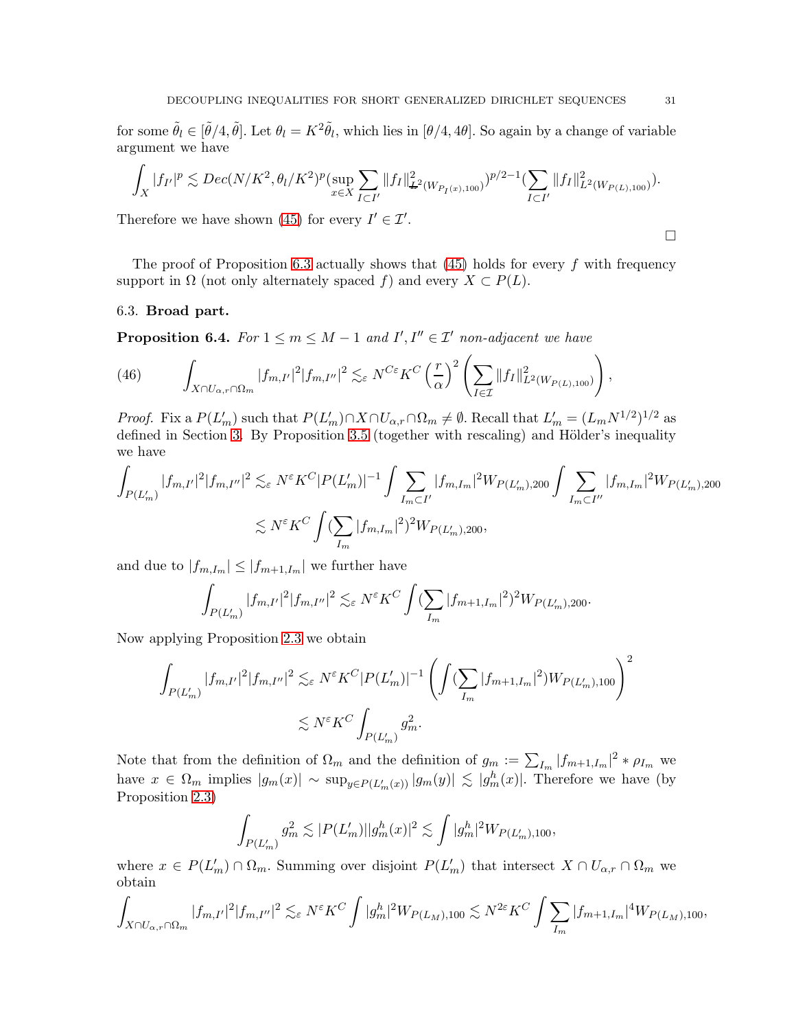for some $\tilde{\theta}_l \in [\tilde{\theta}/4, \tilde{\theta}]$. Let $\theta_l = K^2\tilde{\theta}_l$, which lies in $[\theta/4, 4\theta]$. So again by a change of variable argument we have

$$\int_X |f_{I'}|^p \lesssim Dec(N/K^2, \theta_l/K^2)^p (\sup_{x\in X} \sum_{I\subset I'} \|f_I\|^2_{L^2(W_{P_I(x)},100)})^{p/2-1} (\sum_{I\subset I'} \|f_I\|^2_{L^2(W_{P(L)},100)}).$$

Therefore we have shown (45) for every $I' \in \mathcal{I}'$.

$\square$

The proof of Proposition 6.3 actually shows that (45) holds for every $f$ with frequency support in $\Omega$ (not only alternately spaced $f$) and every $X \subset P(L)$.

### 6.3. Broad part.

**Proposition 6.4.** *For $1 \le m \le M-1$ and $I', I'' \in \mathcal{I}'$ non-adjacent we have*

$$\int_{X\cap U_{\alpha,r}\cap\Omega_m} |f_{m,I'}|^2 |f_{m,I''}|^2 \lesssim_\varepsilon N^{C\varepsilon} K^C \left(\frac{r}{\alpha}\right)^2 \left(\sum_{I\in\mathcal{I}} \|f_I\|^2_{L^2(W_{P(L)},100)}\right), \tag{46}$$

*Proof.* Fix a $P(L'_m)$ such that $P(L'_m)\cap X\cap U_{\alpha,r}\cap\Omega_m \neq \emptyset$. Recall that $L'_m = (L_m N^{1/2})^{1/2}$ as defined in Section 3. By Proposition 3.5 (together with rescaling) and Hölder's inequality we have

$$\int_{P(L'_m)} |f_{m,I'}|^2|f_{m,I''}|^2 \lesssim_\varepsilon N^\varepsilon K^C |P(L'_m)|^{-1} \int \sum_{I_m\subset I'} |f_{m,I_m}|^2 W_{P(L'_m),200} \int \sum_{I_m\subset I''} |f_{m,I_m}|^2 W_{P(L'_m),200}$$

$$\lesssim N^\varepsilon K^C \int (\sum_{I_m} |f_{m,I_m}|^2)^2 W_{P(L'_m),200},$$

and due to $|f_{m,I_m}| \le |f_{m+1,I_m}|$ we further have

$$\int_{P(L'_m)} |f_{m,I'}|^2|f_{m,I''}|^2 \lesssim_\varepsilon N^\varepsilon K^C \int (\sum_{I_m} |f_{m+1,I_m}|^2)^2 W_{P(L'_m),200}.$$

Now applying Proposition 2.3 we obtain

$$\int_{P(L'_m)} |f_{m,I'}|^2|f_{m,I''}|^2 \lesssim_\varepsilon N^\varepsilon K^C |P(L'_m)|^{-1} \left(\int (\sum_{I_m} |f_{m+1,I_m}|^2) W_{P(L'_m),100}\right)^2$$

$$\lesssim N^\varepsilon K^C \int_{P(L'_m)} g_m^2.$$

Note that from the definition of $\Omega_m$ and the definition of $g_m := \sum_{I_m} |f_{m+1,I_m}|^2 * \rho_{I_m}$ we have $x \in \Omega_m$ implies $|g_m(x)| \sim \sup_{y\in P(L'_m(x))} |g_m(y)| \lesssim |g_m^h(x)|$. Therefore we have (by Proposition 2.3)

$$\int_{P(L'_m)} g_m^2 \lesssim |P(L'_m)||g_m^h(x)|^2 \lesssim \int |g_m^h|^2 W_{P(L'_m),100},$$

where $x \in P(L'_m)\cap\Omega_m$. Summing over disjoint $P(L'_m)$ that intersect $X\cap U_{\alpha,r}\cap\Omega_m$ we obtain

$$\int_{X\cap U_{\alpha,r}\cap\Omega_m} |f_{m,I'}|^2|f_{m,I''}|^2 \lesssim_\varepsilon N^\varepsilon K^C \int |g_m^h|^2 W_{P(L_M),100} \lesssim N^{2\varepsilon} K^C \int \sum_{I_m} |f_{m+1,I_m}|^4 W_{P(L_M),100},$$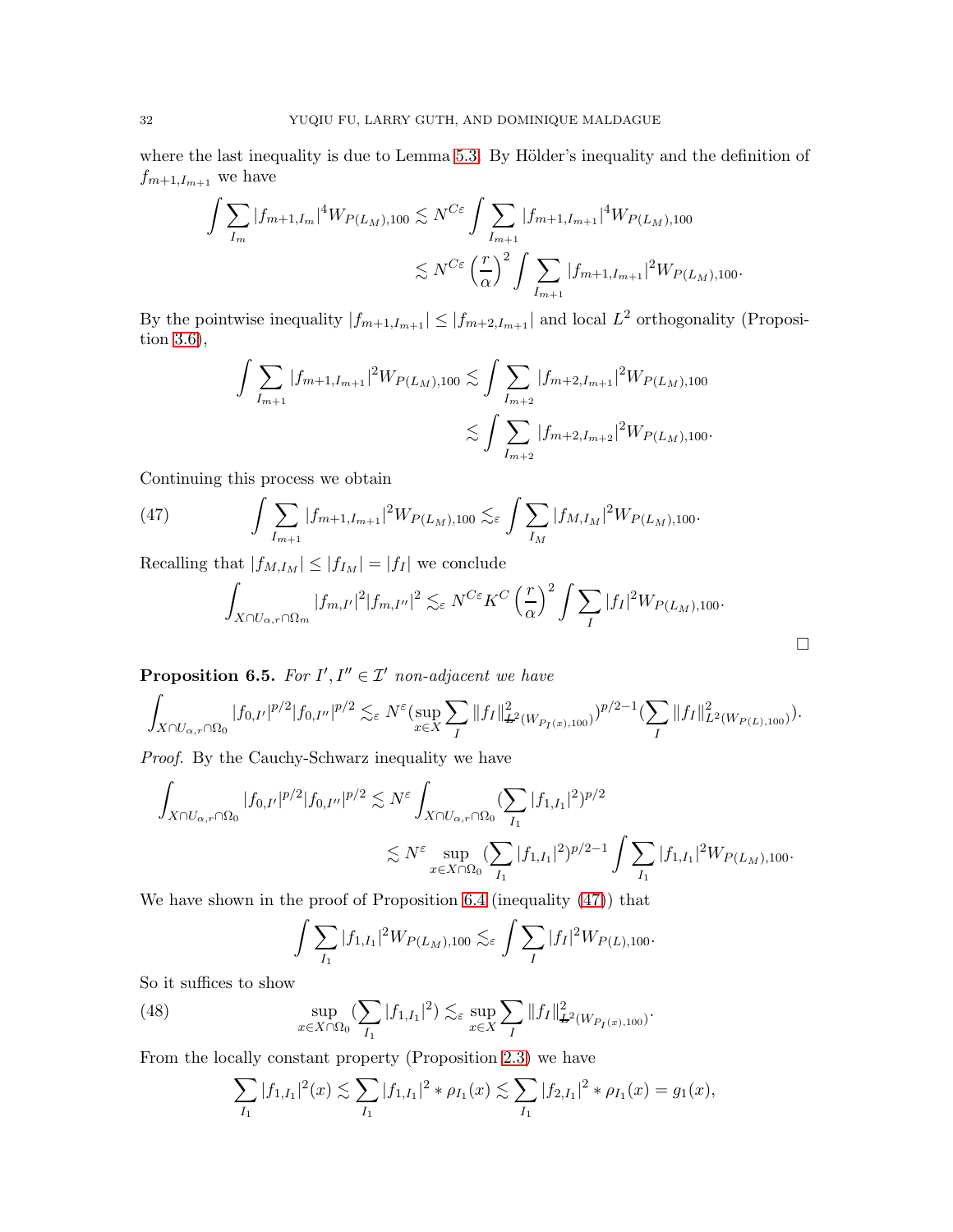where the last inequality is due to Lemma 5.3. By Hölder's inequality and the definition of $f_{m+1,I_{m+1}}$ we have

$$\int \sum_{I_m} |f_{m+1,I_m}|^4 W_{P(L_M),100} \lesssim N^{C\varepsilon} \int \sum_{I_{m+1}} |f_{m+1,I_{m+1}}|^4 W_{P(L_M),100}$$
$$\lesssim N^{C\varepsilon} \left(\frac{r}{\alpha}\right)^2 \int \sum_{I_{m+1}} |f_{m+1,I_{m+1}}|^2 W_{P(L_M),100}.$$

By the pointwise inequality $|f_{m+1,I_{m+1}}| \leq |f_{m+2,I_{m+1}}|$ and local $L^2$ orthogonality (Proposition 3.6),

$$\int \sum_{I_{m+1}} |f_{m+1,I_{m+1}}|^2 W_{P(L_M),100} \lesssim \int \sum_{I_{m+2}} |f_{m+2,I_{m+1}}|^2 W_{P(L_M),100}$$
$$\lesssim \int \sum_{I_{m+2}} |f_{m+2,I_{m+2}}|^2 W_{P(L_M),100}.$$

Continuing this process we obtain

$$\int \sum_{I_{m+1}} |f_{m+1,I_{m+1}}|^2 W_{P(L_M),100} \lesssim_\varepsilon \int \sum_{I_M} |f_{M,I_M}|^2 W_{P(L_M),100}. \tag{47}$$

Recalling that $|f_{M,I_M}| \leq |f_{I_M}| = |f_I|$ we conclude

$$\int_{X \cap U_{\alpha,r} \cap \Omega_m} |f_{m,I'}|^2 |f_{m,I''}|^2 \lesssim_\varepsilon N^{C\varepsilon} K^C \left(\frac{r}{\alpha}\right)^2 \int \sum_I |f_I|^2 W_{P(L_M),100}.$$

$\square$

**Proposition 6.5.** *For $I', I'' \in \mathcal{I}'$ non-adjacent we have*

$$\int_{X \cap U_{\alpha,r} \cap \Omega_0} |f_{0,I'}|^{p/2} |f_{0,I''}|^{p/2} \lesssim_\varepsilon N^\varepsilon (\sup_{x \in X} \sum_I \|f_I\|^2_{\underline{L}^2(W_{P_I(x)},100)})^{p/2-1} (\sum_I \|f_I\|^2_{L^2(W_{P(L)},100)}).$$

*Proof.* By the Cauchy-Schwarz inequality we have

$$\int_{X \cap U_{\alpha,r} \cap \Omega_0} |f_{0,I'}|^{p/2} |f_{0,I''}|^{p/2} \lesssim N^\varepsilon \int_{X \cap U_{\alpha,r} \cap \Omega_0} (\sum_{I_1} |f_{1,I_1}|^2)^{p/2}$$
$$\lesssim N^\varepsilon \sup_{x \in X \cap \Omega_0} (\sum_{I_1} |f_{1,I_1}|^2)^{p/2-1} \int \sum_{I_1} |f_{1,I_1}|^2 W_{P(L_M),100}.$$

We have shown in the proof of Proposition 6.4 (inequality (47)) that

$$\int \sum_{I_1} |f_{1,I_1}|^2 W_{P(L_M),100} \lesssim_\varepsilon \int \sum_I |f_I|^2 W_{P(L),100}.$$

So it suffices to show

$$\sup_{x \in X \cap \Omega_0} (\sum_{I_1} |f_{1,I_1}|^2) \lesssim_\varepsilon \sup_{x \in X} \sum_I \|f_I\|^2_{\underline{L}^2(W_{P_I(x)},100)}. \tag{48}$$

From the locally constant property (Proposition 2.3) we have

$$\sum_{I_1} |f_{1,I_1}|^2(x) \lesssim \sum_{I_1} |f_{1,I_1}|^2 * \rho_{I_1}(x) \lesssim \sum_{I_1} |f_{2,I_1}|^2 * \rho_{I_1}(x) = g_1(x),$$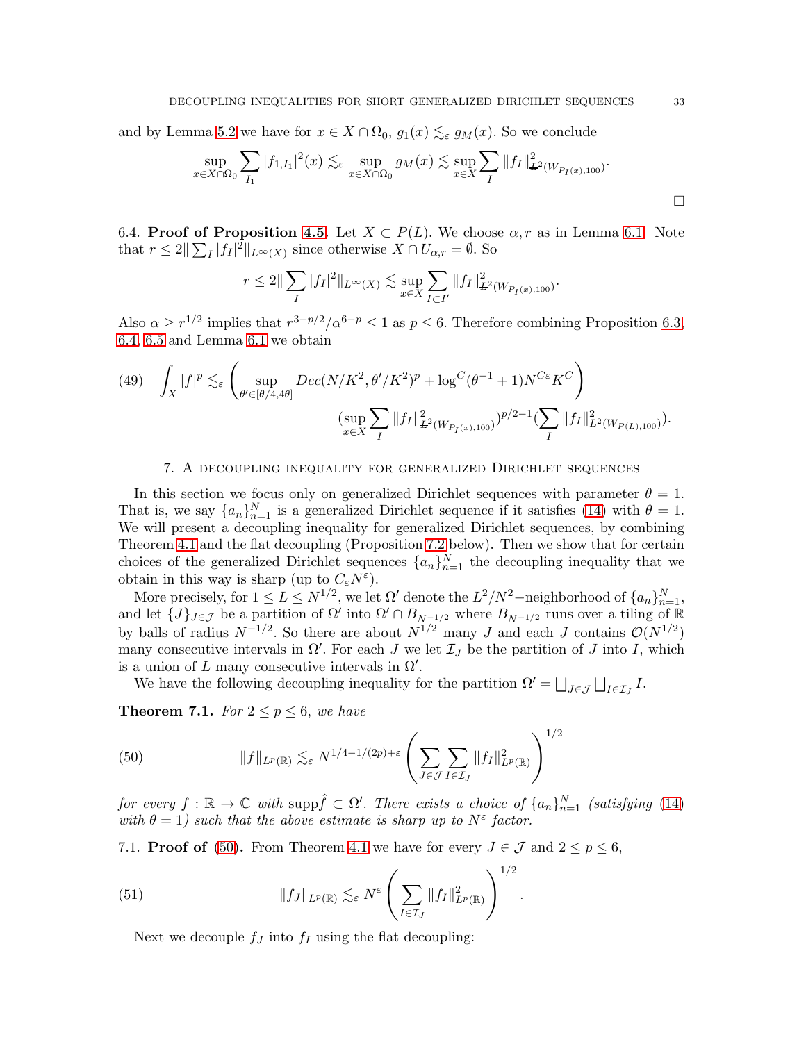and by Lemma 5.2 we have for $x \in X \cap \Omega_0$, $g_1(x) \lesssim_\varepsilon g_M(x)$. So we conclude

$$\sup_{x \in X \cap \Omega_0} \sum_{I_1} |f_{1,I_1}|^2(x) \lesssim_\varepsilon \sup_{x \in X \cap \Omega_0} g_M(x) \lesssim \sup_{x \in X} \sum_I \|f_I\|^2_{L^2(W_{P_I(x),100})}.$$

$\square$

6.4. **Proof of Proposition 4.5.** Let $X \subset P(L)$. We choose $\alpha, r$ as in Lemma 6.1. Note that $r \leq 2\| \sum_I |f_I|^2 \|_{L^\infty(X)}$ since otherwise $X \cap U_{\alpha,r} = \emptyset$. So

$$r \leq 2\| \sum_I |f_I|^2 \|_{L^\infty(X)} \lesssim \sup_{x \in X} \sum_{I \subset I'} \|f_I\|^2_{L^2(W_{P_I(x),100})}.$$

Also $\alpha \geq r^{1/2}$ implies that $r^{3-p/2}/\alpha^{6-p} \leq 1$ as $p \leq 6$. Therefore combining Proposition 6.3, 6.4, 6.5 and Lemma 6.1 we obtain

$$\int_X |f|^p \lesssim_\varepsilon \left( \sup_{\theta' \in [\theta/4, 4\theta]} Dec(N/K^2, \theta'/K^2)^p + \log^C(\theta^{-1}+1) N^{C\varepsilon} K^C \right) \tag{49}$$
$$(\sup_{x \in X} \sum_I \|f_I\|^2_{L^2(W_{P_I(x),100})})^{p/2-1} (\sum_I \|f_I\|^2_{L^2(W_{P(L),100})}).$$

## 7. A decoupling inequality for generalized Dirichlet sequences

In this section we focus only on generalized Dirichlet sequences with parameter $\theta = 1$. That is, we say $\{a_n\}_{n=1}^N$ is a generalized Dirichlet sequence if it satisfies (14) with $\theta = 1$. We will present a decoupling inequality for generalized Dirichlet sequences, by combining Theorem 4.1 and the flat decoupling (Proposition 7.2 below). Then we show that for certain choices of the generalized Dirichlet sequences $\{a_n\}_{n=1}^N$ the decoupling inequality that we obtain in this way is sharp (up to $C_\varepsilon N^\varepsilon$).

More precisely, for $1 \leq L \leq N^{1/2}$, we let $\Omega'$ denote the $L^2/N^2-$neighborhood of $\{a_n\}_{n=1}^N$, and let $\{J\}_{J \in \mathcal{J}}$ be a partition of $\Omega'$ into $\Omega' \cap B_{N^{-1/2}}$ where $B_{N^{-1/2}}$ runs over a tiling of $\mathbb{R}$ by balls of radius $N^{-1/2}$. So there are about $N^{1/2}$ many $J$ and each $J$ contains $\mathcal{O}(N^{1/2})$ many consecutive intervals in $\Omega'$. For each $J$ we let $\mathcal{I}_J$ be the partition of $J$ into $I$, which is a union of $L$ many consecutive intervals in $\Omega'$.

We have the following decoupling inequality for the partition $\Omega' = \bigsqcup_{J \in \mathcal{J}} \bigsqcup_{I \in \mathcal{I}_J} I$.

**Theorem 7.1.** *For $2 \leq p \leq 6$, we have*

$$\|f\|_{L^p(\mathbb{R})} \lesssim_\varepsilon N^{1/4-1/(2p)+\varepsilon} \left( \sum_{J \in \mathcal{J}} \sum_{I \in \mathcal{I}_J} \|f_I\|^2_{L^p(\mathbb{R})} \right)^{1/2} \tag{50}$$

*for every $f : \mathbb{R} \to \mathbb{C}$ with $\mathrm{supp} \hat{f} \subset \Omega'$. There exists a choice of $\{a_n\}_{n=1}^N$ (satisfying (14) with $\theta = 1$) such that the above estimate is sharp up to $N^\varepsilon$ factor.*

7.1. **Proof of (50).** From Theorem 4.1 we have for every $J \in \mathcal{J}$ and $2 \leq p \leq 6$,

$$\|f_J\|_{L^p(\mathbb{R})} \lesssim_\varepsilon N^\varepsilon \left( \sum_{I \in \mathcal{I}_J} \|f_I\|^2_{L^p(\mathbb{R})} \right)^{1/2}. \tag{51}$$

Next we decouple $f_J$ into $f_I$ using the flat decoupling: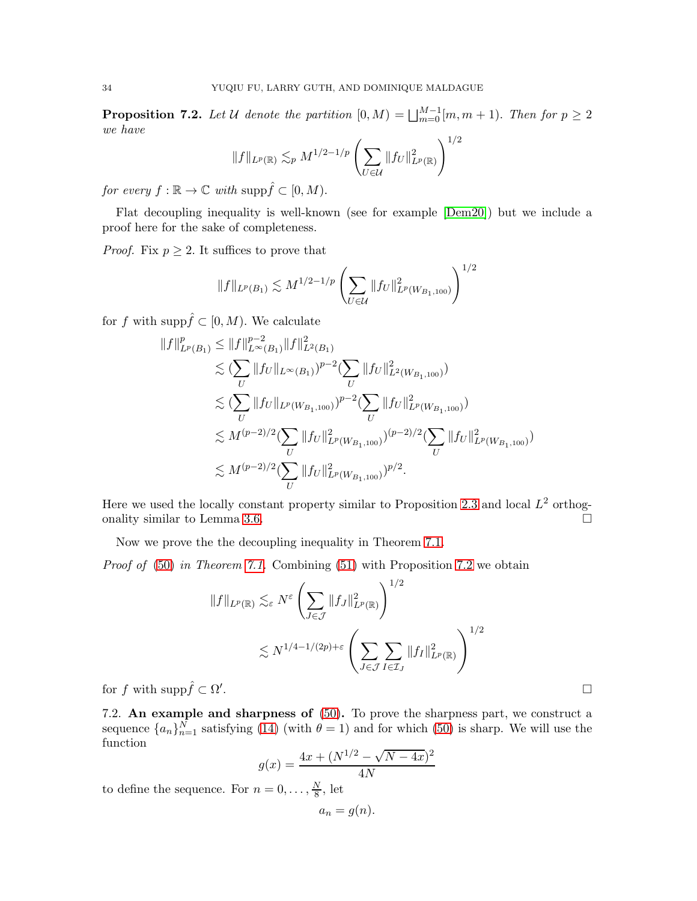**Proposition 7.2.** *Let $\mathcal{U}$ denote the partition $[0, M) = \bigsqcup_{m=0}^{M-1}[m, m+1)$. Then for $p \geq 2$ we have*

$$\|f\|_{L^p(\mathbb{R})} \lesssim_p M^{1/2-1/p} \left( \sum_{U \in \mathcal{U}} \|f_U\|_{L^p(\mathbb{R})}^2 \right)^{1/2}$$

*for every $f : \mathbb{R} \to \mathbb{C}$ with $\text{supp}\hat{f} \subset [0, M)$.*

Flat decoupling inequality is well-known (see for example [Dem20]) but we include a proof here for the sake of completeness.

*Proof.* Fix $p \geq 2$. It suffices to prove that

$$\|f\|_{L^p(B_1)} \lesssim M^{1/2-1/p} \left( \sum_{U \in \mathcal{U}} \|f_U\|_{L^p(W_{B_1,100})}^2 \right)^{1/2}$$

for $f$ with $\text{supp}\hat{f} \subset [0, M)$. We calculate

$$\begin{aligned}
\|f\|_{L^p(B_1)}^p &\leq \|f\|_{L^\infty(B_1)}^{p-2} \|f\|_{L^2(B_1)}^2 \\
&\lesssim \Big(\sum_U \|f_U\|_{L^\infty(B_1)}\Big)^{p-2} \Big(\sum_U \|f_U\|_{L^2(W_{B_1,100})}^2\Big) \\
&\lesssim \Big(\sum_U \|f_U\|_{L^p(W_{B_1,100})}\Big)^{p-2} \Big(\sum_U \|f_U\|_{L^p(W_{B_1,100})}^2\Big) \\
&\lesssim M^{(p-2)/2} \Big(\sum_U \|f_U\|_{L^p(W_{B_1,100})}^2\Big)^{(p-2)/2} \Big(\sum_U \|f_U\|_{L^p(W_{B_1,100})}^2\Big) \\
&\lesssim M^{(p-2)/2} \Big(\sum_U \|f_U\|_{L^p(W_{B_1,100})}^2\Big)^{p/2}.
\end{aligned}$$

Here we used the locally constant property similar to Proposition 2.3 and local $L^2$ orthogonality similar to Lemma 3.6. $\square$

Now we prove the the decoupling inequality in Theorem 7.1.

*Proof of* (50) *in Theorem 7.1.* Combining (51) with Proposition 7.2 we obtain

$$\begin{aligned}
\|f\|_{L^p(\mathbb{R})} &\lesssim_\varepsilon N^\varepsilon \left( \sum_{J \in \mathcal{J}} \|f_J\|_{L^p(\mathbb{R})}^2 \right)^{1/2} \\
&\lesssim N^{1/4-1/(2p)+\varepsilon} \left( \sum_{J \in \mathcal{J}} \sum_{I \in \mathcal{I}_J} \|f_I\|_{L^p(\mathbb{R})}^2 \right)^{1/2}
\end{aligned}$$

for $f$ with $\text{supp}\hat{f} \subset \Omega'$. $\square$

7.2. **An example and sharpness of** (50)**.** To prove the sharpness part, we construct a sequence $\{a_n\}_{n=1}^N$ satisfying (14) (with $\theta = 1$) and for which (50) is sharp. We will use the function

$$g(x) = \frac{4x + (N^{1/2} - \sqrt{N - 4x})^2}{4N}$$

to define the sequence. For $n = 0, \ldots, \frac{N}{8}$, let

$$a_n = g(n).$$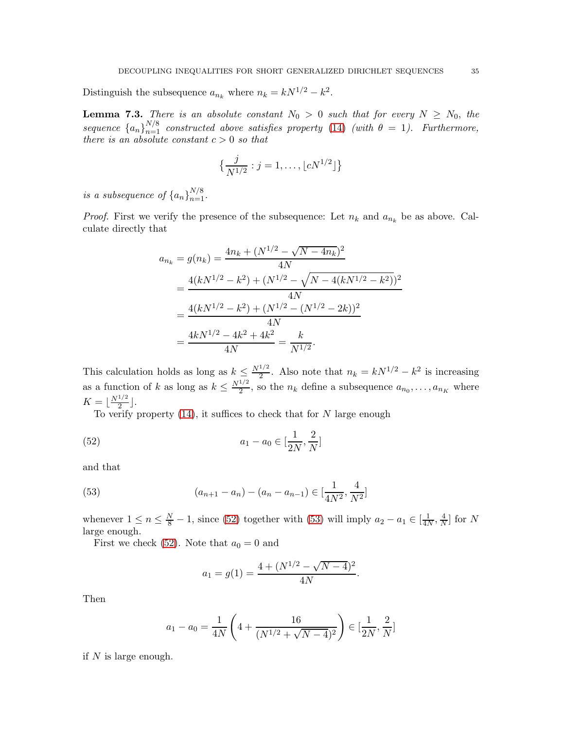Distinguish the subsequence $a_{n_k}$ where $n_k = kN^{1/2} - k^2$.

**Lemma 7.3.** *There is an absolute constant $N_0 > 0$ such that for every $N \geq N_0$, the sequence $\{a_n\}_{n=1}^{N/8}$ constructed above satisfies property (14) (with $\theta = 1$). Furthermore, there is an absolute constant $c > 0$ so that*

$$\big\{\frac{j}{N^{1/2}} : j = 1, \ldots, \lfloor cN^{1/2} \rfloor\big\}$$

*is a subsequence of $\{a_n\}_{n=1}^{N/8}$.*

*Proof.* First we verify the presence of the subsequence: Let $n_k$ and $a_{n_k}$ be as above. Calculate directly that

$$\begin{aligned}
a_{n_k} = g(n_k) &= \frac{4n_k + (N^{1/2} - \sqrt{N - 4n_k})^2}{4N} \\
&= \frac{4(kN^{1/2} - k^2) + (N^{1/2} - \sqrt{N - 4(kN^{1/2} - k^2)})^2}{4N} \\
&= \frac{4(kN^{1/2} - k^2) + (N^{1/2} - (N^{1/2} - 2k))^2}{4N} \\
&= \frac{4kN^{1/2} - 4k^2 + 4k^2}{4N} = \frac{k}{N^{1/2}}.
\end{aligned}$$

This calculation holds as long as $k \leq \frac{N^{1/2}}{2}$. Also note that $n_k = kN^{1/2} - k^2$ is increasing as a function of $k$ as long as $k \leq \frac{N^{1/2}}{2}$, so the $n_k$ define a subsequence $a_{n_0}, \ldots, a_{n_K}$ where $K = \lfloor \frac{N^{1/2}}{2} \rfloor$.

To verify property (14), it suffices to check that for $N$ large enough

$$a_1 - a_0 \in [\frac{1}{2N}, \frac{2}{N}] \tag{52}$$

and that

$$(a_{n+1} - a_n) - (a_n - a_{n-1}) \in [\frac{1}{4N^2}, \frac{4}{N^2}] \tag{53}$$

whenever $1 \leq n \leq \frac{N}{8} - 1$, since (52) together with (53) will imply $a_2 - a_1 \in [\frac{1}{4N}, \frac{4}{N}]$ for $N$ large enough.

First we check (52). Note that $a_0 = 0$ and

$$a_1 = g(1) = \frac{4 + (N^{1/2} - \sqrt{N-4})^2}{4N}.$$

Then

$$a_1 - a_0 = \frac{1}{4N}\left(4 + \frac{16}{(N^{1/2} + \sqrt{N-4})^2}\right) \in [\frac{1}{2N}, \frac{2}{N}]$$

if $N$ is large enough.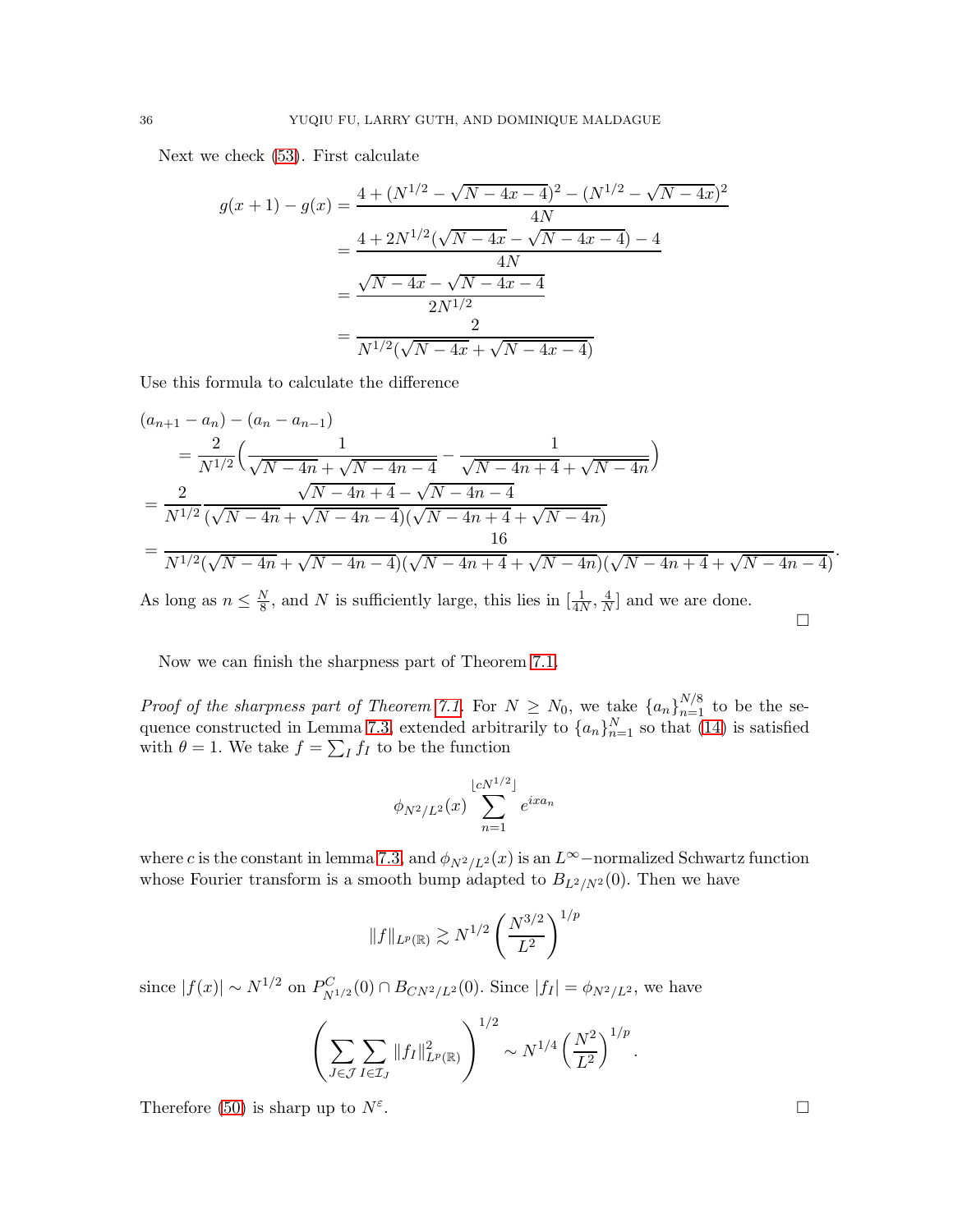Next we check (53). First calculate

$$
\begin{aligned}
g(x+1)-g(x) &= \frac{4+(N^{1/2}-\sqrt{N-4x-4})^2-(N^{1/2}-\sqrt{N-4x})^2}{4N} \\
&= \frac{4+2N^{1/2}(\sqrt{N-4x}-\sqrt{N-4x-4})-4}{4N} \\
&= \frac{\sqrt{N-4x}-\sqrt{N-4x-4}}{2N^{1/2}} \\
&= \frac{2}{N^{1/2}(\sqrt{N-4x}+\sqrt{N-4x-4})}
\end{aligned}
$$

Use this formula to calculate the difference

$$
\begin{aligned}
&(a_{n+1}-a_n)-(a_n-a_{n-1}) \\
&\quad = \frac{2}{N^{1/2}}\Big(\frac{1}{\sqrt{N-4n}+\sqrt{N-4n-4}}-\frac{1}{\sqrt{N-4n+4}+\sqrt{N-4n}}\Big) \\
&= \frac{2}{N^{1/2}}\frac{\sqrt{N-4n+4}-\sqrt{N-4n-4}}{(\sqrt{N-4n}+\sqrt{N-4n-4})(\sqrt{N-4n+4}+\sqrt{N-4n})} \\
&= \frac{16}{N^{1/2}(\sqrt{N-4n}+\sqrt{N-4n-4})(\sqrt{N-4n+4}+\sqrt{N-4n})(\sqrt{N-4n+4}+\sqrt{N-4n-4})}.
\end{aligned}
$$

As long as $n \leq \frac{N}{8}$, and $N$ is sufficiently large, this lies in $[\frac{1}{4N}, \frac{4}{N}]$ and we are done. $\square$

Now we can finish the sharpness part of Theorem 7.1.

*Proof of the sharpness part of Theorem 7.1.* For $N \geq N_0$, we take $\{a_n\}_{n=1}^{N/8}$ to be the sequence constructed in Lemma 7.3, extended arbitrarily to $\{a_n\}_{n=1}^{N}$ so that (14) is satisfied with $\theta = 1$. We take $f = \sum_I f_I$ to be the function

$$
\phi_{N^2/L^2}(x)\sum_{n=1}^{\lfloor cN^{1/2}\rfloor} e^{ixa_n}
$$

where $c$ is the constant in lemma 7.3, and $\phi_{N^2/L^2}(x)$ is an $L^\infty$−normalized Schwartz function whose Fourier transform is a smooth bump adapted to $B_{L^2/N^2}(0)$. Then we have

$$
\|f\|_{L^p(\mathbb{R})} \gtrsim N^{1/2}\left(\frac{N^{3/2}}{L^2}\right)^{1/p}
$$

since $|f(x)| \sim N^{1/2}$ on $P^C_{N^{1/2}}(0) \cap B_{CN^2/L^2}(0)$. Since $|f_I| = \phi_{N^2/L^2}$, we have

$$
\left(\sum_{J\in\mathcal{J}}\sum_{I\in\mathcal{I}_J}\|f_I\|^2_{L^p(\mathbb{R})}\right)^{1/2} \sim N^{1/4}\left(\frac{N^2}{L^2}\right)^{1/p}.
$$

Therefore (50) is sharp up to $N^\varepsilon$. $\square$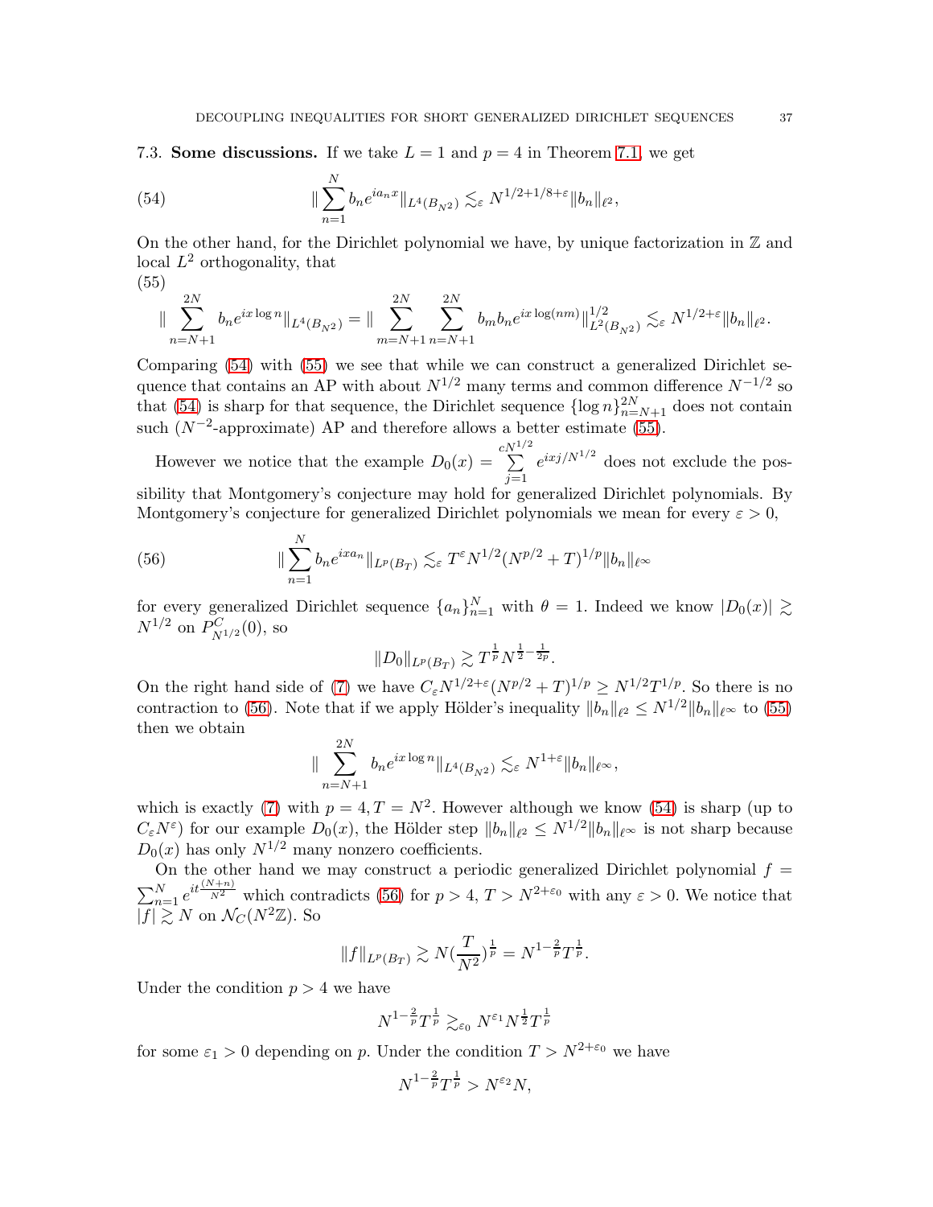**7.3. Some discussions.** If we take $L = 1$ and $p = 4$ in Theorem 7.1, we get

$$\|\sum_{n=1}^{N} b_n e^{ia_n x}\|_{L^4(B_{N^2})} \lesssim_\varepsilon N^{1/2+1/8+\varepsilon}\|b_n\|_{\ell^2}, \tag{54}$$

On the other hand, for the Dirichlet polynomial we have, by unique factorization in $\mathbb{Z}$ and local $L^2$ orthogonality, that

$$\|\sum_{n=N+1}^{2N} b_n e^{ix\log n}\|_{L^4(B_{N^2})} = \|\sum_{m=N+1}^{2N}\sum_{n=N+1}^{2N} b_m b_n e^{ix\log(nm)}\|_{L^2(B_{N^2})}^{1/2} \lesssim_\varepsilon N^{1/2+\varepsilon}\|b_n\|_{\ell^2}. \tag{55}$$

Comparing (54) with (55) we see that while we can construct a generalized Dirichlet sequence that contains an AP with about $N^{1/2}$ many terms and common difference $N^{-1/2}$ so that (54) is sharp for that sequence, the Dirichlet sequence $\{\log n\}_{n=N+1}^{2N}$ does not contain such ($N^{-2}$-approximate) AP and therefore allows a better estimate (55).

However we notice that the example $D_0(x) = \sum_{j=1}^{cN^{1/2}} e^{ixj/N^{1/2}}$ does not exclude the possibility that Montgomery's conjecture may hold for generalized Dirichlet polynomials. By Montgomery's conjecture for generalized Dirichlet polynomials we mean for every $\varepsilon > 0$,

$$\|\sum_{n=1}^{N} b_n e^{ixa_n}\|_{L^p(B_T)} \lesssim_\varepsilon T^\varepsilon N^{1/2}(N^{p/2} + T)^{1/p}\|b_n\|_{\ell^\infty} \tag{56}$$

for every generalized Dirichlet sequence $\{a_n\}_{n=1}^N$ with $\theta = 1$. Indeed we know $|D_0(x)| \gtrsim N^{1/2}$ on $P_{N^{1/2}}^C(0)$, so

$$\|D_0\|_{L^p(B_T)} \gtrsim T^{\frac{1}{p}} N^{\frac{1}{2}-\frac{1}{2p}}.$$

On the right hand side of (7) we have $C_\varepsilon N^{1/2+\varepsilon}(N^{p/2} + T)^{1/p} \geq N^{1/2}T^{1/p}$. So there is no contraction to (56). Note that if we apply Hölder's inequality $\|b_n\|_{\ell^2} \leq N^{1/2}\|b_n\|_{\ell^\infty}$ to (55) then we obtain

$$\|\sum_{n=N+1}^{2N} b_n e^{ix\log n}\|_{L^4(B_{N^2})} \lesssim_\varepsilon N^{1+\varepsilon}\|b_n\|_{\ell^\infty},$$

which is exactly (7) with $p = 4, T = N^2$. However although we know (54) is sharp (up to $C_\varepsilon N^\varepsilon$) for our example $D_0(x)$, the Hölder step $\|b_n\|_{\ell^2} \leq N^{1/2}\|b_n\|_{\ell^\infty}$ is not sharp because $D_0(x)$ has only $N^{1/2}$ many nonzero coefficients.

On the other hand we may construct a periodic generalized Dirichlet polynomial $f = \sum_{n=1}^N e^{it\frac{(N+n)}{N^2}}$ which contradicts (56) for $p > 4$, $T > N^{2+\varepsilon_0}$ with any $\varepsilon > 0$. We notice that $|f| \gtrsim N$ on $\mathcal{N}_C(N^2\mathbb{Z})$. So

$$\|f\|_{L^p(B_T)} \gtrsim N(\frac{T}{N^2})^{\frac{1}{p}} = N^{1-\frac{2}{p}}T^{\frac{1}{p}}.$$

Under the condition $p > 4$ we have

$$N^{1-\frac{2}{p}}T^{\frac{1}{p}} \gtrsim_{\varepsilon_0} N^{\varepsilon_1}N^{\frac{1}{2}}T^{\frac{1}{p}}$$

for some $\varepsilon_1 > 0$ depending on $p$. Under the condition $T > N^{2+\varepsilon_0}$ we have

$$N^{1-\frac{2}{p}}T^{\frac{1}{p}} > N^{\varepsilon_2}N,$$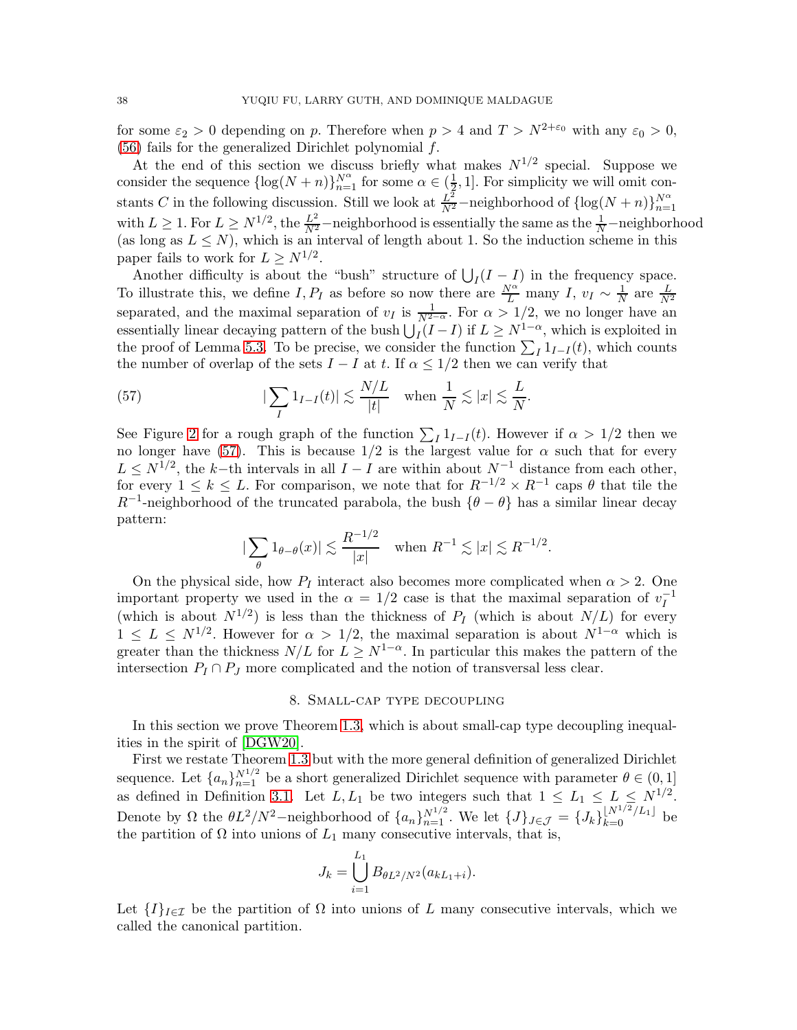for some $\varepsilon_2 > 0$ depending on $p$. Therefore when $p > 4$ and $T > N^{2+\varepsilon_0}$ with any $\varepsilon_0 > 0$, (56) fails for the generalized Dirichlet polynomial $f$.

At the end of this section we discuss briefly what makes $N^{1/2}$ special. Suppose we consider the sequence $\{\log(N+n)\}_{n=1}^{N^\alpha}$ for some $\alpha \in (\frac{1}{2}, 1]$. For simplicity we will omit constants $C$ in the following discussion. Still we look at $\frac{L^2}{N^2}$−neighborhood of $\{\log(N+n)\}_{n=1}^{N^\alpha}$ with $L \geq 1$. For $L \geq N^{1/2}$, the $\frac{L^2}{N^2}$−neighborhood is essentially the same as the $\frac{1}{N}$−neighborhood (as long as $L \leq N$), which is an interval of length about 1. So the induction scheme in this paper fails to work for $L \geq N^{1/2}$.

Another difficulty is about the "bush" structure of $\bigcup_I (I - I)$ in the frequency space. To illustrate this, we define $I, P_I$ as before so now there are $\frac{N^\alpha}{L}$ many $I$, $v_I \sim \frac{1}{N}$ are $\frac{L}{N^2}$ separated, and the maximal separation of $v_I$ is $\frac{1}{N^{2-\alpha}}$. For $\alpha > 1/2$, we no longer have an essentially linear decaying pattern of the bush $\bigcup_I (I - I)$ if $L \geq N^{1-\alpha}$, which is exploited in the proof of Lemma 5.3. To be precise, we consider the function $\sum_I 1_{I-I}(t)$, which counts the number of overlap of the sets $I - I$ at $t$. If $\alpha \leq 1/2$ then we can verify that

$$|\sum_I 1_{I-I}(t)| \lesssim \frac{N/L}{|t|} \quad \text{when } \frac{1}{N} \lesssim |x| \lesssim \frac{L}{N}. \tag{57}$$

See Figure 2 for a rough graph of the function $\sum_I 1_{I-I}(t)$. However if $\alpha > 1/2$ then we no longer have (57). This is because $1/2$ is the largest value for $\alpha$ such that for every $L \leq N^{1/2}$, the $k$−th intervals in all $I - I$ are within about $N^{-1}$ distance from each other, for every $1 \leq k \leq L$. For comparison, we note that for $R^{-1/2} \times R^{-1}$ caps $\theta$ that tile the $R^{-1}$-neighborhood of the truncated parabola, the bush $\{\theta - \theta\}$ has a similar linear decay pattern:

$$|\sum_\theta 1_{\theta-\theta}(x)| \lesssim \frac{R^{-1/2}}{|x|} \quad \text{when } R^{-1} \lesssim |x| \lesssim R^{-1/2}.$$

On the physical side, how $P_I$ interact also becomes more complicated when $\alpha > 2$. One important property we used in the $\alpha = 1/2$ case is that the maximal separation of $v_I^{-1}$ (which is about $N^{1/2}$) is less than the thickness of $P_I$ (which is about $N/L$) for every $1 \leq L \leq N^{1/2}$. However for $\alpha > 1/2$, the maximal separation is about $N^{1-\alpha}$ which is greater than the thickness $N/L$ for $L \geq N^{1-\alpha}$. In particular this makes the pattern of the intersection $P_I \cap P_J$ more complicated and the notion of transversal less clear.

## 8. Small-cap type decoupling

In this section we prove Theorem 1.3, which is about small-cap type decoupling inequalities in the spirit of [DGW20].

First we restate Theorem 1.3 but with the more general definition of generalized Dirichlet sequence. Let $\{a_n\}_{n=1}^{N^{1/2}}$ be a short generalized Dirichlet sequence with parameter $\theta \in (0, 1]$ as defined in Definition 3.1. Let $L, L_1$ be two integers such that $1 \leq L_1 \leq L \leq N^{1/2}$. Denote by $\Omega$ the $\theta L^2/N^2$−neighborhood of $\{a_n\}_{n=1}^{N^{1/2}}$. We let $\{J\}_{J \in \mathcal{J}} = \{J_k\}_{k=0}^{\lfloor N^{1/2}/L_1 \rfloor}$ be the partition of $\Omega$ into unions of $L_1$ many consecutive intervals, that is,

$$J_k = \bigcup_{i=1}^{L_1} B_{\theta L^2/N^2}(a_{kL_1+i}).$$

Let $\{I\}_{I \in \mathcal{I}}$ be the partition of $\Omega$ into unions of $L$ many consecutive intervals, which we called the canonical partition.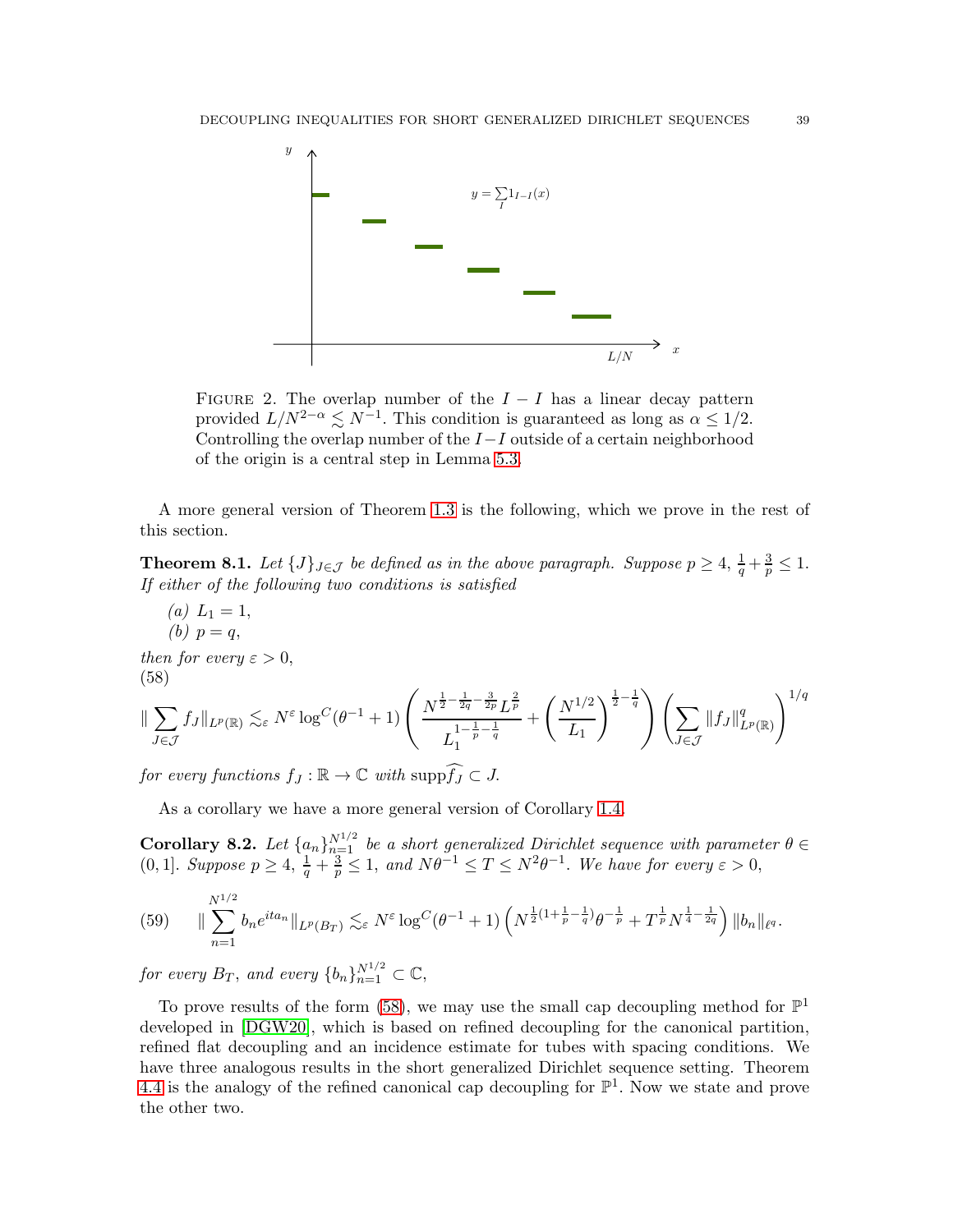FIGURE 2. The overlap number of the $I - I$ has a linear decay pattern provided $L/N^{2-\alpha} \lesssim N^{-1}$. This condition is guaranteed as long as $\alpha \le 1/2$. Controlling the overlap number of the $I-I$ outside of a certain neighborhood of the origin is a central step in Lemma 5.3.

A more general version of Theorem 1.3 is the following, which we prove in the rest of this section.

**Theorem 8.1.** *Let $\{J\}_{J\in\mathcal{J}}$ be defined as in the above paragraph. Suppose $p \ge 4$, $\frac{1}{q}+\frac{3}{p} \le 1$. If either of the following two conditions is satisfied*

*(a) $L_1 = 1$,*
*(b) $p = q$,*

*then for every $\varepsilon > 0$,*

$$\|\sum_{J\in\mathcal{J}} f_J\|_{L^p(\mathbb{R})} \lesssim_\varepsilon N^\varepsilon \log^C(\theta^{-1}+1)\left(\frac{N^{\frac{1}{2}-\frac{1}{2q}-\frac{3}{2p}}L^{\frac{2}{p}}}{L_1^{1-\frac{1}{p}-\frac{1}{q}}} + \left(\frac{N^{1/2}}{L_1}\right)^{\frac{1}{2}-\frac{1}{q}}\right)\left(\sum_{J\in\mathcal{J}}\|f_J\|^q_{L^p(\mathbb{R})}\right)^{1/q} \tag{58}$$

*for every functions $f_J : \mathbb{R} \to \mathbb{C}$ with $\mathrm{supp}\widehat{f_J} \subset J$.*

As a corollary we have a more general version of Corollary 1.4.

**Corollary 8.2.** *Let $\{a_n\}_{n=1}^{N^{1/2}}$ be a short generalized Dirichlet sequence with parameter $\theta \in (0, 1]$. Suppose $p \ge 4$, $\frac{1}{q}+\frac{3}{p} \le 1$, and $N\theta^{-1} \le T \le N^2\theta^{-1}$. We have for every $\varepsilon > 0$,*

$$\|\sum_{n=1}^{N^{1/2}} b_n e^{ita_n}\|_{L^p(B_T)} \lesssim_\varepsilon N^\varepsilon \log^C(\theta^{-1}+1)\left(N^{\frac{1}{2}(1+\frac{1}{p}-\frac{1}{q})}\theta^{-\frac{1}{p}} + T^{\frac{1}{p}}N^{\frac{1}{4}-\frac{1}{2q}}\right)\|b_n\|_{\ell^q}. \tag{59}$$

*for every $B_T$, and every $\{b_n\}_{n=1}^{N^{1/2}} \subset \mathbb{C}$,*

To prove results of the form (58), we may use the small cap decoupling method for $\mathbb{P}^1$ developed in [DGW20], which is based on refined decoupling for the canonical partition, refined flat decoupling and an incidence estimate for tubes with spacing conditions. We have three analogous results in the short generalized Dirichlet sequence setting. Theorem 4.4 is the analogy of the refined canonical cap decoupling for $\mathbb{P}^1$. Now we state and prove the other two.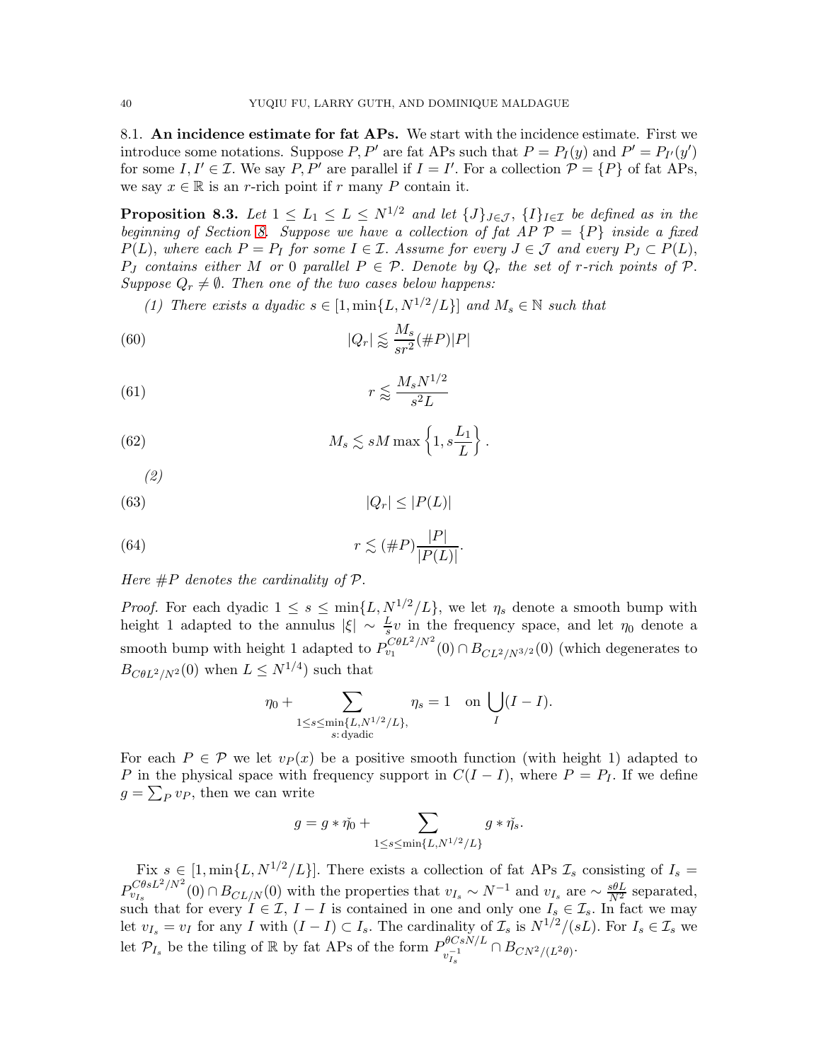### 8.1. **An incidence estimate for fat APs.**

We start with the incidence estimate. First we introduce some notations. Suppose $P, P'$ are fat APs such that $P = P_I(y)$ and $P' = P_{I'}(y')$ for some $I, I' \in \mathcal{I}$. We say $P, P'$ are parallel if $I = I'$. For a collection $\mathcal{P} = \{P\}$ of fat APs, we say $x \in \mathbb{R}$ is an $r$-rich point if $r$ many $P$ contain it.

**Proposition 8.3.** *Let $1 \leq L_1 \leq L \leq N^{1/2}$ and let $\{J\}_{J\in\mathcal{J}}$, $\{I\}_{I\in\mathcal{I}}$ be defined as in the beginning of Section 8. Suppose we have a collection of fat AP $\mathcal{P} = \{P\}$ inside a fixed $P(L)$, where each $P = P_I$ for some $I \in \mathcal{I}$. Assume for every $J \in \mathcal{J}$ and every $P_J \subset P(L)$, $P_J$ contains either $M$ or $0$ parallel $P \in \mathcal{P}$. Denote by $Q_r$ the set of $r$-rich points of $\mathcal{P}$. Suppose $Q_r \neq \emptyset$. Then one of the two cases below happens:*

*(1) There exists a dyadic $s \in [1, \min\{L, N^{1/2}/L\}]$ and $M_s \in \mathbb{N}$ such that*

$$|Q_r| \lessapprox \frac{M_s}{sr^2}(\#P)|P| \tag{60}$$

$$r \lessapprox \frac{M_s N^{1/2}}{s^2 L} \tag{61}$$

$$M_s \lesssim sM \max\left\{1, s\frac{L_1}{L}\right\}. \tag{62}$$

*(2)*

$$|Q_r| \leq |P(L)| \tag{63}$$

$$r \lesssim (\#P)\frac{|P|}{|P(L)|}. \tag{64}$$

*Here $\#P$ denotes the cardinality of $\mathcal{P}$.*

*Proof.* For each dyadic $1 \leq s \leq \min\{L, N^{1/2}/L\}$, we let $\eta_s$ denote a smooth bump with height 1 adapted to the annulus $|\xi| \sim \frac{L}{s}v$ in the frequency space, and let $\eta_0$ denote a smooth bump with height 1 adapted to $P_{v_1}^{C\theta L^2/N^2}(0) \cap B_{CL^2/N^{3/2}}(0)$ (which degenerates to $B_{C\theta L^2/N^2}(0)$ when $L \leq N^{1/4}$) such that

$$\eta_0 + \sum_{\substack{1\leq s\leq \min\{L,N^{1/2}/L\},\\ s:\,\text{dyadic}}} \eta_s = 1 \quad \text{on } \bigcup_I (I - I).$$

For each $P \in \mathcal{P}$ we let $v_P(x)$ be a positive smooth function (with height 1) adapted to $P$ in the physical space with frequency support in $C(I - I)$, where $P = P_I$. If we define $g = \sum_P v_P$, then we can write

$$g = g * \check{\eta}_0 + \sum_{1\leq s\leq \min\{L,N^{1/2}/L\}} g * \check{\eta}_s.$$

Fix $s \in [1, \min\{L, N^{1/2}/L\}]$. There exists a collection of fat APs $\mathcal{I}_s$ consisting of $I_s = P_{v_{I_s}}^{C\theta sL^2/N^2}(0) \cap B_{CL/N}(0)$ with the properties that $v_{I_s} \sim N^{-1}$ and $v_{I_s}$ are $\sim \frac{s\theta L}{N^2}$ separated, such that for every $I \in \mathcal{I}$, $I - I$ is contained in one and only one $I_s \in \mathcal{I}_s$. In fact we may let $v_{I_s} = v_I$ for any $I$ with $(I - I) \subset I_s$. The cardinality of $\mathcal{I}_s$ is $N^{1/2}/(sL)$. For $I_s \in \mathcal{I}_s$ we let $\mathcal{P}_{I_s}$ be the tiling of $\mathbb{R}$ by fat APs of the form $P_{v_{I_s}^{-1}}^{\theta CsN/L} \cap B_{CN^2/(L^2\theta)}$.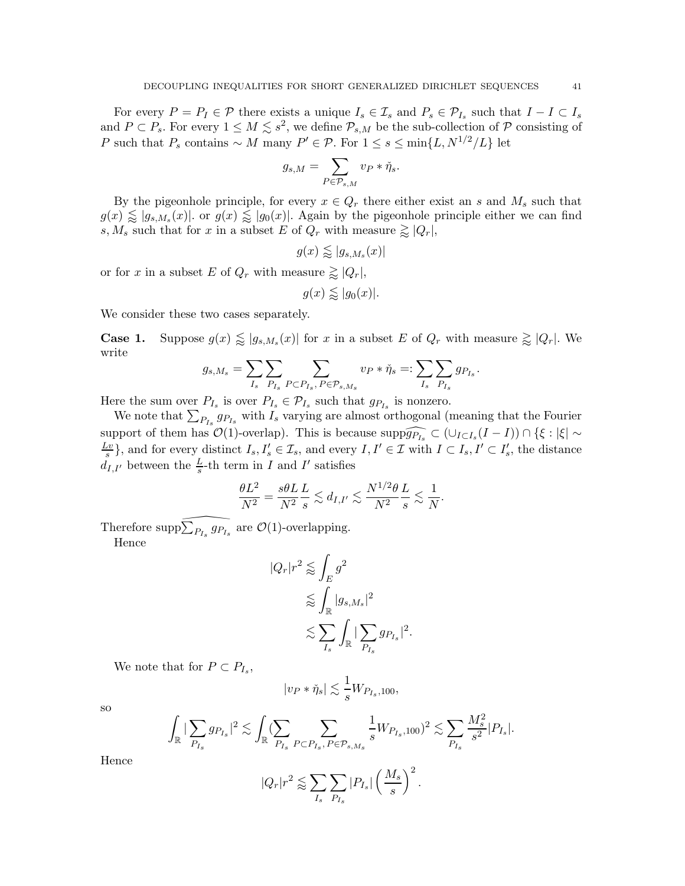For every $P = P_I \in \mathcal{P}$ there exists a unique $I_s \in \mathcal{I}_s$ and $P_s \in \mathcal{P}_{I_s}$ such that $I - I \subset I_s$ and $P \subset P_s$. For every $1 \leq M \lesssim s^2$, we define $\mathcal{P}_{s,M}$ be the sub-collection of $\mathcal{P}$ consisting of $P$ such that $P_s$ contains $\sim M$ many $P' \in \mathcal{P}$. For $1 \leq s \leq \min\{L, N^{1/2}/L\}$ let

$$g_{s,M} = \sum_{P \in \mathcal{P}_{s,M}} v_P * \check{\eta}_s.$$

By the pigeonhole principle, for every $x \in Q_r$ there either exist an $s$ and $M_s$ such that $g(x) \lessapprox |g_{s,M_s}(x)|$. or $g(x) \lessapprox |g_0(x)|$. Again by the pigeonhole principle either we can find $s, M_s$ such that for $x$ in a subset $E$ of $Q_r$ with measure $\gtrapprox |Q_r|$,

$$g(x) \lessapprox |g_{s,M_s}(x)|$$

or for $x$ in a subset $E$ of $Q_r$ with measure $\gtrapprox |Q_r|$,

$$g(x) \lessapprox |g_0(x)|.$$

We consider these two cases separately.

**Case 1.** Suppose $g(x) \lessapprox |g_{s,M_s}(x)|$ for $x$ in a subset $E$ of $Q_r$ with measure $\gtrapprox |Q_r|$. We write

$$g_{s,M_s} = \sum_{I_s} \sum_{P_{I_s}} \sum_{P \subset P_{I_s},\, P \in \mathcal{P}_{s,M_s}} v_P * \check{\eta}_s =: \sum_{I_s} \sum_{P_{I_s}} g_{P_{I_s}}.$$

Here the sum over $P_{I_s}$ is over $P_{I_s} \in \mathcal{P}_{I_s}$ such that $g_{P_{I_s}}$ is nonzero.

We note that $\sum_{P_{I_s}} g_{P_{I_s}}$ with $I_s$ varying are almost orthogonal (meaning that the Fourier support of them has $\mathcal{O}(1)$-overlap). This is because $\mathrm{supp}\widehat{g_{P_{I_s}}} \subset (\cup_{I \subset I_s}(I - I)) \cap \{\xi : |\xi| \sim \frac{Lv}{s}\}$, and for every distinct $I_s, I_s' \in \mathcal{I}_s$, and every $I, I' \in \mathcal{I}$ with $I \subset I_s, I' \subset I_s'$, the distance $d_{I,I'}$ between the $\frac{L}{s}$-th term in $I$ and $I'$ satisfies

$$\frac{\theta L^2}{N^2} = \frac{s\theta L}{N^2}\frac{L}{s} \lesssim d_{I,I'} \lesssim \frac{N^{1/2}\theta}{N^2}\frac{L}{s} \lesssim \frac{1}{N}.$$

Therefore $\mathrm{supp}\widehat{\sum_{P_{I_s}} g_{P_{I_s}}}$ are $\mathcal{O}(1)$-overlapping.

Hence

$$\begin{aligned}
|Q_r| r^2 &\lessapprox \int_E g^2 \\
&\lessapprox \int_{\mathbb{R}} |g_{s,M_s}|^2 \\
&\lesssim \sum_{I_s} \int_{\mathbb{R}} |\sum_{P_{I_s}} g_{P_{I_s}}|^2.
\end{aligned}$$

We note that for $P \subset P_{I_s}$,

$$|v_P * \check{\eta}_s| \lesssim \frac{1}{s} W_{P_{I_s},100},$$

so

$$\int_{\mathbb{R}} |\sum_{P_{I_s}} g_{P_{I_s}}|^2 \lesssim \int_{\mathbb{R}} (\sum_{P_{I_s}} \sum_{P \subset P_{I_s},\, P \in \mathcal{P}_{s,M_s}} \frac{1}{s} W_{P_{I_s},100})^2 \lesssim \sum_{P_{I_s}} \frac{M_s^2}{s^2} |P_{I_s}|.$$

Hence

$$|Q_r| r^2 \lessapprox \sum_{I_s} \sum_{P_{I_s}} |P_{I_s}| \left(\frac{M_s}{s}\right)^2.$$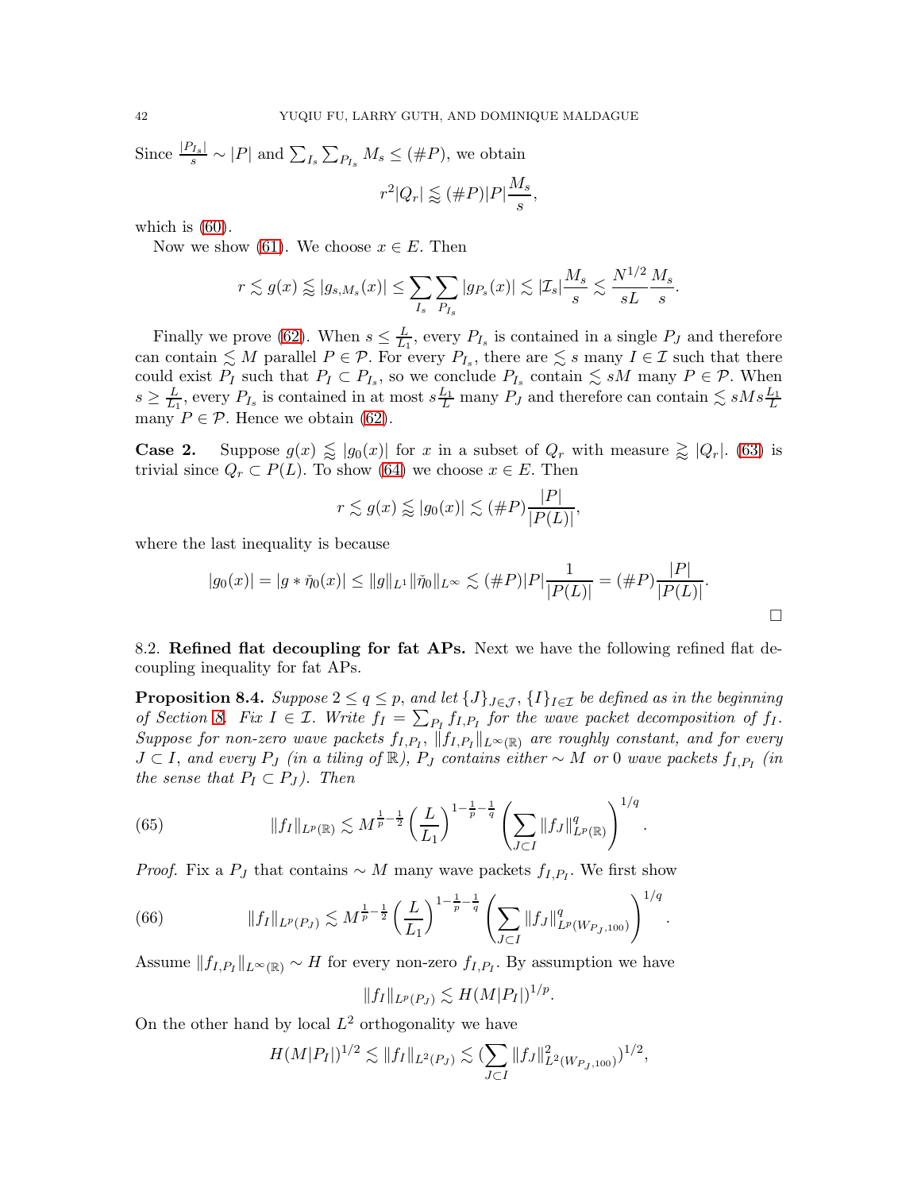Since $\frac{|P_{I_s}|}{s} \sim |P|$ and $\sum_{I_s}\sum_{P_{I_s}} M_s \leq (\#P)$, we obtain

$$r^2|Q_r| \lessapprox (\#P)|P|\frac{M_s}{s},$$

which is (60).

Now we show (61). We choose $x \in E$. Then

$$r \lesssim g(x) \lessapprox |g_{s,M_s}(x)| \leq \sum_{I_s}\sum_{P_{I_s}} |g_{P_s}(x)| \lesssim |\mathcal{I}_s|\frac{M_s}{s} \lesssim \frac{N^{1/2}}{sL}\frac{M_s}{s}.$$

Finally we prove (62). When $s \leq \frac{L}{L_1}$, every $P_{I_s}$ is contained in a single $P_J$ and therefore can contain $\lesssim M$ parallel $P \in \mathcal{P}$. For every $P_{I_s}$, there are $\lesssim s$ many $I \in \mathcal{I}$ such that there could exist $P_I$ such that $P_I \subset P_{I_s}$, so we conclude $P_{I_s}$ contain $\lesssim sM$ many $P \in \mathcal{P}$. When $s \geq \frac{L}{L_1}$, every $P_{I_s}$ is contained in at most $s\frac{L_1}{L}$ many $P_J$ and therefore can contain $\lesssim sMs\frac{L_1}{L}$ many $P \in \mathcal{P}$. Hence we obtain (62).

**Case 2.** Suppose $g(x) \lessapprox |g_0(x)|$ for $x$ in a subset of $Q_r$ with measure $\gtrapprox |Q_r|$. (63) is trivial since $Q_r \subset P(L)$. To show (64) we choose $x \in E$. Then

$$r \lesssim g(x) \lessapprox |g_0(x)| \lesssim (\#P)\frac{|P|}{|P(L)|},$$

where the last inequality is because

$$|g_0(x)| = |g * \check{\eta}_0(x)| \leq \|g\|_{L^1}\|\check{\eta}_0\|_{L^\infty} \lesssim (\#P)|P|\frac{1}{|P(L)|} = (\#P)\frac{|P|}{|P(L)|}.$$

□

8.2. **Refined flat decoupling for fat APs.** Next we have the following refined flat decoupling inequality for fat APs.

**Proposition 8.4.** *Suppose $2 \leq q \leq p$, and let $\{J\}_{J\in\mathcal{J}}$, $\{I\}_{I\in\mathcal{I}}$ be defined as in the beginning of Section 8. Fix $I \in \mathcal{I}$. Write $f_I = \sum_{P_I} f_{I,P_I}$ for the wave packet decomposition of $f_I$. Suppose for non-zero wave packets $f_{I,P_I}$, $\|f_{I,P_I}\|_{L^\infty(\mathbb{R})}$ are roughly constant, and for every $J \subset I$, and every $P_J$ (in a tiling of $\mathbb{R}$), $P_J$ contains either $\sim M$ or $0$ wave packets $f_{I,P_I}$ (in the sense that $P_I \subset P_J$). Then*

$$\|f_I\|_{L^p(\mathbb{R})} \lesssim M^{\frac{1}{p}-\frac{1}{2}}\left(\frac{L}{L_1}\right)^{1-\frac{1}{p}-\frac{1}{q}}\left(\sum_{J\subset I}\|f_J\|^q_{L^p(\mathbb{R})}\right)^{1/q}. \tag{65}$$

*Proof.* Fix a $P_J$ that contains $\sim M$ many wave packets $f_{I,P_I}$. We first show

$$\|f_I\|_{L^p(P_J)} \lesssim M^{\frac{1}{p}-\frac{1}{2}}\left(\frac{L}{L_1}\right)^{1-\frac{1}{p}-\frac{1}{q}}\left(\sum_{J\subset I}\|f_J\|^q_{L^p(W_{P_J,100})}\right)^{1/q}. \tag{66}$$

Assume $\|f_{I,P_I}\|_{L^\infty(\mathbb{R})} \sim H$ for every non-zero $f_{I,P_I}$. By assumption we have

$$\|f_I\|_{L^p(P_J)} \lesssim H(M|P_I|)^{1/p}.$$

On the other hand by local $L^2$ orthogonality we have

$$H(M|P_I|)^{1/2} \lesssim \|f_I\|_{L^2(P_J)} \lesssim (\sum_{J\subset I}\|f_J\|^2_{L^2(W_{P_J,100})})^{1/2},$$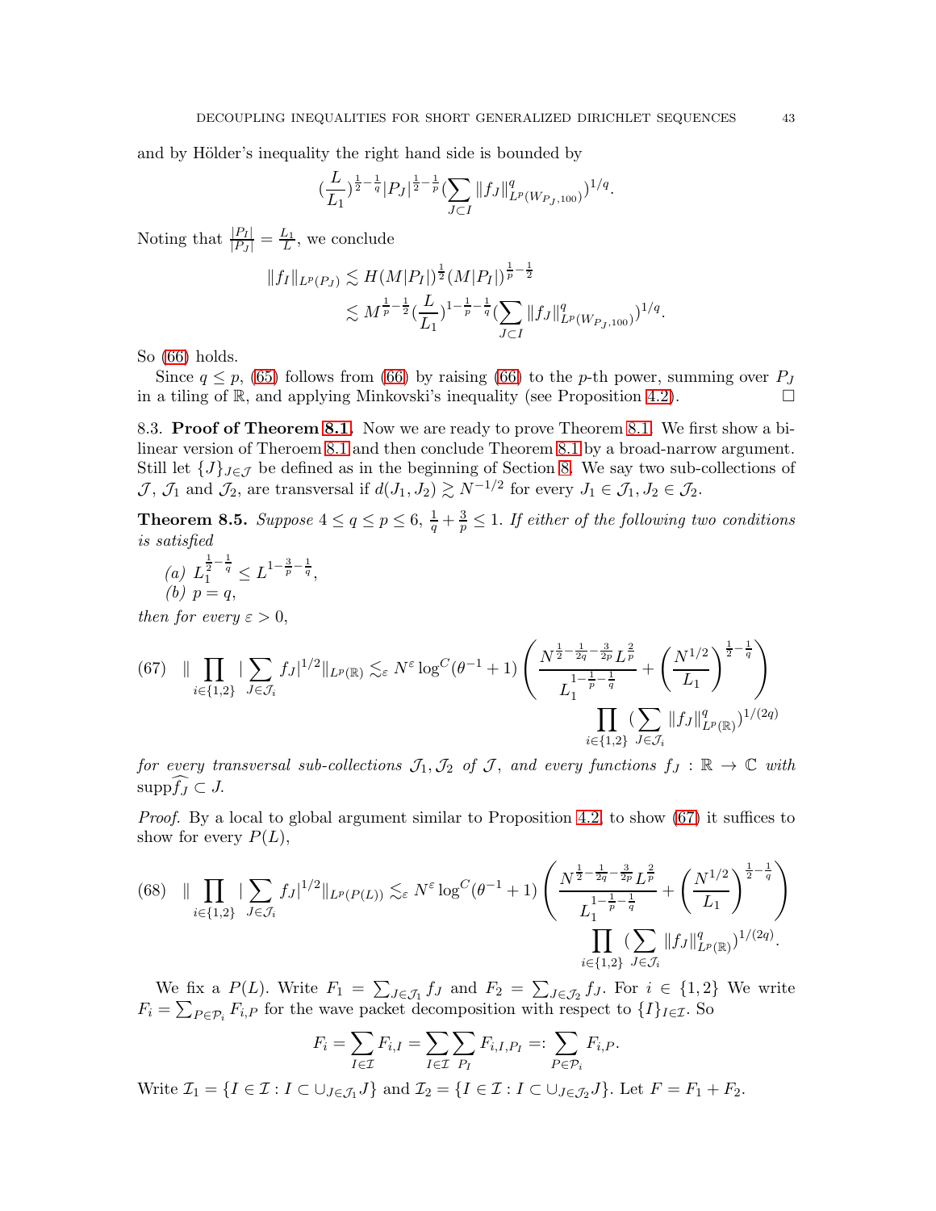and by Hölder's inequality the right hand side is bounded by

$$(\frac{L}{L_1})^{\frac{1}{2}-\frac{1}{q}}|P_J|^{\frac{1}{2}-\frac{1}{p}}(\sum_{J\subset I}\|f_J\|^q_{L^p(W_{P_J,100})})^{1/q}.$$

Noting that $\frac{|P_I|}{|P_J|}=\frac{L_1}{L}$, we conclude

$$\begin{aligned}\|f_I\|_{L^p(P_J)} &\lesssim H(M|P_I|)^{\frac{1}{2}}(M|P_I|)^{\frac{1}{p}-\frac{1}{2}}\\ &\lesssim M^{\frac{1}{p}-\frac{1}{2}}(\frac{L}{L_1})^{1-\frac{1}{p}-\frac{1}{q}}(\sum_{J\subset I}\|f_J\|^q_{L^p(W_{P_J,100})})^{1/q}.\end{aligned}$$

So (66) holds.

Since $q\le p$, (65) follows from (66) by raising (66) to the $p$-th power, summing over $P_J$ in a tiling of $\mathbb{R}$, and applying Minkovski's inequality (see Proposition 4.2). □

8.3. **Proof of Theorem 8.1.** Now we are ready to prove Theorem 8.1. We first show a bilinear version of Theroem 8.1 and then conclude Theorem 8.1 by a broad-narrow argument. Still let $\{J\}_{J\in\mathcal{J}}$ be defined as in the beginning of Section 8. We say two sub-collections of $\mathcal{J}$, $\mathcal{J}_1$ and $\mathcal{J}_2$, are transversal if $d(J_1,J_2)\gtrsim N^{-1/2}$ for every $J_1\in\mathcal{J}_1, J_2\in\mathcal{J}_2$.

**Theorem 8.5.** *Suppose $4\le q\le p\le 6$, $\frac{1}{q}+\frac{3}{p}\le 1$. If either of the following two conditions is satisfied*

*(a) $L_1^{\frac{1}{2}-\frac{1}{q}}\le L^{1-\frac{3}{p}-\frac{1}{q}}$,*
*(b) $p=q$,*

*then for every $\varepsilon>0$,*

$$(67)\quad \|\prod_{i\in\{1,2\}}|\sum_{J\in\mathcal{J}_i}f_J|^{1/2}\|_{L^p(\mathbb{R})}\lesssim_\varepsilon N^\varepsilon\log^C(\theta^{-1}+1)\left(\frac{N^{\frac{1}{2}-\frac{1}{2q}-\frac{3}{2p}}L^{\frac{2}{p}}}{L_1^{1-\frac{1}{p}-\frac{1}{q}}}+\left(\frac{N^{1/2}}{L_1}\right)^{\frac{1}{2}-\frac{1}{q}}\right)\prod_{i\in\{1,2\}}(\sum_{J\in\mathcal{J}_i}\|f_J\|^q_{L^p(\mathbb{R})})^{1/(2q)}$$

*for every transversal sub-collections $\mathcal{J}_1,\mathcal{J}_2$ of $\mathcal{J}$, and every functions $f_J:\mathbb{R}\to\mathbb{C}$ with $\mathrm{supp}\widehat{f_J}\subset J$.*

*Proof.* By a local to global argument similar to Proposition 4.2, to show (67) it suffices to show for every $P(L)$,

$$(68)\quad \|\prod_{i\in\{1,2\}}|\sum_{J\in\mathcal{J}_i}f_J|^{1/2}\|_{L^p(P(L))}\lesssim_\varepsilon N^\varepsilon\log^C(\theta^{-1}+1)\left(\frac{N^{\frac{1}{2}-\frac{1}{2q}-\frac{3}{2p}}L^{\frac{2}{p}}}{L_1^{1-\frac{1}{p}-\frac{1}{q}}}+\left(\frac{N^{1/2}}{L_1}\right)^{\frac{1}{2}-\frac{1}{q}}\right)\prod_{i\in\{1,2\}}(\sum_{J\in\mathcal{J}_i}\|f_J\|^q_{L^p(\mathbb{R})})^{1/(2q)}.$$

We fix a $P(L)$. Write $F_1=\sum_{J\in\mathcal{J}_1}f_J$ and $F_2=\sum_{J\in\mathcal{J}_2}f_J$. For $i\in\{1,2\}$ We write $F_i=\sum_{P\in\mathcal{P}_i}F_{i,P}$ for the wave packet decomposition with respect to $\{I\}_{I\in\mathcal{I}}$. So

$$F_i=\sum_{I\in\mathcal{I}}F_{i,I}=\sum_{I\in\mathcal{I}}\sum_{P_I}F_{i,I,P_I}=:\sum_{P\in\mathcal{P}_i}F_{i,P}.$$

Write $\mathcal{I}_1=\{I\in\mathcal{I}:I\subset\cup_{J\in\mathcal{J}_1}J\}$ and $\mathcal{I}_2=\{I\in\mathcal{I}:I\subset\cup_{J\in\mathcal{J}_2}J\}$. Let $F=F_1+F_2$.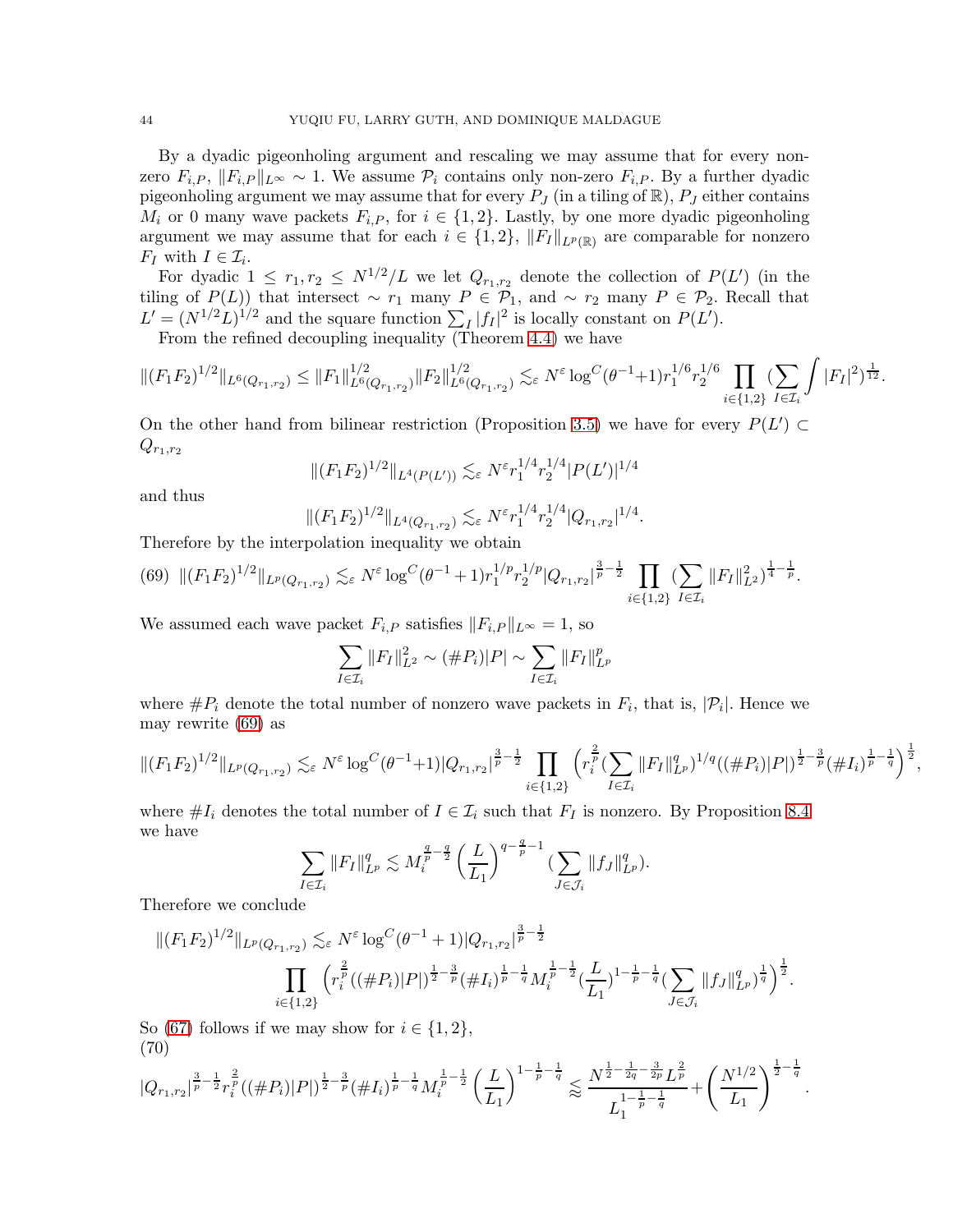By a dyadic pigeonholing argument and rescaling we may assume that for every non-zero $F_{i,P}$, $\|F_{i,P}\|_{L^\infty} \sim 1$. We assume $\mathcal{P}_i$ contains only non-zero $F_{i,P}$. By a further dyadic pigeonholing argument we may assume that for every $P_J$ (in a tiling of $\mathbb{R}$), $P_J$ either contains $M_i$ or 0 many wave packets $F_{i,P}$, for $i \in \{1,2\}$. Lastly, by one more dyadic pigeonholing argument we may assume that for each $i \in \{1,2\}$, $\|F_I\|_{L^p(\mathbb{R})}$ are comparable for nonzero $F_I$ with $I \in \mathcal{I}_i$.

For dyadic $1 \le r_1, r_2 \le N^{1/2}/L$ we let $Q_{r_1,r_2}$ denote the collection of $P(L')$ (in the tiling of $P(L)$) that intersect $\sim r_1$ many $P \in \mathcal{P}_1$, and $\sim r_2$ many $P \in \mathcal{P}_2$. Recall that $L' = (N^{1/2}L)^{1/2}$ and the square function $\sum_I |f_I|^2$ is locally constant on $P(L')$.

From the refined decoupling inequality (Theorem 4.4) we have

$$\|(F_1F_2)^{1/2}\|_{L^6(Q_{r_1,r_2})} \le \|F_1\|^{1/2}_{L^6(Q_{r_1,r_2})}\|F_2\|^{1/2}_{L^6(Q_{r_1,r_2})} \lesssim_\varepsilon N^\varepsilon \log^C(\theta^{-1}+1) r_1^{1/6} r_2^{1/6} \prod_{i\in\{1,2\}} (\sum_{I\in\mathcal{I}_i} \int |F_I|^2)^{\frac{1}{12}}.$$

On the other hand from bilinear restriction (Proposition 3.5) we have for every $P(L') \subset Q_{r_1,r_2}$

$$\|(F_1F_2)^{1/2}\|_{L^4(P(L'))} \lesssim_\varepsilon N^\varepsilon r_1^{1/4} r_2^{1/4} |P(L')|^{1/4}$$

and thus

$$\|(F_1F_2)^{1/2}\|_{L^4(Q_{r_1,r_2})} \lesssim_\varepsilon N^\varepsilon r_1^{1/4} r_2^{1/4} |Q_{r_1,r_2}|^{1/4}.$$

Therefore by the interpolation inequality we obtain

$$\|(F_1F_2)^{1/2}\|_{L^p(Q_{r_1,r_2})} \lesssim_\varepsilon N^\varepsilon \log^C(\theta^{-1}+1) r_1^{1/p} r_2^{1/p} |Q_{r_1,r_2}|^{\frac{3}{p}-\frac{1}{2}} \prod_{i\in\{1,2\}} (\sum_{I\in\mathcal{I}_i} \|F_I\|^2_{L^2})^{\frac{1}{4}-\frac{1}{p}}. \tag{69}$$

We assumed each wave packet $F_{i,P}$ satisfies $\|F_{i,P}\|_{L^\infty} = 1$, so

$$\sum_{I\in\mathcal{I}_i} \|F_I\|^2_{L^2} \sim (\#P_i)|P| \sim \sum_{I\in\mathcal{I}_i} \|F_I\|^p_{L^p}$$

where $\#P_i$ denote the total number of nonzero wave packets in $F_i$, that is, $|\mathcal{P}_i|$. Hence we may rewrite (69) as

$$\|(F_1F_2)^{1/2}\|_{L^p(Q_{r_1,r_2})} \lesssim_\varepsilon N^\varepsilon \log^C(\theta^{-1}+1) |Q_{r_1,r_2}|^{\frac{3}{p}-\frac{1}{2}} \prod_{i\in\{1,2\}} \Big( r_i^{\frac{2}{p}} (\sum_{I\in\mathcal{I}_i} \|F_I\|^q_{L^p})^{1/q} ((\#P_i)|P|)^{\frac{1}{2}-\frac{3}{p}} (\#I_i)^{\frac{1}{p}-\frac{1}{q}} \Big)^{\frac{1}{2}},$$

where $\#I_i$ denotes the total number of $I \in \mathcal{I}_i$ such that $F_I$ is nonzero. By Proposition 8.4 we have

$$\sum_{I\in\mathcal{I}_i} \|F_I\|^q_{L^p} \lesssim M_i^{\frac{q}{p}-\frac{q}{2}} \left(\frac{L}{L_1}\right)^{q-\frac{q}{p}-1} (\sum_{J\in\mathcal{J}_i} \|f_J\|^q_{L^p}).$$

Therefore we conclude

$$\|(F_1F_2)^{1/2}\|_{L^p(Q_{r_1,r_2})} \lesssim_\varepsilon N^\varepsilon \log^C(\theta^{-1}+1) |Q_{r_1,r_2}|^{\frac{3}{p}-\frac{1}{2}} \prod_{i\in\{1,2\}} \Big( r_i^{\frac{2}{p}} ((\#P_i)|P|)^{\frac{1}{2}-\frac{3}{p}} (\#I_i)^{\frac{1}{p}-\frac{1}{q}} M_i^{\frac{1}{p}-\frac{1}{2}} (\frac{L}{L_1})^{1-\frac{1}{p}-\frac{1}{q}} (\sum_{J\in\mathcal{J}_i} \|f_J\|^q_{L^p})^{\frac{1}{q}} \Big)^{\frac{1}{2}}.$$

So (67) follows if we may show for $i \in \{1,2\}$,

$$|Q_{r_1,r_2}|^{\frac{3}{p}-\frac{1}{2}} r_i^{\frac{2}{p}} ((\#P_i)|P|)^{\frac{1}{2}-\frac{3}{p}} (\#I_i)^{\frac{1}{p}-\frac{1}{q}} M_i^{\frac{1}{p}-\frac{1}{2}} \left(\frac{L}{L_1}\right)^{1-\frac{1}{p}-\frac{1}{q}} \lessapprox \frac{N^{\frac{1}{2}-\frac{1}{2q}-\frac{3}{2p}} L^{\frac{2}{p}}}{L_1^{1-\frac{1}{p}-\frac{1}{q}}} + \left(\frac{N^{1/2}}{L_1}\right)^{\frac{1}{2}-\frac{1}{q}}. \tag{70}$$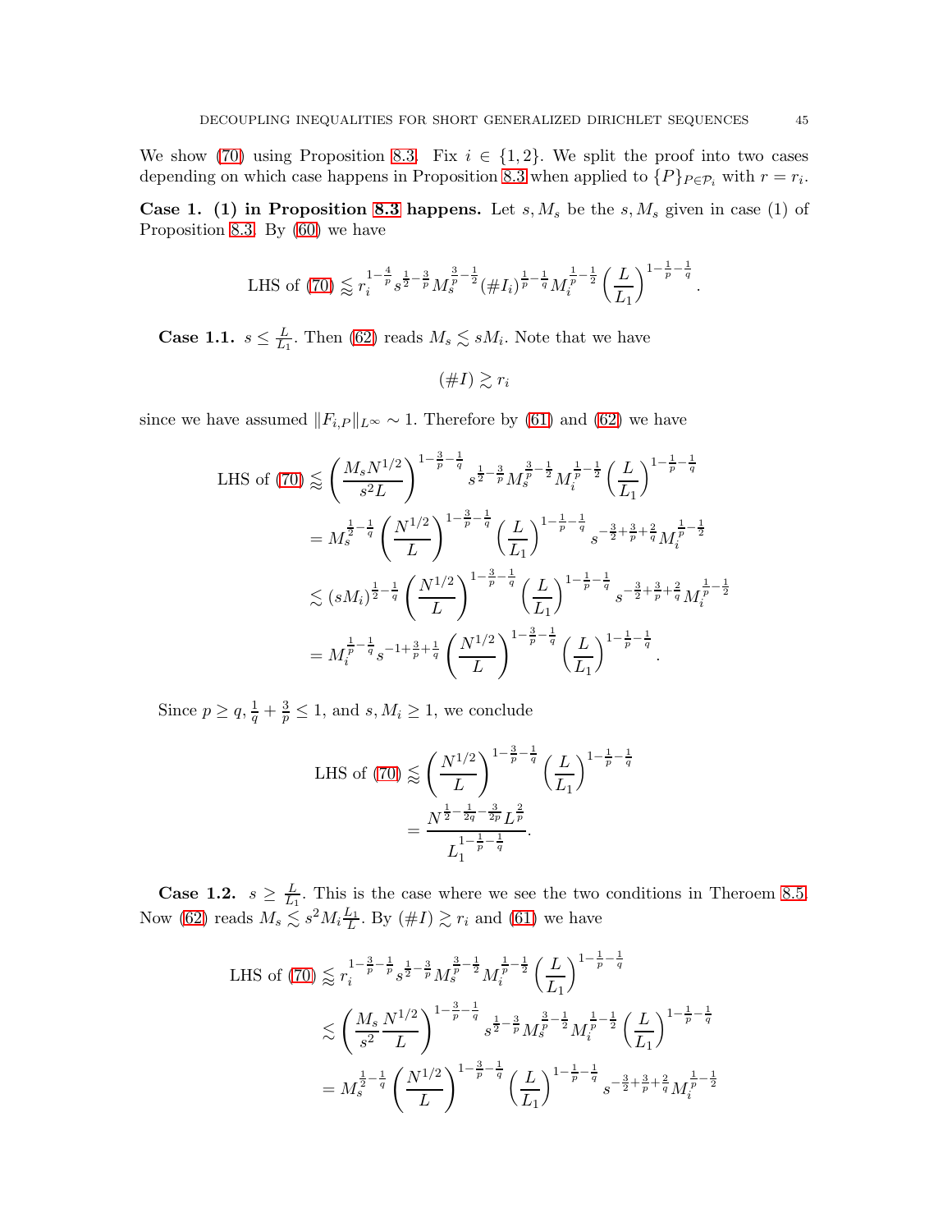We show (70) using Proposition 8.3. Fix $i \in \{1, 2\}$. We split the proof into two cases depending on which case happens in Proposition 8.3 when applied to $\{P\}_{P \in \mathcal{P}_i}$ with $r = r_i$.

**Case 1. (1) in Proposition 8.3 happens.** Let $s, M_s$ be the $s, M_s$ given in case (1) of Proposition 8.3. By (60) we have

$$\text{LHS of (70)} \lessapprox r_i^{1-\frac{4}{p}} s^{\frac{1}{2}-\frac{3}{p}} M_s^{\frac{3}{p}-\frac{1}{2}} (\#I_i)^{\frac{1}{p}-\frac{1}{q}} M_i^{\frac{1}{p}-\frac{1}{2}} \left(\frac{L}{L_1}\right)^{1-\frac{1}{p}-\frac{1}{q}}.$$

**Case 1.1.** $s \leq \frac{L}{L_1}$. Then (62) reads $M_s \lesssim s M_i$. Note that we have

$$(\#I) \gtrsim r_i$$

since we have assumed $\|F_{i,P}\|_{L^\infty} \sim 1$. Therefore by (61) and (62) we have

$$\begin{aligned}
\text{LHS of (70)} &\lessapprox \left(\frac{M_s N^{1/2}}{s^2 L}\right)^{1-\frac{3}{p}-\frac{1}{q}} s^{\frac{1}{2}-\frac{3}{p}} M_s^{\frac{3}{p}-\frac{1}{2}} M_i^{\frac{1}{p}-\frac{1}{2}} \left(\frac{L}{L_1}\right)^{1-\frac{1}{p}-\frac{1}{q}} \\
&= M_s^{\frac{1}{2}-\frac{1}{q}} \left(\frac{N^{1/2}}{L}\right)^{1-\frac{3}{p}-\frac{1}{q}} \left(\frac{L}{L_1}\right)^{1-\frac{1}{p}-\frac{1}{q}} s^{-\frac{3}{2}+\frac{3}{p}+\frac{2}{q}} M_i^{\frac{1}{p}-\frac{1}{2}} \\
&\lesssim (s M_i)^{\frac{1}{2}-\frac{1}{q}} \left(\frac{N^{1/2}}{L}\right)^{1-\frac{3}{p}-\frac{1}{q}} \left(\frac{L}{L_1}\right)^{1-\frac{1}{p}-\frac{1}{q}} s^{-\frac{3}{2}+\frac{3}{p}+\frac{2}{q}} M_i^{\frac{1}{p}-\frac{1}{2}} \\
&= M_i^{\frac{1}{p}-\frac{1}{q}} s^{-1+\frac{3}{p}+\frac{1}{q}} \left(\frac{N^{1/2}}{L}\right)^{1-\frac{3}{p}-\frac{1}{q}} \left(\frac{L}{L_1}\right)^{1-\frac{1}{p}-\frac{1}{q}}.
\end{aligned}$$

Since $p \geq q$, $\frac{1}{q} + \frac{3}{p} \leq 1$, and $s, M_i \geq 1$, we conclude

$$\begin{aligned}
\text{LHS of (70)} &\lessapprox \left(\frac{N^{1/2}}{L}\right)^{1-\frac{3}{p}-\frac{1}{q}} \left(\frac{L}{L_1}\right)^{1-\frac{1}{p}-\frac{1}{q}} \\
&= \frac{N^{\frac{1}{2}-\frac{1}{2q}-\frac{3}{2p}} L^{\frac{2}{p}}}{L_1^{1-\frac{1}{p}-\frac{1}{q}}}.
\end{aligned}$$

**Case 1.2.** $s \geq \frac{L}{L_1}$. This is the case where we see the two conditions in Theroem 8.5. Now (62) reads $M_s \lesssim s^2 M_i \frac{L_1}{L}$. By $(\#I) \gtrsim r_i$ and (61) we have

$$\begin{aligned}
\text{LHS of (70)} &\lessapprox r_i^{1-\frac{3}{p}-\frac{1}{p}} s^{\frac{1}{2}-\frac{3}{p}} M_s^{\frac{3}{p}-\frac{1}{2}} M_i^{\frac{1}{p}-\frac{1}{2}} \left(\frac{L}{L_1}\right)^{1-\frac{1}{p}-\frac{1}{q}} \\
&\lesssim \left(\frac{M_s}{s^2} \frac{N^{1/2}}{L}\right)^{1-\frac{3}{p}-\frac{1}{q}} s^{\frac{1}{2}-\frac{3}{p}} M_s^{\frac{3}{p}-\frac{1}{2}} M_i^{\frac{1}{p}-\frac{1}{2}} \left(\frac{L}{L_1}\right)^{1-\frac{1}{p}-\frac{1}{q}} \\
&= M_s^{\frac{1}{2}-\frac{1}{q}} \left(\frac{N^{1/2}}{L}\right)^{1-\frac{3}{p}-\frac{1}{q}} \left(\frac{L}{L_1}\right)^{1-\frac{1}{p}-\frac{1}{q}} s^{-\frac{3}{2}+\frac{3}{p}+\frac{2}{q}} M_i^{\frac{1}{p}-\frac{1}{2}}
\end{aligned}$$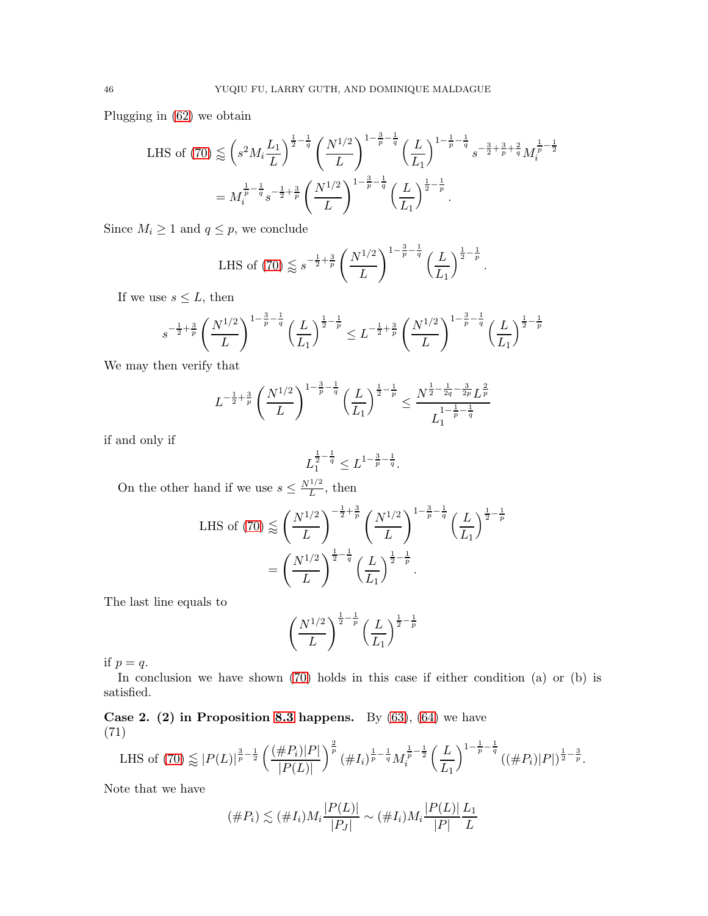Plugging in (62) we obtain

$$\text{LHS of (70)} \lessapprox \left(s^2 M_i \frac{L_1}{L}\right)^{\frac{1}{2}-\frac{1}{q}} \left(\frac{N^{1/2}}{L}\right)^{1-\frac{3}{p}-\frac{1}{q}} \left(\frac{L}{L_1}\right)^{1-\frac{1}{p}-\frac{1}{q}} s^{-\frac{3}{2}+\frac{3}{p}+\frac{2}{q}} M_i^{\frac{1}{p}-\frac{1}{2}}$$
$$= M_i^{\frac{1}{p}-\frac{1}{q}} s^{-\frac{1}{2}+\frac{3}{p}} \left(\frac{N^{1/2}}{L}\right)^{1-\frac{3}{p}-\frac{1}{q}} \left(\frac{L}{L_1}\right)^{\frac{1}{2}-\frac{1}{p}}.$$

Since $M_i \geq 1$ and $q \leq p$, we conclude

$$\text{LHS of (70)} \lessapprox s^{-\frac{1}{2}+\frac{3}{p}} \left(\frac{N^{1/2}}{L}\right)^{1-\frac{3}{p}-\frac{1}{q}} \left(\frac{L}{L_1}\right)^{\frac{1}{2}-\frac{1}{p}}.$$

If we use $s \leq L$, then

$$s^{-\frac{1}{2}+\frac{3}{p}} \left(\frac{N^{1/2}}{L}\right)^{1-\frac{3}{p}-\frac{1}{q}} \left(\frac{L}{L_1}\right)^{\frac{1}{2}-\frac{1}{p}} \leq L^{-\frac{1}{2}+\frac{3}{p}} \left(\frac{N^{1/2}}{L}\right)^{1-\frac{3}{p}-\frac{1}{q}} \left(\frac{L}{L_1}\right)^{\frac{1}{2}-\frac{1}{p}}$$

We may then verify that

$$L^{-\frac{1}{2}+\frac{3}{p}} \left(\frac{N^{1/2}}{L}\right)^{1-\frac{3}{p}-\frac{1}{q}} \left(\frac{L}{L_1}\right)^{\frac{1}{2}-\frac{1}{p}} \leq \frac{N^{\frac{1}{2}-\frac{1}{2q}-\frac{3}{2p}} L^{\frac{2}{p}}}{L_1^{1-\frac{1}{p}-\frac{1}{q}}}$$

if and only if

$$L_1^{\frac{1}{2}-\frac{1}{q}} \leq L^{1-\frac{3}{p}-\frac{1}{q}}.$$

On the other hand if we use $s \leq \frac{N^{1/2}}{L}$, then

$$\text{LHS of (70)} \lessapprox \left(\frac{N^{1/2}}{L}\right)^{-\frac{1}{2}+\frac{3}{p}} \left(\frac{N^{1/2}}{L}\right)^{1-\frac{3}{p}-\frac{1}{q}} \left(\frac{L}{L_1}\right)^{\frac{1}{2}-\frac{1}{p}}$$
$$= \left(\frac{N^{1/2}}{L}\right)^{\frac{1}{2}-\frac{1}{q}} \left(\frac{L}{L_1}\right)^{\frac{1}{2}-\frac{1}{p}}.$$

The last line equals to

$$\left(\frac{N^{1/2}}{L}\right)^{\frac{1}{2}-\frac{1}{p}} \left(\frac{L}{L_1}\right)^{\frac{1}{2}-\frac{1}{p}}$$

if $p = q$.

In conclusion we have shown (70) holds in this case if either condition (a) or (b) is satisfied.

**Case 2. (2) in Proposition 8.3 happens.** By (63), (64) we have

$$\text{LHS of (70)} \lessapprox |P(L)|^{\frac{3}{p}-\frac{1}{2}} \left(\frac{(\#P_i)|P|}{|P(L)|}\right)^{\frac{2}{p}} (\#I_i)^{\frac{1}{p}-\frac{1}{q}} M_i^{\frac{1}{p}-\frac{1}{2}} \left(\frac{L}{L_1}\right)^{1-\frac{1}{p}-\frac{1}{q}} ((\#P_i)|P|)^{\frac{1}{2}-\frac{3}{p}}. \tag{71}$$

Note that we have

$$(\#P_i) \lesssim (\#I_i) M_i \frac{|P(L)|}{|P_J|} \sim (\#I_i) M_i \frac{|P(L)|}{|P|} \frac{L_1}{L}$$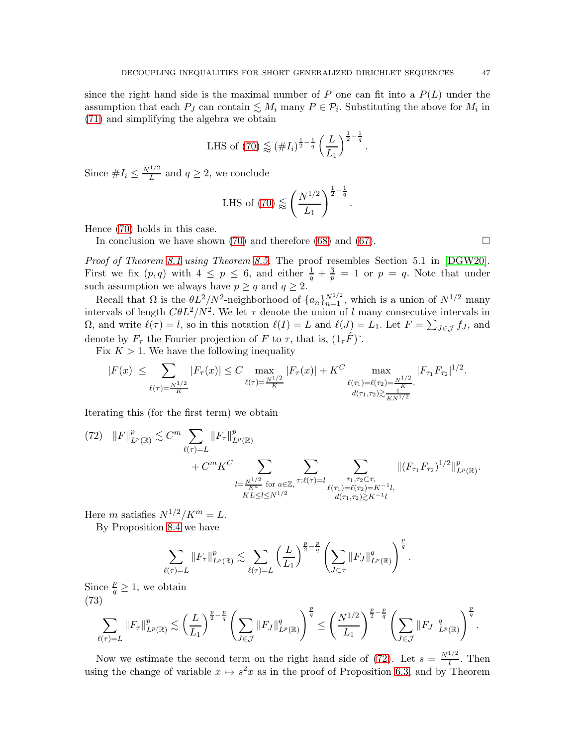since the right hand side is the maximal number of $P$ one can fit into a $P(L)$ under the assumption that each $P_J$ can contain $\lesssim M_i$ many $P \in \mathcal{P}_i$. Substituting the above for $M_i$ in (71) and simplifying the algebra we obtain

$$\text{LHS of (70)} \lessapprox (\#I_i)^{\frac{1}{2}-\frac{1}{q}} \left(\frac{L}{L_1}\right)^{\frac{1}{2}-\frac{1}{q}}.$$

Since $\#I_i \le \frac{N^{1/2}}{L}$ and $q \ge 2$, we conclude

$$\text{LHS of (70)} \lessapprox \left(\frac{N^{1/2}}{L_1}\right)^{\frac{1}{2}-\frac{1}{q}}.$$

Hence (70) holds in this case.

In conclusion we have shown (70) and therefore (68) and (67). $\square$

*Proof of Theorem 8.1 using Theorem 8.5.* The proof resembles Section 5.1 in [DGW20]. First we fix $(p, q)$ with $4 \le p \le 6$, and either $\frac{1}{q} + \frac{3}{p} = 1$ or $p = q$. Note that under such assumption we always have $p \ge q$ and $q \ge 2$.

Recall that $\Omega$ is the $\theta L^2/N^2$-neighborhood of $\{a_n\}_{n=1}^{N^{1/2}}$, which is a union of $N^{1/2}$ many intervals of length $C\theta L^2/N^2$. We let $\tau$ denote the union of $l$ many consecutive intervals in $\Omega$, and write $\ell(\tau) = l$, so in this notation $\ell(I) = L$ and $\ell(J) = L_1$. Let $F = \sum_{J \in \mathcal{J}} f_J$, and denote by $F_\tau$ the Fourier projection of $F$ to $\tau$, that is, $(1_\tau \hat{F})^\vee$.

Fix $K > 1$. We have the following inequality

$$|F(x)| \le \sum_{\ell(\tau)=\frac{N^{1/2}}{K}} |F_\tau(x)| \le C \max_{\ell(\tau)=\frac{N^{1/2}}{K}} |F_\tau(x)| + K^C \max_{\substack{\ell(\tau_1)=\ell(\tau_2)=\frac{N^{1/2}}{K},\\ d(\tau_1,\tau_2)\gtrsim \frac{1}{KN^{1/2}}}} |F_{\tau_1} F_{\tau_2}|^{1/2}.$$

Iterating this (for the first term) we obtain

$$\begin{aligned} (72) \quad \|F\|_{L^p(\mathbb{R})}^p \lesssim C^m &\sum_{\ell(\tau)=L} \|F_\tau\|_{L^p(\mathbb{R})}^p \\ &+ C^m K^C \sum_{\substack{l=\frac{N^{1/2}}{K^a} \text{ for } a\in\mathbb{Z},\\ KL\le l\le N^{1/2}}} \sum_{\tau:\ell(\tau)=l} \sum_{\substack{\tau_1,\tau_2\subset\tau,\\ \ell(\tau_1)=\ell(\tau_2)=K^{-1}l,\\ d(\tau_1,\tau_2)\gtrsim K^{-1}l}} \|(F_{\tau_1}F_{\tau_2})^{1/2}\|_{L^p(\mathbb{R})}^p. \end{aligned}$$

Here $m$ satisfies $N^{1/2}/K^m = L$.

By Proposition 8.4 we have

$$\sum_{\ell(\tau)=L} \|F_\tau\|_{L^p(\mathbb{R})}^p \lesssim \sum_{\ell(\tau)=L} \left(\frac{L}{L_1}\right)^{\frac{p}{2}-\frac{p}{q}} \left(\sum_{J\subset\tau} \|F_J\|_{L^p(\mathbb{R})}^q\right)^{\frac{p}{q}}.$$

Since $\frac{p}{q} \ge 1$, we obtain
(73)

$$\sum_{\ell(\tau)=L} \|F_\tau\|_{L^p(\mathbb{R})}^p \lesssim \left(\frac{L}{L_1}\right)^{\frac{p}{2}-\frac{p}{q}} \left(\sum_{J\in\mathcal{J}} \|F_J\|_{L^p(\mathbb{R})}^q\right)^{\frac{p}{q}} \le \left(\frac{N^{1/2}}{L_1}\right)^{\frac{p}{2}-\frac{p}{q}} \left(\sum_{J\in\mathcal{J}} \|F_J\|_{L^p(\mathbb{R})}^q\right)^{\frac{p}{q}}.$$

Now we estimate the second term on the right hand side of (72). Let $s = \frac{N^{1/2}}{l}$. Then using the change of variable $x \mapsto s^2 x$ as in the proof of Proposition 6.3, and by Theorem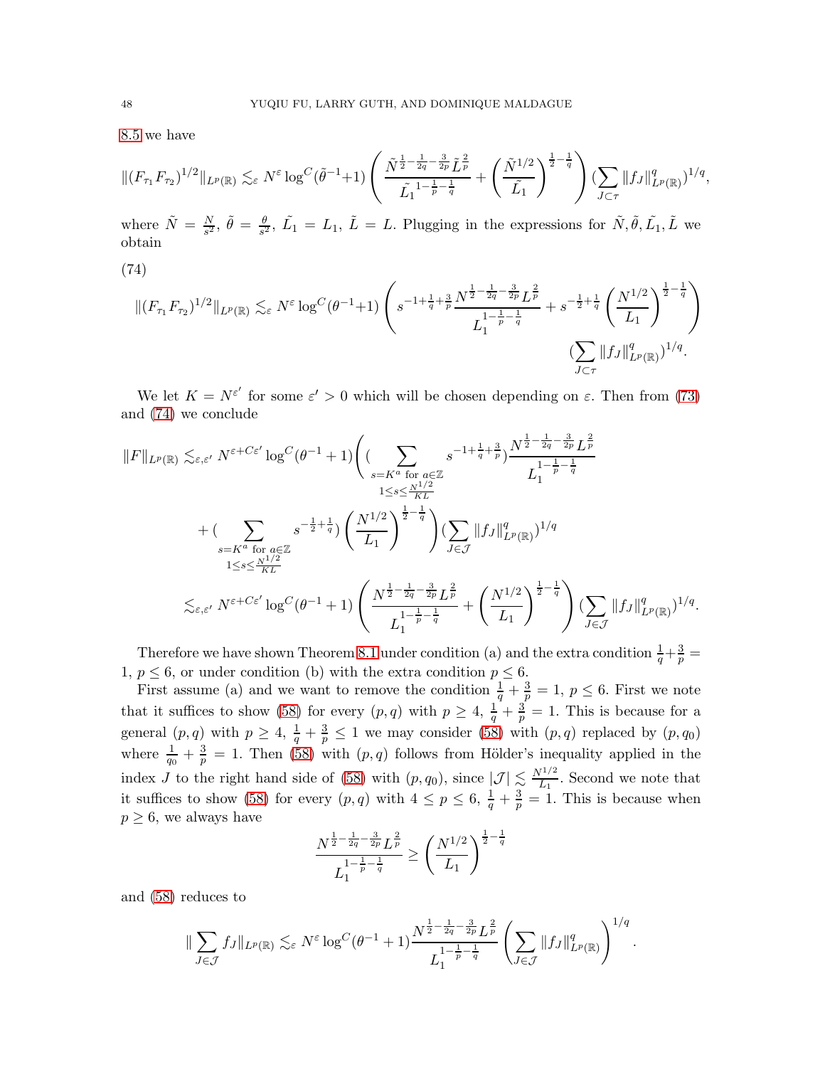8.5 we have

$$\|(F_{\tau_1}F_{\tau_2})^{1/2}\|_{L^p(\mathbb{R})} \lesssim_\varepsilon N^\varepsilon \log^C(\tilde{\theta}^{-1}+1)\left(\frac{\tilde{N}^{\frac{1}{2}-\frac{1}{2q}-\frac{3}{2p}}\tilde{L}^{\frac{2}{p}}}{\tilde{L_1}^{1-\frac{1}{p}-\frac{1}{q}}}+\left(\frac{\tilde{N}^{1/2}}{\tilde{L_1}}\right)^{\frac{1}{2}-\frac{1}{q}}\right)(\sum_{J\subset\tau}\|f_J\|^q_{L^p(\mathbb{R})})^{1/q},$$

where $\tilde{N}=\frac{N}{s^2}$, $\tilde{\theta}=\frac{\theta}{s^2}$, $\tilde{L_1}=L_1$, $\tilde{L}=L$. Plugging in the expressions for $\tilde{N},\tilde{\theta},\tilde{L_1},\tilde{L}$ we obtain

(74)

$$\|(F_{\tau_1}F_{\tau_2})^{1/2}\|_{L^p(\mathbb{R})} \lesssim_\varepsilon N^\varepsilon \log^C(\theta^{-1}+1)\left(s^{-1+\frac{1}{q}+\frac{3}{p}}\frac{N^{\frac{1}{2}-\frac{1}{2q}-\frac{3}{2p}}L^{\frac{2}{p}}}{L_1^{1-\frac{1}{p}-\frac{1}{q}}}+s^{-\frac{1}{2}+\frac{1}{q}}\left(\frac{N^{1/2}}{L_1}\right)^{\frac{1}{2}-\frac{1}{q}}\right)$$
$$(\sum_{J\subset\tau}\|f_J\|^q_{L^p(\mathbb{R})})^{1/q}.$$

We let $K=N^{\varepsilon'}$ for some $\varepsilon'>0$ which will be chosen depending on $\varepsilon$. Then from (73) and (74) we conclude

$$\|F\|_{L^p(\mathbb{R})} \lesssim_{\varepsilon,\varepsilon'} N^{\varepsilon+C\varepsilon'}\log^C(\theta^{-1}+1)\Bigg(\Big(\sum_{\substack{s=K^a \text{ for } a\in\mathbb{Z}\\ 1\le s\le\frac{N^{1/2}}{KL}}} s^{-1+\frac{1}{q}+\frac{3}{p}}\Big)\frac{N^{\frac{1}{2}-\frac{1}{2q}-\frac{3}{2p}}L^{\frac{2}{p}}}{L_1^{1-\frac{1}{p}-\frac{1}{q}}}$$
$$+\Big(\sum_{\substack{s=K^a \text{ for } a\in\mathbb{Z}\\ 1\le s\le\frac{N^{1/2}}{KL}}} s^{-\frac{1}{2}+\frac{1}{q}}\Big)\left(\frac{N^{1/2}}{L_1}\right)^{\frac{1}{2}-\frac{1}{q}}\Bigg)(\sum_{J\in\mathcal{J}}\|f_J\|^q_{L^p(\mathbb{R})})^{1/q}$$
$$\lesssim_{\varepsilon,\varepsilon'} N^{\varepsilon+C\varepsilon'}\log^C(\theta^{-1}+1)\left(\frac{N^{\frac{1}{2}-\frac{1}{2q}-\frac{3}{2p}}L^{\frac{2}{p}}}{L_1^{1-\frac{1}{p}-\frac{1}{q}}}+\left(\frac{N^{1/2}}{L_1}\right)^{\frac{1}{2}-\frac{1}{q}}\right)(\sum_{J\in\mathcal{J}}\|f_J\|^q_{L^p(\mathbb{R})})^{1/q}.$$

Therefore we have shown Theorem 8.1 under condition (a) and the extra condition $\frac{1}{q}+\frac{3}{p}=1$, $p\le 6$, or under condition (b) with the extra condition $p\le 6$.

First assume (a) and we want to remove the condition $\frac{1}{q}+\frac{3}{p}=1$, $p\le 6$. First we note that it suffices to show (58) for every $(p,q)$ with $p\ge 4$, $\frac{1}{q}+\frac{3}{p}=1$. This is because for a general $(p,q)$ with $p\ge 4$, $\frac{1}{q}+\frac{3}{p}\le 1$ we may consider (58) with $(p,q)$ replaced by $(p,q_0)$ where $\frac{1}{q_0}+\frac{3}{p}=1$. Then (58) with $(p,q)$ follows from Hölder's inequality applied in the index $J$ to the right hand side of (58) with $(p,q_0)$, since $|\mathcal{J}|\lesssim\frac{N^{1/2}}{L_1}$. Second we note that it suffices to show (58) for every $(p,q)$ with $4\le p\le 6$, $\frac{1}{q}+\frac{3}{p}=1$. This is because when $p\ge 6$, we always have

$$\frac{N^{\frac{1}{2}-\frac{1}{2q}-\frac{3}{2p}}L^{\frac{2}{p}}}{L_1^{1-\frac{1}{p}-\frac{1}{q}}}\ge\left(\frac{N^{1/2}}{L_1}\right)^{\frac{1}{2}-\frac{1}{q}}$$

and (58) reduces to

$$\|\sum_{J\in\mathcal{J}}f_J\|_{L^p(\mathbb{R})}\lesssim_\varepsilon N^\varepsilon\log^C(\theta^{-1}+1)\frac{N^{\frac{1}{2}-\frac{1}{2q}-\frac{3}{2p}}L^{\frac{2}{p}}}{L_1^{1-\frac{1}{p}-\frac{1}{q}}}\left(\sum_{J\in\mathcal{J}}\|f_J\|^q_{L^p(\mathbb{R})}\right)^{1/q}.$$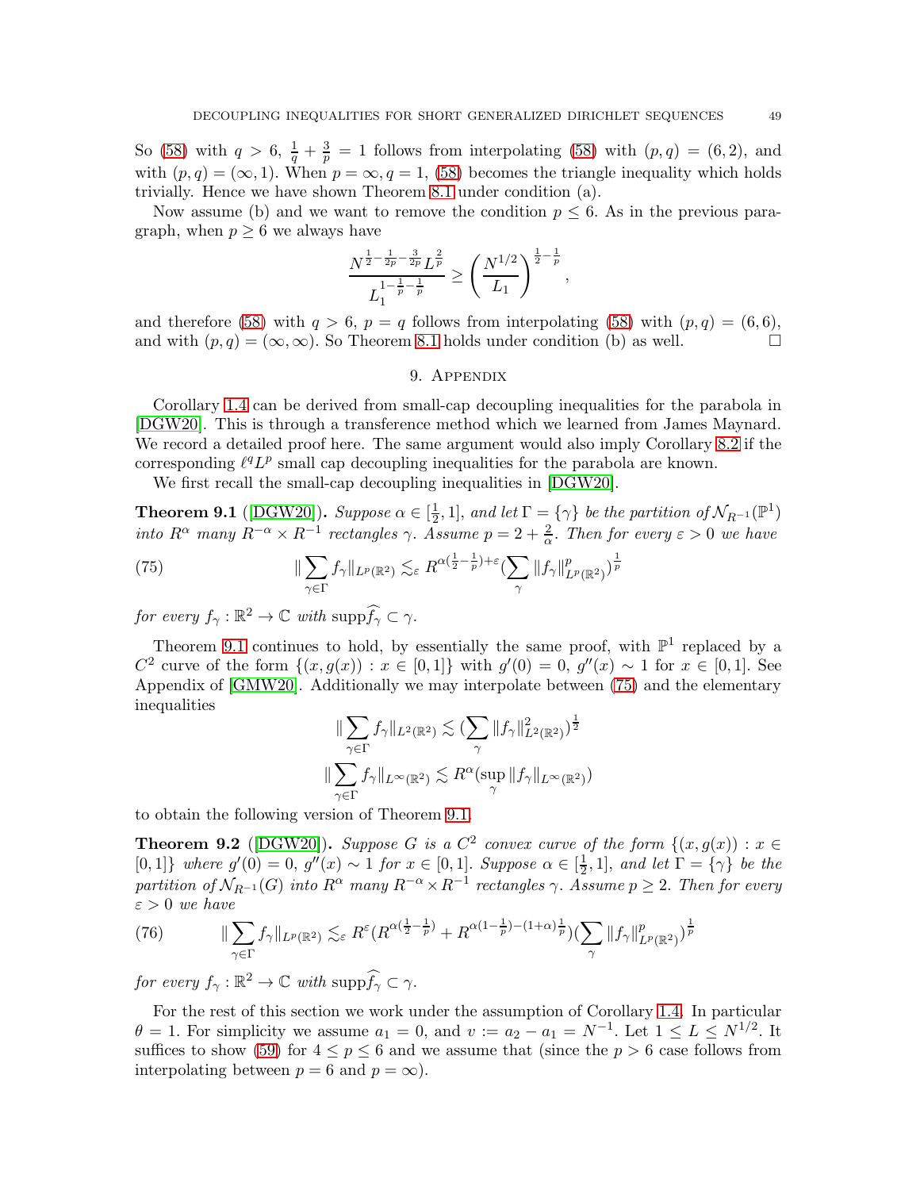So (58) with $q > 6$, $\frac{1}{q} + \frac{3}{p} = 1$ follows from interpolating (58) with $(p, q) = (6, 2)$, and with $(p, q) = (\infty, 1)$. When $p = \infty, q = 1$, (58) becomes the triangle inequality which holds trivially. Hence we have shown Theorem 8.1 under condition (a).

Now assume (b) and we want to remove the condition $p \leq 6$. As in the previous paragraph, when $p \geq 6$ we always have

$$\frac{N^{\frac{1}{2}-\frac{1}{2p}-\frac{3}{2p}} L^{\frac{2}{p}}}{L_1^{1-\frac{1}{p}-\frac{1}{p}}} \geq \left(\frac{N^{1/2}}{L_1}\right)^{\frac{1}{2}-\frac{1}{p}},$$

and therefore (58) with $q > 6$, $p = q$ follows from interpolating (58) with $(p, q) = (6, 6)$, and with $(p, q) = (\infty, \infty)$. So Theorem 8.1 holds under condition (b) as well. $\square$

## 9. Appendix

Corollary 1.4 can be derived from small-cap decoupling inequalities for the parabola in [DGW20]. This is through a transference method which we learned from James Maynard. We record a detailed proof here. The same argument would also imply Corollary 8.2 if the corresponding $\ell^q L^p$ small cap decoupling inequalities for the parabola are known.

We first recall the small-cap decoupling inequalities in [DGW20].

**Theorem 9.1** ([DGW20])**.** *Suppose $\alpha \in [\frac{1}{2}, 1]$, and let $\Gamma = \{\gamma\}$ be the partition of $\mathcal{N}_{R^{-1}}(\mathbb{P}^1)$ into $R^\alpha$ many $R^{-\alpha} \times R^{-1}$ rectangles $\gamma$. Assume $p = 2 + \frac{2}{\alpha}$. Then for every $\varepsilon > 0$ we have*

$$\|\sum_{\gamma\in\Gamma} f_\gamma\|_{L^p(\mathbb{R}^2)} \lesssim_\varepsilon R^{\alpha(\frac{1}{2}-\frac{1}{p})+\varepsilon} (\sum_\gamma \|f_\gamma\|^p_{L^p(\mathbb{R}^2)})^{\frac{1}{p}} \tag{75}$$

*for every $f_\gamma : \mathbb{R}^2 \to \mathbb{C}$ with $\mathrm{supp}\widehat{f_\gamma} \subset \gamma$.*

Theorem 9.1 continues to hold, by essentially the same proof, with $\mathbb{P}^1$ replaced by a $C^2$ curve of the form $\{(x, g(x)) : x \in [0, 1]\}$ with $g'(0) = 0$, $g''(x) \sim 1$ for $x \in [0, 1]$. See Appendix of [GMW20]. Additionally we may interpolate between (75) and the elementary inequalities

$$\|\sum_{\gamma\in\Gamma} f_\gamma\|_{L^2(\mathbb{R}^2)} \lesssim (\sum_\gamma \|f_\gamma\|^2_{L^2(\mathbb{R}^2)})^{\frac{1}{2}}$$
$$\|\sum_{\gamma\in\Gamma} f_\gamma\|_{L^\infty(\mathbb{R}^2)} \lesssim R^\alpha (\sup_\gamma \|f_\gamma\|_{L^\infty(\mathbb{R}^2)})$$

to obtain the following version of Theorem 9.1.

**Theorem 9.2** ([DGW20])**.** *Suppose $G$ is a $C^2$ convex curve of the form $\{(x, g(x)) : x \in [0, 1]\}$ where $g'(0) = 0$, $g''(x) \sim 1$ for $x \in [0, 1]$. Suppose $\alpha \in [\frac{1}{2}, 1]$, and let $\Gamma = \{\gamma\}$ be the partition of $\mathcal{N}_{R^{-1}}(G)$ into $R^\alpha$ many $R^{-\alpha} \times R^{-1}$ rectangles $\gamma$. Assume $p \geq 2$. Then for every $\varepsilon > 0$ we have*

$$\|\sum_{\gamma\in\Gamma} f_\gamma\|_{L^p(\mathbb{R}^2)} \lesssim_\varepsilon R^\varepsilon (R^{\alpha(\frac{1}{2}-\frac{1}{p})} + R^{\alpha(1-\frac{1}{p})-(1+\alpha)\frac{1}{p}}) (\sum_\gamma \|f_\gamma\|^p_{L^p(\mathbb{R}^2)})^{\frac{1}{p}} \tag{76}$$

*for every $f_\gamma : \mathbb{R}^2 \to \mathbb{C}$ with $\mathrm{supp}\widehat{f_\gamma} \subset \gamma$.*

For the rest of this section we work under the assumption of Corollary 1.4. In particular $\theta = 1$. For simplicity we assume $a_1 = 0$, and $v := a_2 - a_1 = N^{-1}$. Let $1 \leq L \leq N^{1/2}$. It suffices to show (59) for $4 \leq p \leq 6$ and we assume that (since the $p > 6$ case follows from interpolating between $p = 6$ and $p = \infty$).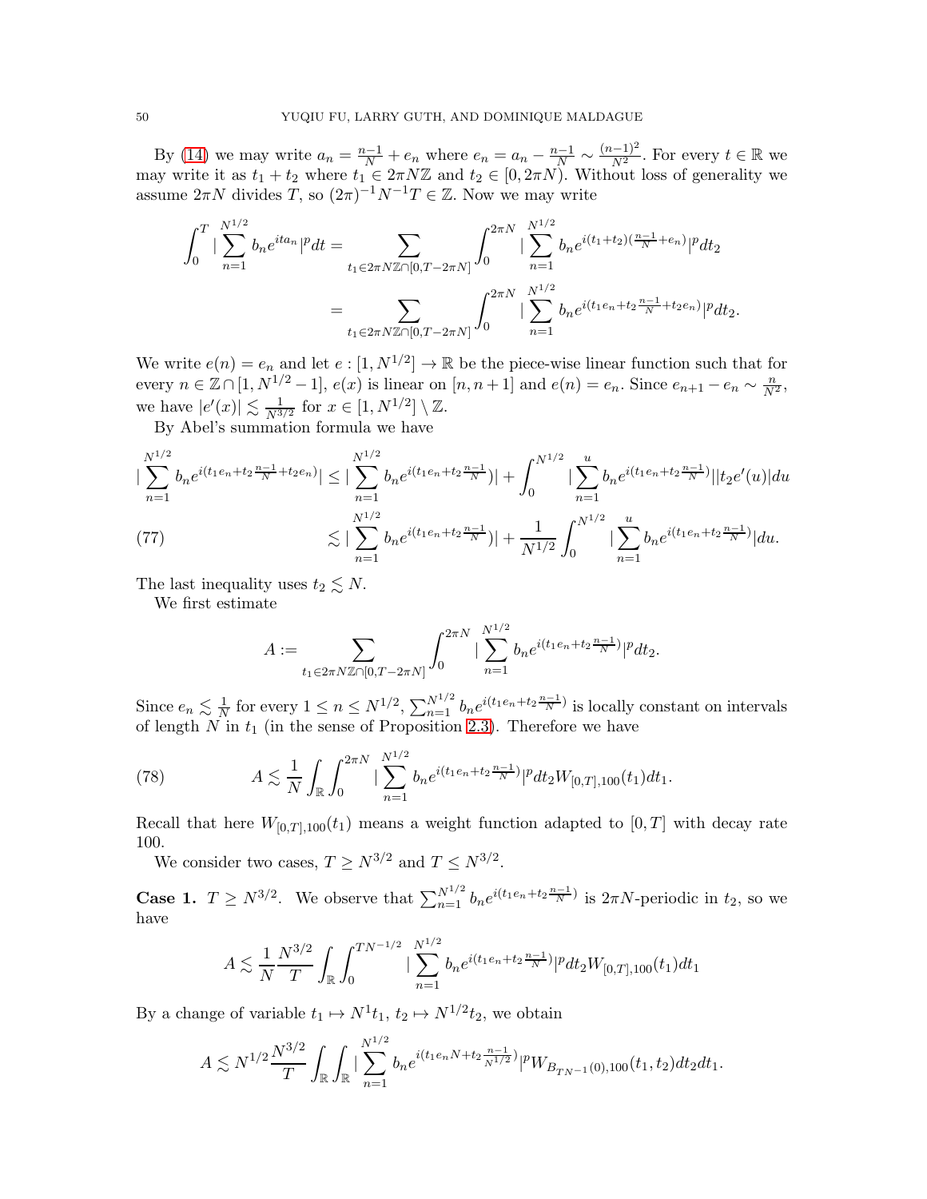By (14) we may write $a_n = \frac{n-1}{N} + e_n$ where $e_n = a_n - \frac{n-1}{N} \sim \frac{(n-1)^2}{N^2}$. For every $t \in \mathbb{R}$ we may write it as $t_1 + t_2$ where $t_1 \in 2\pi N\mathbb{Z}$ and $t_2 \in [0, 2\pi N)$. Without loss of generality we assume $2\pi N$ divides $T$, so $(2\pi)^{-1}N^{-1}T \in \mathbb{Z}$. Now we may write

$$
\begin{aligned}
\int_0^T |\sum_{n=1}^{N^{1/2}} b_n e^{ita_n}|^p dt &= \sum_{t_1 \in 2\pi N\mathbb{Z}\cap[0,T-2\pi N]} \int_0^{2\pi N} |\sum_{n=1}^{N^{1/2}} b_n e^{i(t_1+t_2)(\frac{n-1}{N}+e_n)}|^p dt_2 \\
&= \sum_{t_1 \in 2\pi N\mathbb{Z}\cap[0,T-2\pi N]} \int_0^{2\pi N} |\sum_{n=1}^{N^{1/2}} b_n e^{i(t_1 e_n + t_2\frac{n-1}{N} + t_2 e_n)}|^p dt_2.
\end{aligned}
$$

We write $e(n) = e_n$ and let $e : [1, N^{1/2}] \to \mathbb{R}$ be the piece-wise linear function such that for every $n \in \mathbb{Z} \cap [1, N^{1/2} - 1]$, $e(x)$ is linear on $[n, n+1]$ and $e(n) = e_n$. Since $e_{n+1} - e_n \sim \frac{n}{N^2}$, we have $|e'(x)| \lesssim \frac{1}{N^{3/2}}$ for $x \in [1, N^{1/2}] \setminus \mathbb{Z}$.

By Abel's summation formula we have

$$
\begin{aligned}
|\sum_{n=1}^{N^{1/2}} b_n e^{i(t_1 e_n + t_2\frac{n-1}{N} + t_2 e_n)}| &\le |\sum_{n=1}^{N^{1/2}} b_n e^{i(t_1 e_n + t_2\frac{n-1}{N})}| + \int_0^{N^{1/2}} |\sum_{n=1}^{u} b_n e^{i(t_1 e_n + t_2\frac{n-1}{N})}||t_2 e'(u)| du \\
&\lesssim |\sum_{n=1}^{N^{1/2}} b_n e^{i(t_1 e_n + t_2\frac{n-1}{N})}| + \frac{1}{N^{1/2}} \int_0^{N^{1/2}} |\sum_{n=1}^{u} b_n e^{i(t_1 e_n + t_2\frac{n-1}{N})}| du. \qquad (77)
\end{aligned}
$$

The last inequality uses $t_2 \lesssim N$.

We first estimate

$$
A := \sum_{t_1 \in 2\pi N\mathbb{Z}\cap[0,T-2\pi N]} \int_0^{2\pi N} |\sum_{n=1}^{N^{1/2}} b_n e^{i(t_1 e_n + t_2\frac{n-1}{N})}|^p dt_2.
$$

Since $e_n \lesssim \frac{1}{N}$ for every $1 \le n \le N^{1/2}$, $\sum_{n=1}^{N^{1/2}} b_n e^{i(t_1 e_n + t_2\frac{n-1}{N})}$ is locally constant on intervals of length $N$ in $t_1$ (in the sense of Proposition 2.3). Therefore we have

$$
A \lesssim \frac{1}{N} \int_{\mathbb{R}} \int_0^{2\pi N} |\sum_{n=1}^{N^{1/2}} b_n e^{i(t_1 e_n + t_2\frac{n-1}{N})}|^p dt_2 W_{[0,T],100}(t_1) dt_1. \qquad (78)
$$

Recall that here $W_{[0,T],100}(t_1)$ means a weight function adapted to $[0,T]$ with decay rate 100.

We consider two cases, $T \ge N^{3/2}$ and $T \le N^{3/2}$.

**Case 1.** $T \ge N^{3/2}$. We observe that $\sum_{n=1}^{N^{1/2}} b_n e^{i(t_1 e_n + t_2\frac{n-1}{N})}$ is $2\pi N$-periodic in $t_2$, so we have

$$
A \lesssim \frac{1}{N} \frac{N^{3/2}}{T} \int_{\mathbb{R}} \int_0^{TN^{-1/2}} |\sum_{n=1}^{N^{1/2}} b_n e^{i(t_1 e_n + t_2\frac{n-1}{N})}|^p dt_2 W_{[0,T],100}(t_1) dt_1
$$

By a change of variable $t_1 \mapsto N^1 t_1$, $t_2 \mapsto N^{1/2} t_2$, we obtain

$$
A \lesssim N^{1/2} \frac{N^{3/2}}{T} \int_{\mathbb{R}} \int_{\mathbb{R}} |\sum_{n=1}^{N^{1/2}} b_n e^{i(t_1 e_n N + t_2\frac{n-1}{N^{1/2}})}|^p W_{B_{TN^{-1}}(0),100}(t_1, t_2) dt_2 dt_1.
$$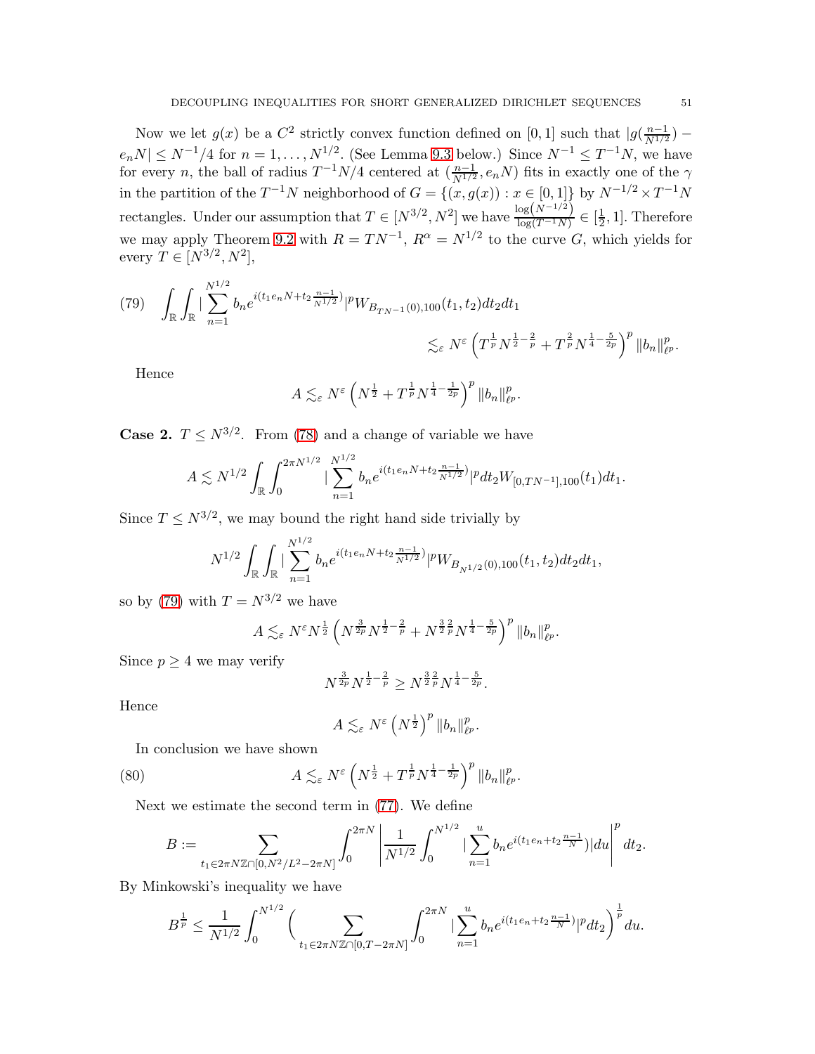Now we let $g(x)$ be a $C^2$ strictly convex function defined on $[0,1]$ such that $|g(\frac{n-1}{N^{1/2}}) - e_n N| \le N^{-1}/4$ for $n = 1, \ldots, N^{1/2}$. (See Lemma 9.3 below.) Since $N^{-1} \le T^{-1}N$, we have for every $n$, the ball of radius $T^{-1}N/4$ centered at $(\frac{n-1}{N^{1/2}}, e_n N)$ fits in exactly one of the $\gamma$ in the partition of the $T^{-1}N$ neighborhood of $G = \{(x, g(x)) : x \in [0,1]\}$ by $N^{-1/2} \times T^{-1}N$ rectangles. Under our assumption that $T \in [N^{3/2}, N^2]$ we have $\frac{\log(N^{-1/2})}{\log(T^{-1}N)} \in [\frac{1}{2}, 1]$. Therefore we may apply Theorem 9.2 with $R = TN^{-1}$, $R^\alpha = N^{1/2}$ to the curve $G$, which yields for every $T \in [N^{3/2}, N^2]$,

$$
\int_{\mathbb{R}} \int_{\mathbb{R}} |\sum_{n=1}^{N^{1/2}} b_n e^{i(t_1 e_n N + t_2 \frac{n-1}{N^{1/2}})}|^p W_{B_{TN^{-1}}(0),100}(t_1,t_2) dt_2 dt_1 \\
\lesssim_\varepsilon N^\varepsilon \left( T^{\frac{1}{p}} N^{\frac{1}{2}-\frac{2}{p}} + T^{\frac{2}{p}} N^{\frac{1}{4}-\frac{5}{2p}} \right)^p \|b_n\|_{\ell^p}^p. \tag{79}
$$

Hence

$$
A \lesssim_\varepsilon N^\varepsilon \left( N^{\frac{1}{2}} + T^{\frac{1}{p}} N^{\frac{1}{4}-\frac{1}{2p}} \right)^p \|b_n\|_{\ell^p}^p.
$$

**Case 2.** $T \le N^{3/2}$. From (78) and a change of variable we have

$$
A \lesssim N^{1/2} \int_{\mathbb{R}} \int_0^{2\pi N^{1/2}} |\sum_{n=1}^{N^{1/2}} b_n e^{i(t_1 e_n N + t_2 \frac{n-1}{N^{1/2}})}|^p dt_2 W_{[0,TN^{-1}],100}(t_1) dt_1.
$$

Since $T \le N^{3/2}$, we may bound the right hand side trivially by

$$
N^{1/2} \int_{\mathbb{R}} \int_{\mathbb{R}} |\sum_{n=1}^{N^{1/2}} b_n e^{i(t_1 e_n N + t_2 \frac{n-1}{N^{1/2}})}|^p W_{B_{N^{1/2}}(0),100}(t_1,t_2) dt_2 dt_1,
$$

so by (79) with $T = N^{3/2}$ we have

$$
A \lesssim_\varepsilon N^\varepsilon N^{\frac{1}{2}} \left( N^{\frac{3}{2p}} N^{\frac{1}{2}-\frac{2}{p}} + N^{\frac{3}{2}\frac{2}{p}} N^{\frac{1}{4}-\frac{5}{2p}} \right)^p \|b_n\|_{\ell^p}^p.
$$

Since $p \ge 4$ we may verify

$$
N^{\frac{3}{2p}} N^{\frac{1}{2}-\frac{2}{p}} \ge N^{\frac{3}{2}\frac{2}{p}} N^{\frac{1}{4}-\frac{5}{2p}}.
$$

Hence

$$
A \lesssim_\varepsilon N^\varepsilon \left( N^{\frac{1}{2}} \right)^p \|b_n\|_{\ell^p}^p.
$$

In conclusion we have shown

$$
A \lesssim_\varepsilon N^\varepsilon \left( N^{\frac{1}{2}} + T^{\frac{1}{p}} N^{\frac{1}{4}-\frac{1}{2p}} \right)^p \|b_n\|_{\ell^p}^p. \tag{80}
$$

Next we estimate the second term in (77). We define

$$
B := \sum_{t_1 \in 2\pi N\mathbb{Z} \cap [0, N^2/L^2 - 2\pi N]} \int_0^{2\pi N} \left| \frac{1}{N^{1/2}} \int_0^{N^{1/2}} |\sum_{n=1}^{u} b_n e^{i(t_1 e_n + t_2 \frac{n-1}{N})}| du \right|^p dt_2.
$$

By Minkowski's inequality we have

$$
B^{\frac{1}{p}} \le \frac{1}{N^{1/2}} \int_0^{N^{1/2}} \Big( \sum_{t_1 \in 2\pi N\mathbb{Z} \cap [0, T - 2\pi N]} \int_0^{2\pi N} |\sum_{n=1}^{u} b_n e^{i(t_1 e_n + t_2 \frac{n-1}{N})}|^p dt_2 \Big)^{\frac{1}{p}} du.
$$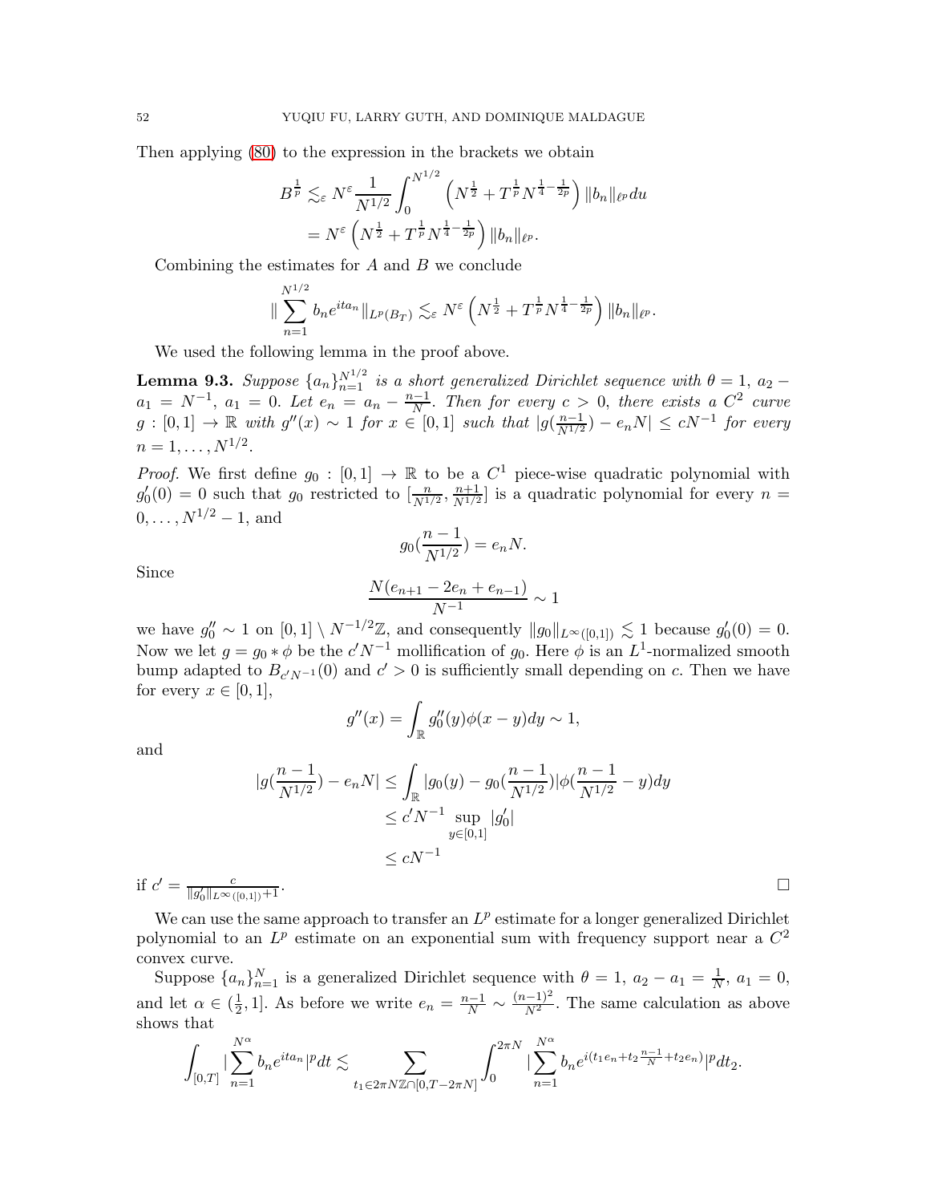Then applying (80) to the expression in the brackets we obtain

$$
\begin{aligned}
B^{\frac{1}{p}} &\lesssim_\varepsilon N^\varepsilon \frac{1}{N^{1/2}} \int_0^{N^{1/2}} \left( N^{\frac{1}{2}} + T^{\frac{1}{p}} N^{\frac{1}{4}-\frac{1}{2p}} \right) \|b_n\|_{\ell^p} du \\
&= N^\varepsilon \left( N^{\frac{1}{2}} + T^{\frac{1}{p}} N^{\frac{1}{4}-\frac{1}{2p}} \right) \|b_n\|_{\ell^p}.
\end{aligned}
$$

Combining the estimates for $A$ and $B$ we conclude

$$
\| \sum_{n=1}^{N^{1/2}} b_n e^{ita_n} \|_{L^p(B_T)} \lesssim_\varepsilon N^\varepsilon \left( N^{\frac{1}{2}} + T^{\frac{1}{p}} N^{\frac{1}{4}-\frac{1}{2p}} \right) \|b_n\|_{\ell^p}.
$$

We used the following lemma in the proof above.

**Lemma 9.3.** *Suppose $\{a_n\}_{n=1}^{N^{1/2}}$ is a short generalized Dirichlet sequence with $\theta = 1$, $a_2 - a_1 = N^{-1}$, $a_1 = 0$. Let $e_n = a_n - \frac{n-1}{N}$. Then for every $c > 0$, there exists a $C^2$ curve $g : [0, 1] \to \mathbb{R}$ with $g''(x) \sim 1$ for $x \in [0, 1]$ such that $|g(\frac{n-1}{N^{1/2}}) - e_n N| \leq cN^{-1}$ for every $n = 1, \ldots, N^{1/2}$.*

*Proof.* We first define $g_0 : [0, 1] \to \mathbb{R}$ to be a $C^1$ piece-wise quadratic polynomial with $g_0'(0) = 0$ such that $g_0$ restricted to $[\frac{n}{N^{1/2}}, \frac{n+1}{N^{1/2}}]$ is a quadratic polynomial for every $n = 0, \ldots, N^{1/2} - 1$, and

$$
g_0(\frac{n-1}{N^{1/2}}) = e_n N.
$$

Since

$$
\frac{N(e_{n+1} - 2e_n + e_{n-1})}{N^{-1}} \sim 1
$$

we have $g_0'' \sim 1$ on $[0, 1] \setminus N^{-1/2}\mathbb{Z}$, and consequently $\|g_0\|_{L^\infty([0,1])} \lesssim 1$ because $g_0'(0) = 0$. Now we let $g = g_0 * \phi$ be the $c'N^{-1}$ mollification of $g_0$. Here $\phi$ is an $L^1$-normalized smooth bump adapted to $B_{c'N^{-1}}(0)$ and $c' > 0$ is sufficiently small depending on $c$. Then we have for every $x \in [0, 1]$,

$$
g''(x) = \int_{\mathbb{R}} g_0''(y)\phi(x - y)dy \sim 1,
$$

and

$$
\begin{aligned}
|g(\frac{n-1}{N^{1/2}}) - e_n N| &\leq \int_{\mathbb{R}} |g_0(y) - g_0(\frac{n-1}{N^{1/2}})| \phi(\frac{n-1}{N^{1/2}} - y)dy \\
&\leq c'N^{-1} \sup_{y \in [0,1]} |g_0'| \\
&\leq cN^{-1}
\end{aligned}
$$

if $c' = \frac{c}{\|g_0'\|_{L^\infty([0,1])} + 1}$. □

We can use the same approach to transfer an $L^p$ estimate for a longer generalized Dirichlet polynomial to an $L^p$ estimate on an exponential sum with frequency support near a $C^2$ convex curve.

Suppose $\{a_n\}_{n=1}^N$ is a generalized Dirichlet sequence with $\theta = 1$, $a_2 - a_1 = \frac{1}{N}$, $a_1 = 0$, and let $\alpha \in (\frac{1}{2}, 1]$. As before we write $e_n = \frac{n-1}{N} \sim \frac{(n-1)^2}{N^2}$. The same calculation as above shows that

$$
\int_{[0,T]} |\sum_{n=1}^{N^\alpha} b_n e^{ita_n}|^p dt \lesssim \sum_{t_1 \in 2\pi N\mathbb{Z} \cap [0, T-2\pi N]} \int_0^{2\pi N} |\sum_{n=1}^{N^\alpha} b_n e^{i(t_1 e_n + t_2 \frac{n-1}{N} + t_2 e_n)}|^p dt_2.
$$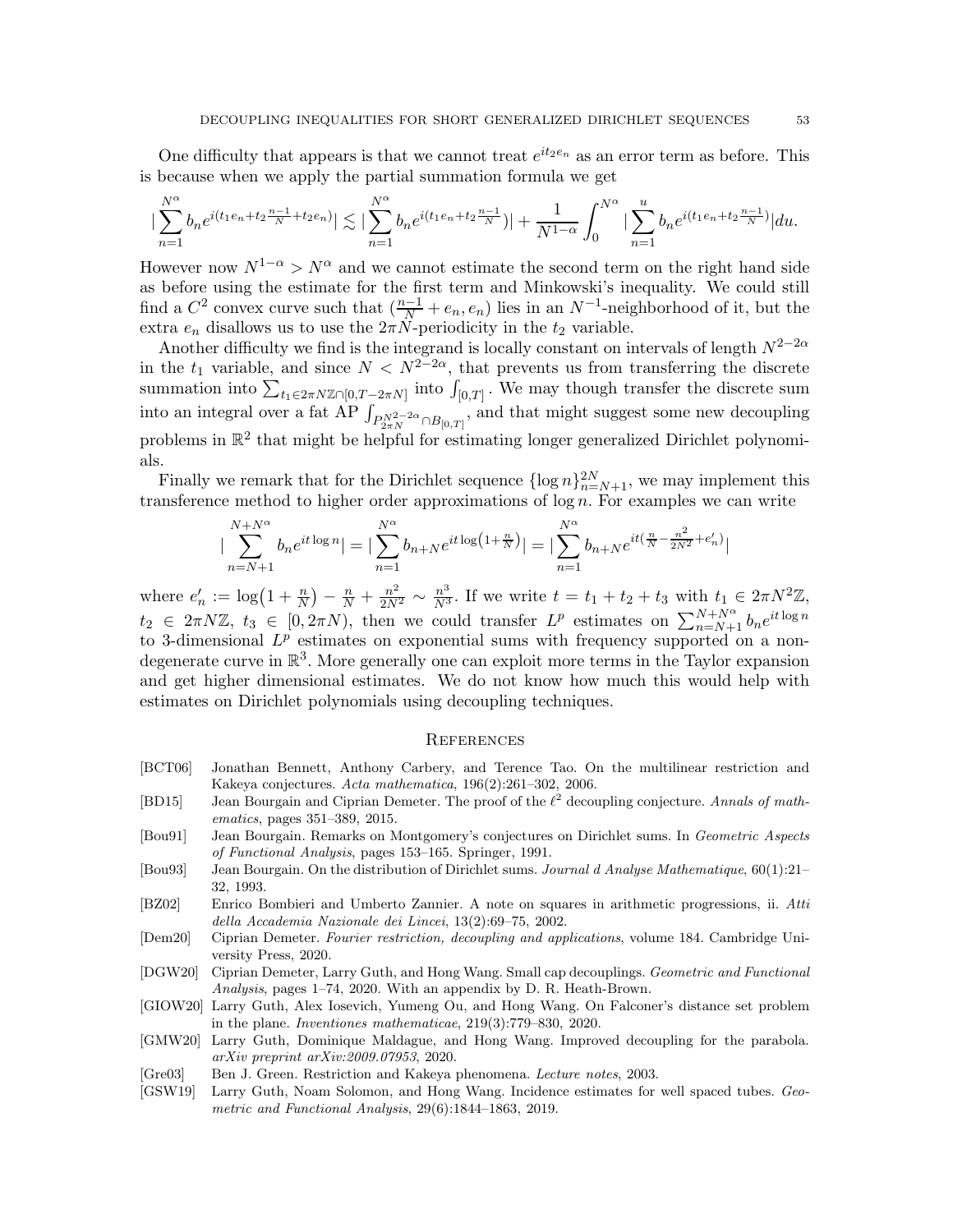One difficulty that appears is that we cannot treat $e^{it_2 e_n}$ as an error term as before. This is because when we apply the partial summation formula we get

$$|\sum_{n=1}^{N^\alpha} b_n e^{i(t_1 e_n + t_2 \frac{n-1}{N} + t_2 e_n)}| \lesssim |\sum_{n=1}^{N^\alpha} b_n e^{i(t_1 e_n + t_2 \frac{n-1}{N})}| + \frac{1}{N^{1-\alpha}} \int_0^{N^\alpha} |\sum_{n=1}^{u} b_n e^{i(t_1 e_n + t_2 \frac{n-1}{N})}| du.$$

However now $N^{1-\alpha} > N^\alpha$ and we cannot estimate the second term on the right hand side as before using the estimate for the first term and Minkowski's inequality. We could still find a $C^2$ convex curve such that $(\frac{n-1}{N} + e_n, e_n)$ lies in an $N^{-1}$-neighborhood of it, but the extra $e_n$ disallows us to use the $2\pi N$-periodicity in the $t_2$ variable.

Another difficulty we find is the integrand is locally constant on intervals of length $N^{2-2\alpha}$ in the $t_1$ variable, and since $N < N^{2-2\alpha}$, that prevents us from transferring the discrete summation into $\sum_{t_1 \in 2\pi N\mathbb{Z} \cap [0, T-2\pi N]}$ into $\int_{[0,T]}$. We may though transfer the discrete sum into an integral over a fat AP $\int_{P_{2\pi N}^{N^{2-2\alpha}} \cap B_{[0,T]}}$, and that might suggest some new decoupling problems in $\mathbb{R}^2$ that might be helpful for estimating longer generalized Dirichlet polynomials.

Finally we remark that for the Dirichlet sequence $\{\log n\}_{n=N+1}^{2N}$, we may implement this transference method to higher order approximations of $\log n$. For examples we can write

$$|\sum_{n=N+1}^{N+N^\alpha} b_n e^{it \log n}| = |\sum_{n=1}^{N^\alpha} b_{n+N} e^{it \log\left(1 + \frac{n}{N}\right)}| = |\sum_{n=1}^{N^\alpha} b_{n+N} e^{it(\frac{n}{N} - \frac{n^2}{2N^2} + e'_n)}|$$

where $e'_n := \log\left(1 + \frac{n}{N}\right) - \frac{n}{N} + \frac{n^2}{2N^2} \sim \frac{n^3}{N^3}$. If we write $t = t_1 + t_2 + t_3$ with $t_1 \in 2\pi N^2\mathbb{Z}$, $t_2 \in 2\pi N\mathbb{Z}$, $t_3 \in [0, 2\pi N)$, then we could transfer $L^p$ estimates on $\sum_{n=N+1}^{N+N^\alpha} b_n e^{it \log n}$ to 3-dimensional $L^p$ estimates on exponential sums with frequency supported on a non-degenerate curve in $\mathbb{R}^3$. More generally one can exploit more terms in the Taylor expansion and get higher dimensional estimates. We do not know how much this would help with estimates on Dirichlet polynomials using decoupling techniques.

## References

[BCT06] Jonathan Bennett, Anthony Carbery, and Terence Tao. On the multilinear restriction and Kakeya conjectures. *Acta mathematica*, 196(2):261–302, 2006.

[BD15] Jean Bourgain and Ciprian Demeter. The proof of the $\ell^2$ decoupling conjecture. *Annals of mathematics*, pages 351–389, 2015.

[Bou91] Jean Bourgain. Remarks on Montgomery's conjectures on Dirichlet sums. In *Geometric Aspects of Functional Analysis*, pages 153–165. Springer, 1991.

[Bou93] Jean Bourgain. On the distribution of Dirichlet sums. *Journal d Analyse Mathematique*, 60(1):21–32, 1993.

[BZ02] Enrico Bombieri and Umberto Zannier. A note on squares in arithmetic progressions, ii. *Atti della Accademia Nazionale dei Lincei*, 13(2):69–75, 2002.

[Dem20] Ciprian Demeter. *Fourier restriction, decoupling and applications*, volume 184. Cambridge University Press, 2020.

[DGW20] Ciprian Demeter, Larry Guth, and Hong Wang. Small cap decouplings. *Geometric and Functional Analysis*, pages 1–74, 2020. With an appendix by D. R. Heath-Brown.

[GIOW20] Larry Guth, Alex Iosevich, Yumeng Ou, and Hong Wang. On Falconer's distance set problem in the plane. *Inventiones mathematicae*, 219(3):779–830, 2020.

[GMW20] Larry Guth, Dominique Maldague, and Hong Wang. Improved decoupling for the parabola. *arXiv preprint arXiv:2009.07953*, 2020.

[Gre03] Ben J. Green. Restriction and Kakeya phenomena. *Lecture notes*, 2003.

[GSW19] Larry Guth, Noam Solomon, and Hong Wang. Incidence estimates for well spaced tubes. *Geometric and Functional Analysis*, 29(6):1844–1863, 2019.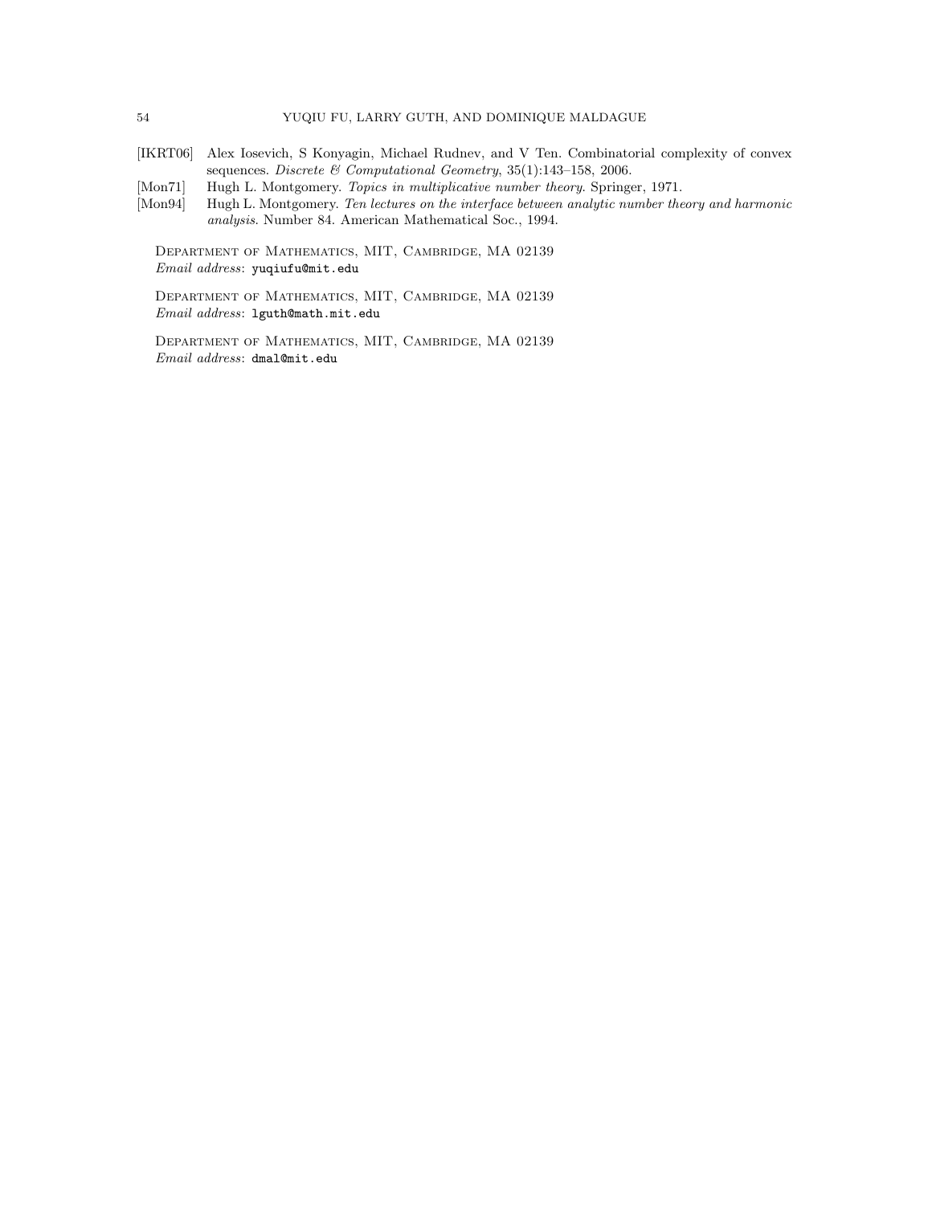[IKRT06] Alex Iosevich, S Konyagin, Michael Rudnev, and V Ten. Combinatorial complexity of convex sequences. *Discrete & Computational Geometry*, 35(1):143–158, 2006.

[Mon71] Hugh L. Montgomery. *Topics in multiplicative number theory*. Springer, 1971.

[Mon94] Hugh L. Montgomery. *Ten lectures on the interface between analytic number theory and harmonic analysis*. Number 84. American Mathematical Soc., 1994.

Department of Mathematics, MIT, Cambridge, MA 02139
*Email address*: `yuqiufu@mit.edu`

Department of Mathematics, MIT, Cambridge, MA 02139
*Email address*: `lguth@math.mit.edu`

Department of Mathematics, MIT, Cambridge, MA 02139
*Email address*: `dmal@mit.edu`